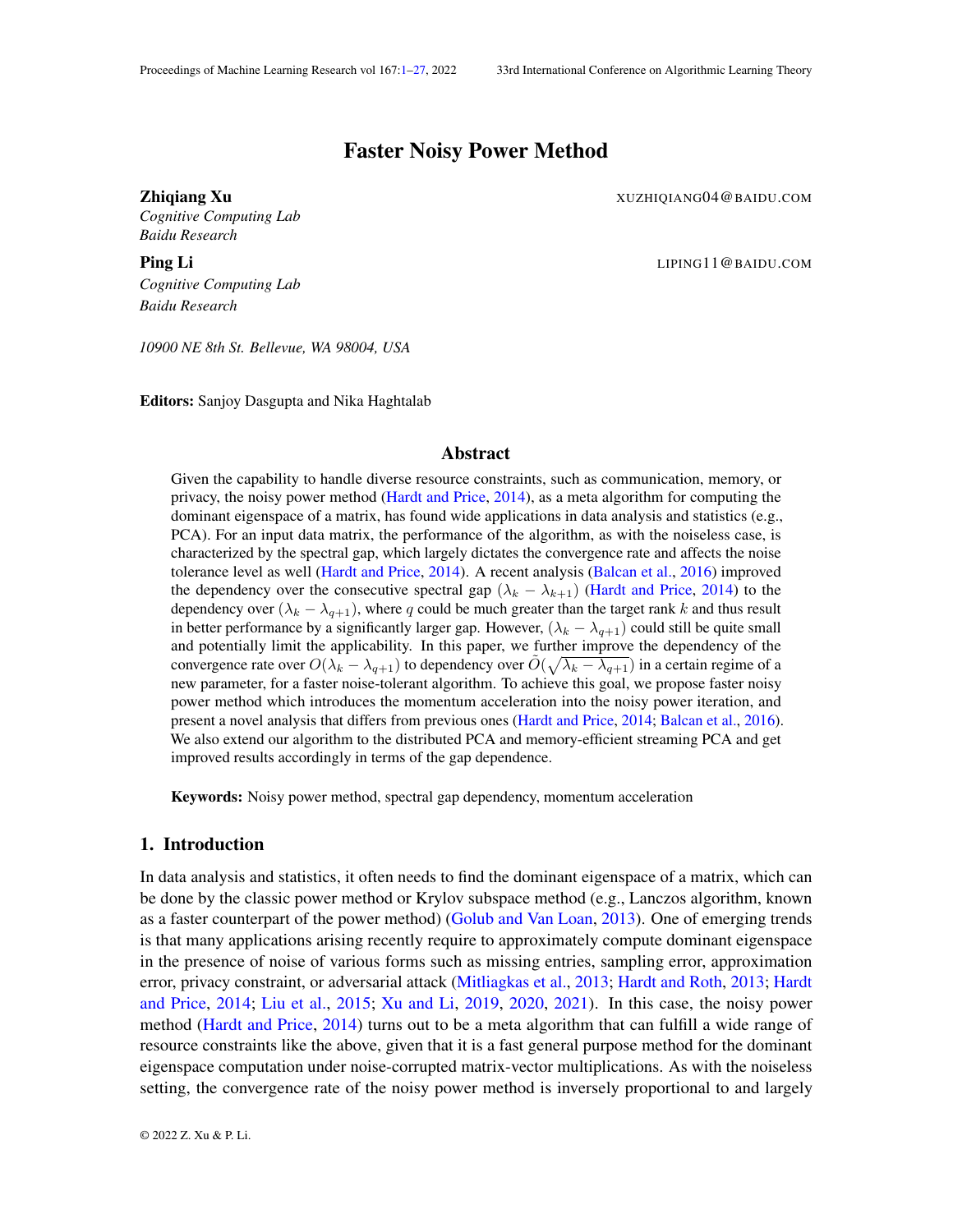# Faster Noisy Power Method

**Zhiqiang Xu** XUZHIQIANG04@BAIDU.COM
*Cognitive Computing Lab*
*Baidu Research*

**Ping Li** LIPING11@BAIDU.COM
*Cognitive Computing Lab*
*Baidu Research*

*10900 NE 8th St. Bellevue, WA 98004, USA*

**Editors:** Sanjoy Dasgupta and Nika Haghtalab

## Abstract

Given the capability to handle diverse resource constraints, such as communication, memory, or privacy, the noisy power method (Hardt and Price, 2014), as a meta algorithm for computing the dominant eigenspace of a matrix, has found wide applications in data analysis and statistics (e.g., PCA). For an input data matrix, the performance of the algorithm, as with the noiseless case, is characterized by the spectral gap, which largely dictates the convergence rate and affects the noise tolerance level as well (Hardt and Price, 2014). A recent analysis (Balcan et al., 2016) improved the dependency over the consecutive spectral gap $(\lambda_k - \lambda_{k+1})$ (Hardt and Price, 2014) to the dependency over $(\lambda_k - \lambda_{q+1})$, where $q$ could be much greater than the target rank $k$ and thus result in better performance by a significantly larger gap. However, $(\lambda_k - \lambda_{q+1})$ could still be quite small and potentially limit the applicability. In this paper, we further improve the dependency of the convergence rate over $O(\lambda_k - \lambda_{q+1})$ to dependency over $\tilde{O}(\sqrt{\lambda_k - \lambda_{q+1}})$ in a certain regime of a new parameter, for a faster noise-tolerant algorithm. To achieve this goal, we propose faster noisy power method which introduces the momentum acceleration into the noisy power iteration, and present a novel analysis that differs from previous ones (Hardt and Price, 2014; Balcan et al., 2016). We also extend our algorithm to the distributed PCA and memory-efficient streaming PCA and get improved results accordingly in terms of the gap dependence.

**Keywords:** Noisy power method, spectral gap dependency, momentum acceleration

## 1. Introduction

In data analysis and statistics, it often needs to find the dominant eigenspace of a matrix, which can be done by the classic power method or Krylov subspace method (e.g., Lanczos algorithm, known as a faster counterpart of the power method) (Golub and Van Loan, 2013). One of emerging trends is that many applications arising recently require to approximately compute dominant eigenspace in the presence of noise of various forms such as missing entries, sampling error, approximation error, privacy constraint, or adversarial attack (Mitliagkas et al., 2013; Hardt and Roth, 2013; Hardt and Price, 2014; Liu et al., 2015; Xu and Li, 2019, 2020, 2021). In this case, the noisy power method (Hardt and Price, 2014) turns out to be a meta algorithm that can fulfill a wide range of resource constraints like the above, given that it is a fast general purpose method for the dominant eigenspace computation under noise-corrupted matrix-vector multiplications. As with the noiseless setting, the convergence rate of the noisy power method is inversely proportional to and largely

© 2022 Z. Xu & P. Li.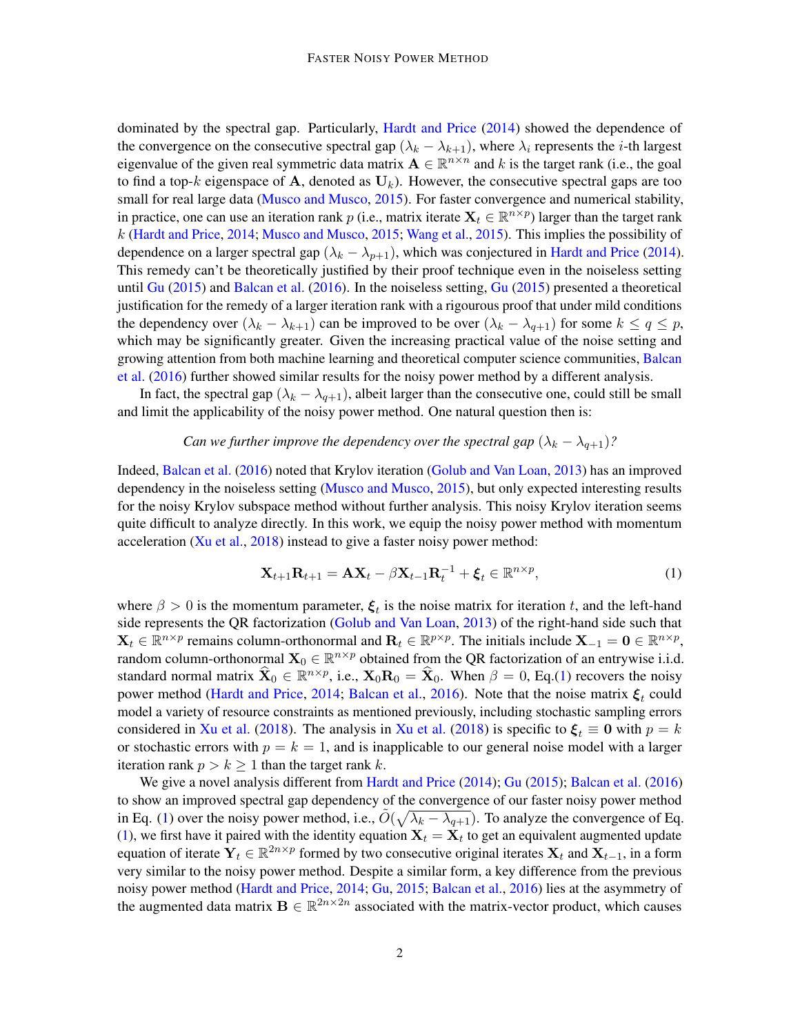dominated by the spectral gap. Particularly, Hardt and Price (2014) showed the dependence of the convergence on the consecutive spectral gap $(\lambda_k - \lambda_{k+1})$, where $\lambda_i$ represents the $i$-th largest eigenvalue of the given real symmetric data matrix $\mathbf{A} \in \mathbb{R}^{n \times n}$ and $k$ is the target rank (i.e., the goal to find a top-$k$ eigenspace of $\mathbf{A}$, denoted as $\mathbf{U}_k$). However, the consecutive spectral gaps are too small for real large data (Musco and Musco, 2015). For faster convergence and numerical stability, in practice, one can use an iteration rank $p$ (i.e., matrix iterate $\mathbf{X}_t \in \mathbb{R}^{n \times p}$) larger than the target rank $k$ (Hardt and Price, 2014; Musco and Musco, 2015; Wang et al., 2015). This implies the possibility of dependence on a larger spectral gap $(\lambda_k - \lambda_{p+1})$, which was conjectured in Hardt and Price (2014). This remedy can't be theoretically justified by their proof technique even in the noiseless setting until Gu (2015) and Balcan et al. (2016). In the noiseless setting, Gu (2015) presented a theoretical justification for the remedy of a larger iteration rank with a rigourous proof that under mild conditions the dependency over $(\lambda_k - \lambda_{k+1})$ can be improved to be over $(\lambda_k - \lambda_{q+1})$ for some $k \leq q \leq p$, which may be significantly greater. Given the increasing practical value of the noise setting and growing attention from both machine learning and theoretical computer science communities, Balcan et al. (2016) further showed similar results for the noisy power method by a different analysis.

In fact, the spectral gap $(\lambda_k - \lambda_{q+1})$, albeit larger than the consecutive one, could still be small and limit the applicability of the noisy power method. One natural question then is:

*Can we further improve the dependency over the spectral gap $(\lambda_k - \lambda_{q+1})$?*

Indeed, Balcan et al. (2016) noted that Krylov iteration (Golub and Van Loan, 2013) has an improved dependency in the noiseless setting (Musco and Musco, 2015), but only expected interesting results for the noisy Krylov subspace method without further analysis. This noisy Krylov iteration seems quite difficult to analyze directly. In this work, we equip the noisy power method with momentum acceleration (Xu et al., 2018) instead to give a faster noisy power method:

$$\mathbf{X}_{t+1}\mathbf{R}_{t+1} = \mathbf{A}\mathbf{X}_t - \beta \mathbf{X}_{t-1}\mathbf{R}_t^{-1} + \boldsymbol{\xi}_t \in \mathbb{R}^{n \times p}, \tag{1}$$

where $\beta > 0$ is the momentum parameter, $\boldsymbol{\xi}_t$ is the noise matrix for iteration $t$, and the left-hand side represents the QR factorization (Golub and Van Loan, 2013) of the right-hand side such that $\mathbf{X}_t \in \mathbb{R}^{n \times p}$ remains column-orthonormal and $\mathbf{R}_t \in \mathbb{R}^{p \times p}$. The initials include $\mathbf{X}_{-1} = \mathbf{0} \in \mathbb{R}^{n \times p}$, random column-orthonormal $\mathbf{X}_0 \in \mathbb{R}^{n \times p}$ obtained from the QR factorization of an entrywise i.i.d. standard normal matrix $\widehat{\mathbf{X}}_0 \in \mathbb{R}^{n \times p}$, i.e., $\mathbf{X}_0\mathbf{R}_0 = \widehat{\mathbf{X}}_0$. When $\beta = 0$, Eq.(1) recovers the noisy power method (Hardt and Price, 2014; Balcan et al., 2016). Note that the noise matrix $\boldsymbol{\xi}_t$ could model a variety of resource constraints as mentioned previously, including stochastic sampling errors considered in Xu et al. (2018). The analysis in Xu et al. (2018) is specific to $\boldsymbol{\xi}_t \equiv \mathbf{0}$ with $p = k$ or stochastic errors with $p = k = 1$, and is inapplicable to our general noise model with a larger iteration rank $p > k \geq 1$ than the target rank $k$.

We give a novel analysis different from Hardt and Price (2014); Gu (2015); Balcan et al. (2016) to show an improved spectral gap dependency of the convergence of our faster noisy power method in Eq. (1) over the noisy power method, i.e., $\tilde{O}(\sqrt{\lambda_k - \lambda_{q+1}})$. To analyze the convergence of Eq. (1), we first have it paired with the identity equation $\mathbf{X}_t = \mathbf{X}_t$ to get an equivalent augmented update equation of iterate $\mathbf{Y}_t \in \mathbb{R}^{2n \times p}$ formed by two consecutive original iterates $\mathbf{X}_t$ and $\mathbf{X}_{t-1}$, in a form very similar to the noisy power method. Despite a similar form, a key difference from the previous noisy power method (Hardt and Price, 2014; Gu, 2015; Balcan et al., 2016) lies at the asymmetry of the augmented data matrix $\mathbf{B} \in \mathbb{R}^{2n \times 2n}$ associated with the matrix-vector product, which causes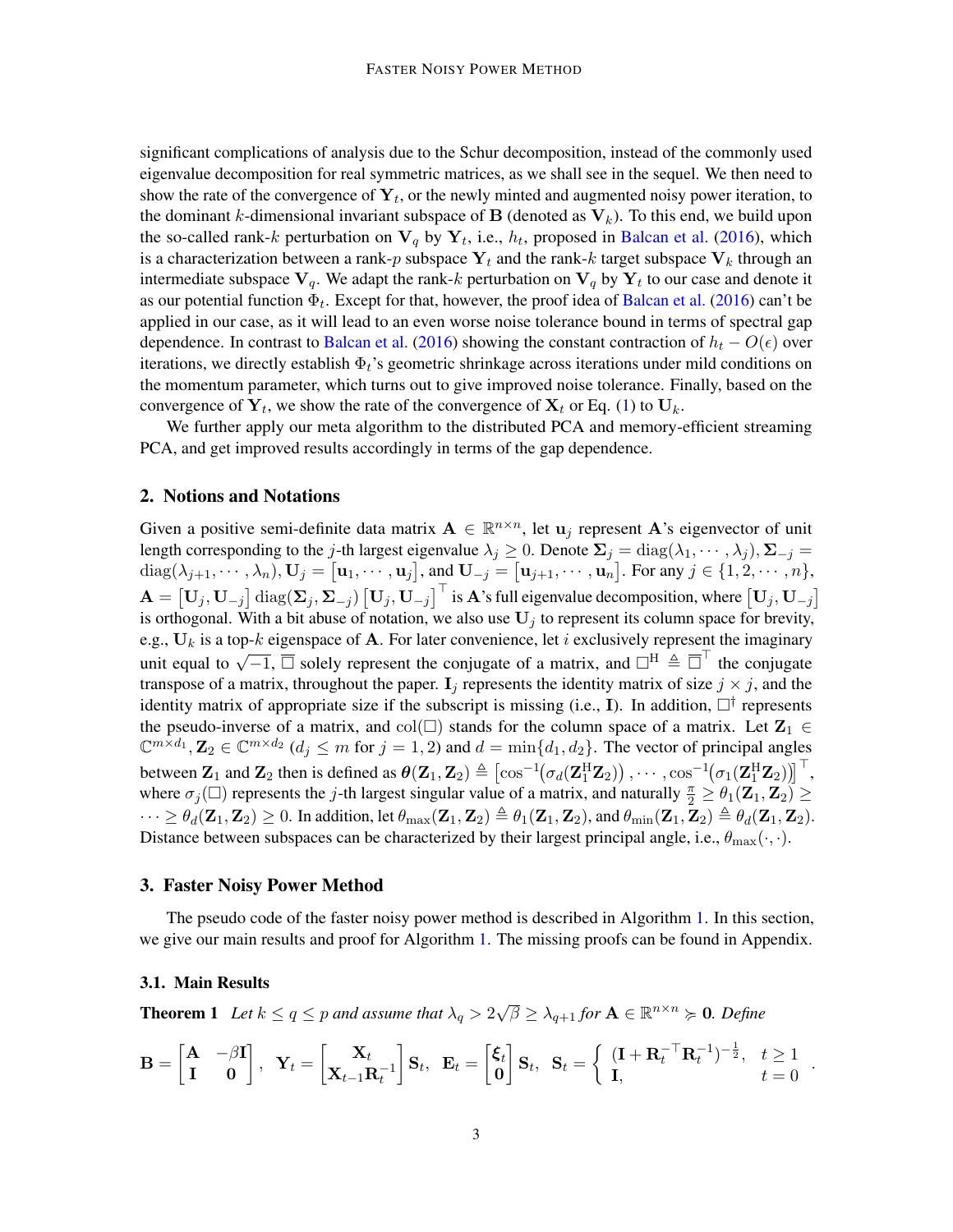significant complications of analysis due to the Schur decomposition, instead of the commonly used eigenvalue decomposition for real symmetric matrices, as we shall see in the sequel. We then need to show the rate of the convergence of $\mathbf{Y}_t$, or the newly minted and augmented noisy power iteration, to the dominant $k$-dimensional invariant subspace of $\mathbf{B}$ (denoted as $\mathbf{V}_k$). To this end, we build upon the so-called rank-$k$ perturbation on $\mathbf{V}_q$ by $\mathbf{Y}_t$, i.e., $h_t$, proposed in Balcan et al. (2016), which is a characterization between a rank-$p$ subspace $\mathbf{Y}_t$ and the rank-$k$ target subspace $\mathbf{V}_k$ through an intermediate subspace $\mathbf{V}_q$. We adapt the rank-$k$ perturbation on $\mathbf{V}_q$ by $\mathbf{Y}_t$ to our case and denote it as our potential function $\Phi_t$. Except for that, however, the proof idea of Balcan et al. (2016) can't be applied in our case, as it will lead to an even worse noise tolerance bound in terms of spectral gap dependence. In contrast to Balcan et al. (2016) showing the constant contraction of $h_t - O(\epsilon)$ over iterations, we directly establish $\Phi_t$'s geometric shrinkage across iterations under mild conditions on the momentum parameter, which turns out to give improved noise tolerance. Finally, based on the convergence of $\mathbf{Y}_t$, we show the rate of the convergence of $\mathbf{X}_t$ or Eq. (1) to $\mathbf{U}_k$.

We further apply our meta algorithm to the distributed PCA and memory-efficient streaming PCA, and get improved results accordingly in terms of the gap dependence.

## 2. Notions and Notations

Given a positive semi-definite data matrix $\mathbf{A} \in \mathbb{R}^{n \times n}$, let $\mathbf{u}_j$ represent $\mathbf{A}$'s eigenvector of unit length corresponding to the $j$-th largest eigenvalue $\lambda_j \geq 0$. Denote $\mathbf{\Sigma}_j = \operatorname{diag}(\lambda_1, \cdots, \lambda_j)$, $\mathbf{\Sigma}_{-j} = \operatorname{diag}(\lambda_{j+1}, \cdots, \lambda_n)$, $\mathbf{U}_j = \left[\mathbf{u}_1, \cdots, \mathbf{u}_j\right]$, and $\mathbf{U}_{-j} = \left[\mathbf{u}_{j+1}, \cdots, \mathbf{u}_n\right]$. For any $j \in \{1, 2, \cdots, n\}$, $\mathbf{A} = \left[\mathbf{U}_j, \mathbf{U}_{-j}\right] \operatorname{diag}(\mathbf{\Sigma}_j, \mathbf{\Sigma}_{-j}) \left[\mathbf{U}_j, \mathbf{U}_{-j}\right]^\top$ is $\mathbf{A}$'s full eigenvalue decomposition, where $\left[\mathbf{U}_j, \mathbf{U}_{-j}\right]$ is orthogonal. With a bit abuse of notation, we also use $\mathbf{U}_j$ to represent its column space for brevity, e.g., $\mathbf{U}_k$ is a top-$k$ eigenspace of $\mathbf{A}$. For later convenience, let $i$ exclusively represent the imaginary unit equal to $\sqrt{-1}$, $\overline{\square}$ solely represent the conjugate of a matrix, and $\square^{\mathrm{H}} \triangleq \overline{\square}^\top$ the conjugate transpose of a matrix, throughout the paper. $\mathbf{I}_j$ represents the identity matrix of size $j \times j$, and the identity matrix of appropriate size if the subscript is missing (i.e., $\mathbf{I}$). In addition, $\square^\dagger$ represents the pseudo-inverse of a matrix, and $\operatorname{col}(\square)$ stands for the column space of a matrix. Let $\mathbf{Z}_1 \in \mathbb{C}^{m \times d_1}, \mathbf{Z}_2 \in \mathbb{C}^{m \times d_2}$ ($d_j \leq m$ for $j = 1, 2$) and $d = \min\{d_1, d_2\}$. The vector of principal angles between $\mathbf{Z}_1$ and $\mathbf{Z}_2$ then is defined as $\boldsymbol{\theta}(\mathbf{Z}_1, \mathbf{Z}_2) \triangleq \left[\cos^{-1}\!\big(\sigma_d(\mathbf{Z}_1^{\mathrm{H}}\mathbf{Z}_2)\big), \cdots, \cos^{-1}\!\big(\sigma_1(\mathbf{Z}_1^{\mathrm{H}}\mathbf{Z}_2)\big)\right]^\top$, where $\sigma_j(\square)$ represents the $j$-th largest singular value of a matrix, and naturally $\frac{\pi}{2} \geq \theta_1(\mathbf{Z}_1, \mathbf{Z}_2) \geq \cdots \geq \theta_d(\mathbf{Z}_1, \mathbf{Z}_2) \geq 0$. In addition, let $\theta_{\max}(\mathbf{Z}_1, \mathbf{Z}_2) \triangleq \theta_1(\mathbf{Z}_1, \mathbf{Z}_2)$, and $\theta_{\min}(\mathbf{Z}_1, \mathbf{Z}_2) \triangleq \theta_d(\mathbf{Z}_1, \mathbf{Z}_2)$. Distance between subspaces can be characterized by their largest principal angle, i.e., $\theta_{\max}(\cdot, \cdot)$.

## 3. Faster Noisy Power Method

The pseudo code of the faster noisy power method is described in Algorithm 1. In this section, we give our main results and proof for Algorithm 1. The missing proofs can be found in Appendix.

### 3.1. Main Results

**Theorem 1** *Let $k \leq q \leq p$ and assume that $\lambda_q > 2\sqrt{\beta} \geq \lambda_{q+1}$ for $\mathbf{A} \in \mathbb{R}^{n \times n} \succcurlyeq \mathbf{0}$. Define*

$$\mathbf{B} = \begin{bmatrix} \mathbf{A} & -\beta\mathbf{I} \\ \mathbf{I} & \mathbf{0} \end{bmatrix}, \quad \mathbf{Y}_t = \begin{bmatrix} \mathbf{X}_t \\ \mathbf{X}_{t-1}\mathbf{R}_t^{-1} \end{bmatrix} \mathbf{S}_t, \quad \mathbf{E}_t = \begin{bmatrix} \boldsymbol{\xi}_t \\ \mathbf{0} \end{bmatrix} \mathbf{S}_t, \quad \mathbf{S}_t = \begin{cases} (\mathbf{I} + \mathbf{R}_t^{-\top}\mathbf{R}_t^{-1})^{-\frac{1}{2}}, & t \geq 1 \\ \mathbf{I}, & t = 0 \end{cases}.$$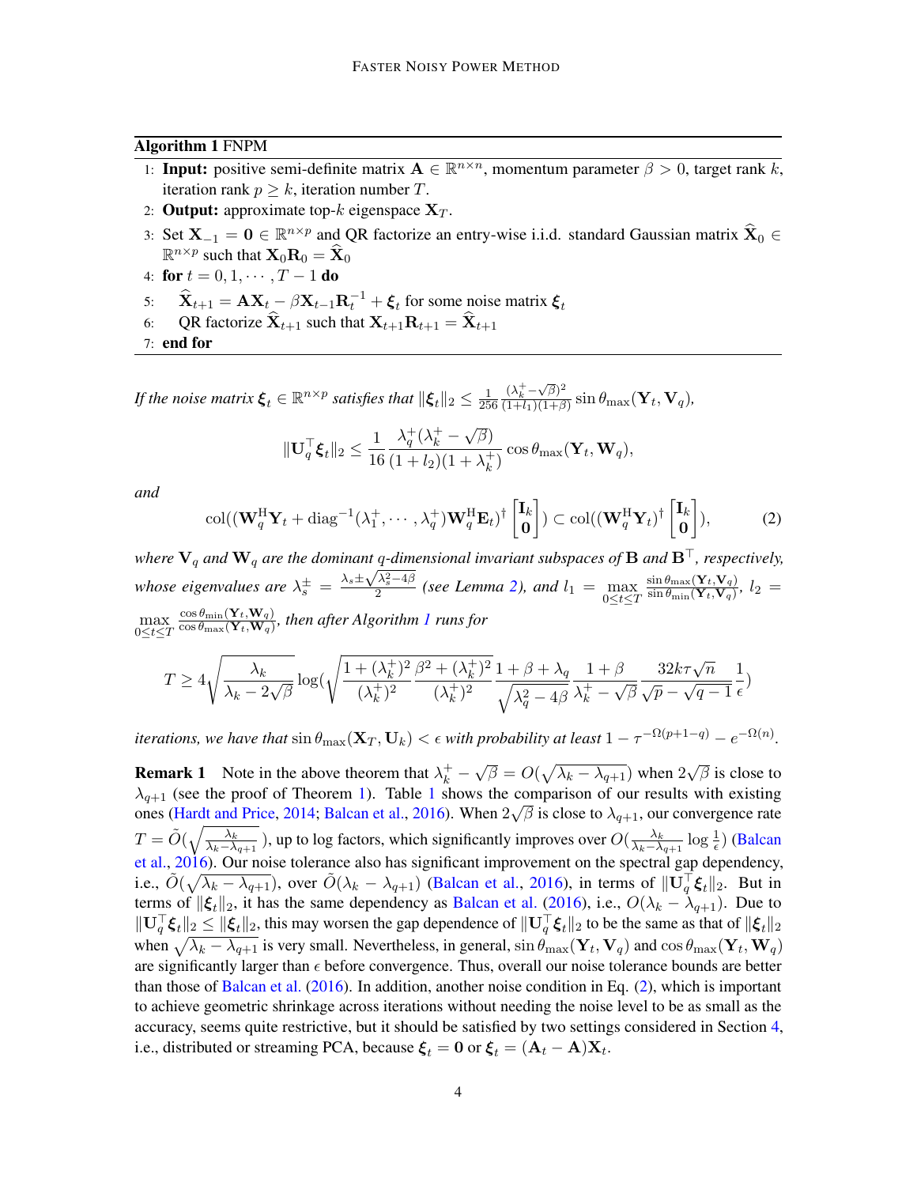**Algorithm 1** FNPM

1: **Input:** positive semi-definite matrix $\mathbf{A} \in \mathbb{R}^{n\times n}$, momentum parameter $\beta > 0$, target rank $k$, iteration rank $p \geq k$, iteration number $T$.

2: **Output:** approximate top-$k$ eigenspace $\mathbf{X}_T$.

3: Set $\mathbf{X}_{-1} = \mathbf{0} \in \mathbb{R}^{n\times p}$ and QR factorize an entry-wise i.i.d. standard Gaussian matrix $\widehat{\mathbf{X}}_0 \in \mathbb{R}^{n\times p}$ such that $\mathbf{X}_0\mathbf{R}_0 = \widehat{\mathbf{X}}_0$

4: **for** $t = 0, 1, \cdots, T-1$ **do**

5: $\quad\widehat{\mathbf{X}}_{t+1} = \mathbf{A}\mathbf{X}_t - \beta\mathbf{X}_{t-1}\mathbf{R}_t^{-1} + \boldsymbol{\xi}_t$ for some noise matrix $\boldsymbol{\xi}_t$

6: $\quad$QR factorize $\widehat{\mathbf{X}}_{t+1}$ such that $\mathbf{X}_{t+1}\mathbf{R}_{t+1} = \widehat{\mathbf{X}}_{t+1}$

7: **end for**

*If the noise matrix $\boldsymbol{\xi}_t \in \mathbb{R}^{n\times p}$ satisfies that $\|\boldsymbol{\xi}_t\|_2 \leq \frac{1}{256}\frac{(\lambda_k^+ - \sqrt{\beta})^2}{(1+l_1)(1+\beta)}\sin\theta_{\max}(\mathbf{Y}_t, \mathbf{V}_q)$,*

$$\|\mathbf{U}_q^\top \boldsymbol{\xi}_t\|_2 \leq \frac{1}{16}\frac{\lambda_q^+(\lambda_k^+ - \sqrt{\beta})}{(1+l_2)(1+\lambda_k^+)}\cos\theta_{\max}(\mathbf{Y}_t, \mathbf{W}_q),$$

*and*

$$\mathrm{col}((\mathbf{W}_q^{\mathrm{H}}\mathbf{Y}_t + \mathrm{diag}^{-1}(\lambda_1^+, \cdots, \lambda_q^+)\mathbf{W}_q^{\mathrm{H}}\mathbf{E}_t)^\dagger \begin{bmatrix}\mathbf{I}_k \\ \mathbf{0}\end{bmatrix}) \subset \mathrm{col}((\mathbf{W}_q^{\mathrm{H}}\mathbf{Y}_t)^\dagger \begin{bmatrix}\mathbf{I}_k \\ \mathbf{0}\end{bmatrix}), \tag{2}$$

*where $\mathbf{V}_q$ and $\mathbf{W}_q$ are the dominant $q$-dimensional invariant subspaces of $\mathbf{B}$ and $\mathbf{B}^\top$, respectively, whose eigenvalues are $\lambda_s^\pm = \frac{\lambda_s \pm \sqrt{\lambda_s^2 - 4\beta}}{2}$ (see Lemma 2), and $l_1 = \max_{0\leq t\leq T}\frac{\sin\theta_{\max}(\mathbf{Y}_t, \mathbf{V}_q)}{\sin\theta_{\min}(\mathbf{Y}_t, \mathbf{V}_q)}$, $l_2 = \max_{0\leq t\leq T}\frac{\cos\theta_{\min}(\mathbf{Y}_t, \mathbf{W}_q)}{\cos\theta_{\max}(\mathbf{Y}_t, \mathbf{W}_q)}$, then after Algorithm 1 runs for*

$$T \geq 4\sqrt{\frac{\lambda_k}{\lambda_k - 2\sqrt{\beta}}}\log\left(\sqrt{\frac{1+(\lambda_k^+)^2}{(\lambda_k^+)^2}\frac{\beta^2 + (\lambda_k^+)^2}{(\lambda_k^+)^2}}\frac{1+\beta+\lambda_q}{\sqrt{\lambda_q^2 - 4\beta}}\frac{1+\beta}{\lambda_k^+ - \sqrt{\beta}}\frac{32k\tau\sqrt{n}}{\sqrt{p}-\sqrt{q-1}}\frac{1}{\epsilon}\right)$$

*iterations, we have that $\sin\theta_{\max}(\mathbf{X}_T, \mathbf{U}_k) < \epsilon$ with probability at least $1 - \tau^{-\Omega(p+1-q)} - e^{-\Omega(n)}$.*

**Remark 1** Note in the above theorem that $\lambda_k^+ - \sqrt{\beta} = O(\sqrt{\lambda_k - \lambda_{q+1}})$ when $2\sqrt{\beta}$ is close to $\lambda_{q+1}$ (see the proof of Theorem 1). Table 1 shows the comparison of our results with existing ones (Hardt and Price, 2014; Balcan et al., 2016). When $2\sqrt{\beta}$ is close to $\lambda_{q+1}$, our convergence rate $T = \tilde{O}(\sqrt{\frac{\lambda_k}{\lambda_k - \lambda_{q+1}}})$, up to log factors, which significantly improves over $O(\frac{\lambda_k}{\lambda_k - \lambda_{q+1}}\log\frac{1}{\epsilon})$ (Balcan et al., 2016). Our noise tolerance also has significant improvement on the spectral gap dependency, i.e., $\tilde{O}(\sqrt{\lambda_k - \lambda_{q+1}})$, over $\tilde{O}(\lambda_k - \lambda_{q+1})$ (Balcan et al., 2016), in terms of $\|\mathbf{U}_q^\top\boldsymbol{\xi}_t\|_2$. But in terms of $\|\boldsymbol{\xi}_t\|_2$, it has the same dependency as Balcan et al. (2016), i.e., $O(\lambda_k - \lambda_{q+1})$. Due to $\|\mathbf{U}_q^\top\boldsymbol{\xi}_t\|_2 \leq \|\boldsymbol{\xi}_t\|_2$, this may worsen the gap dependence of $\|\mathbf{U}_q^\top\boldsymbol{\xi}_t\|_2$ to be the same as that of $\|\boldsymbol{\xi}_t\|_2$ when $\sqrt{\lambda_k - \lambda_{q+1}}$ is very small. Nevertheless, in general, $\sin\theta_{\max}(\mathbf{Y}_t, \mathbf{V}_q)$ and $\cos\theta_{\max}(\mathbf{Y}_t, \mathbf{W}_q)$ are significantly larger than $\epsilon$ before convergence. Thus, overall our noise tolerance bounds are better than those of Balcan et al. (2016). In addition, another noise condition in Eq. (2), which is important to achieve geometric shrinkage across iterations without needing the noise level to be as small as the accuracy, seems quite restrictive, but it should be satisfied by two settings considered in Section 4, i.e., distributed or streaming PCA, because $\boldsymbol{\xi}_t = \mathbf{0}$ or $\boldsymbol{\xi}_t = (\mathbf{A}_t - \mathbf{A})\mathbf{X}_t$.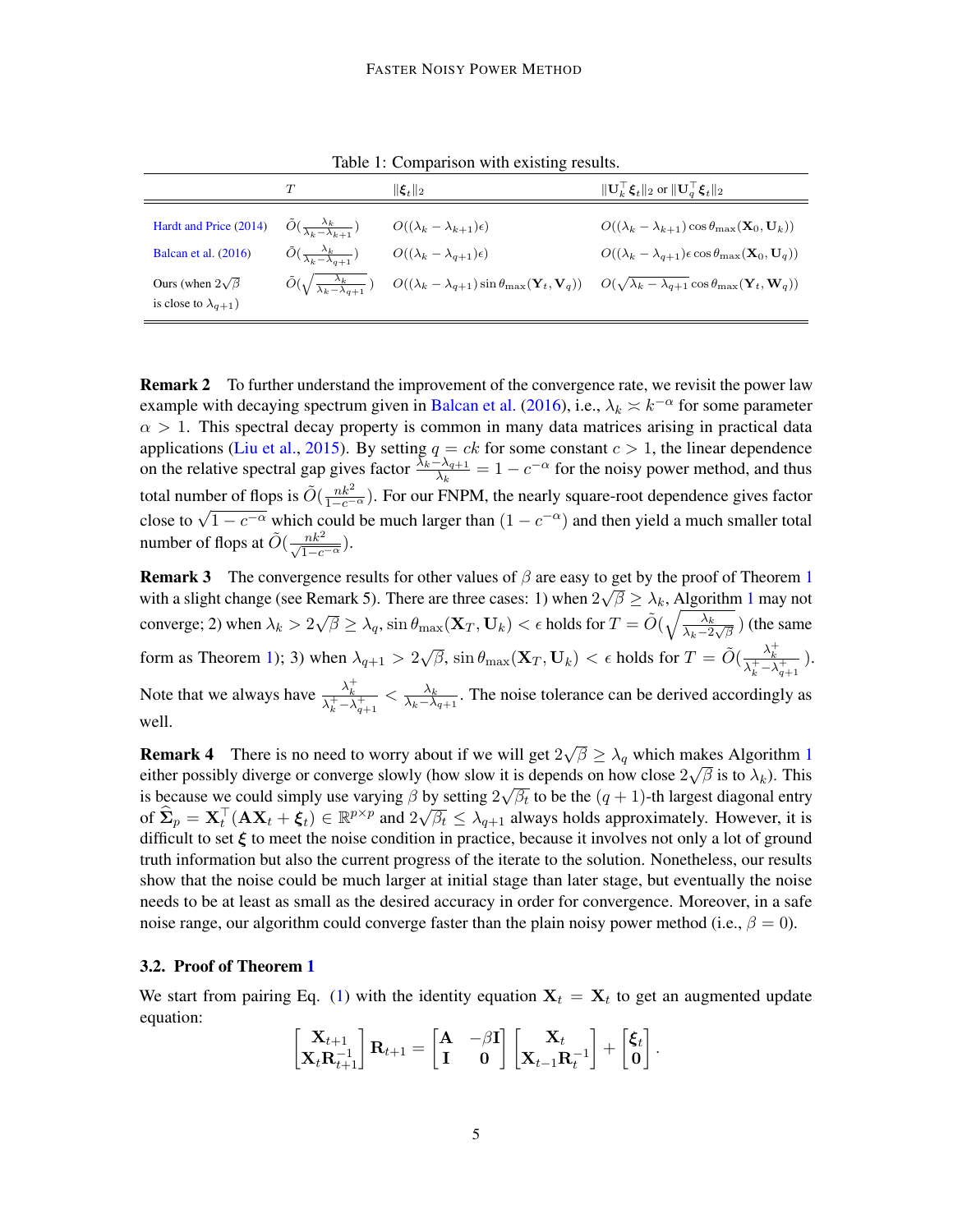Table 1: Comparison with existing results.

| | $T$ | $\|\boldsymbol{\xi}_t\|_2$ | $\|\mathbf{U}_k^\top \boldsymbol{\xi}_t\|_2$ or $\|\mathbf{U}_q^\top \boldsymbol{\xi}_t\|_2$ |
|---|---|---|---|
| Hardt and Price (2014) | $\tilde{O}(\frac{\lambda_k}{\lambda_k - \lambda_{k+1}})$ | $O((\lambda_k - \lambda_{k+1})\epsilon)$ | $O((\lambda_k - \lambda_{k+1}) \cos\theta_{\max}(\mathbf{X}_0, \mathbf{U}_k))$ |
| Balcan et al. (2016) | $\tilde{O}(\frac{\lambda_k}{\lambda_k - \lambda_{q+1}})$ | $O((\lambda_k - \lambda_{q+1})\epsilon)$ | $O((\lambda_k - \lambda_{q+1})\epsilon \cos\theta_{\max}(\mathbf{X}_0, \mathbf{U}_q))$ |
| Ours (when $2\sqrt{\beta}$ is close to $\lambda_{q+1}$) | $\tilde{O}(\sqrt{\frac{\lambda_k}{\lambda_k - \lambda_{q+1}}})$ | $O((\lambda_k - \lambda_{q+1}) \sin\theta_{\max}(\mathbf{Y}_t, \mathbf{V}_q))$ | $O(\sqrt{\lambda_k - \lambda_{q+1}} \cos\theta_{\max}(\mathbf{Y}_t, \mathbf{W}_q))$ |

**Remark 2** To further understand the improvement of the convergence rate, we revisit the power law example with decaying spectrum given in Balcan et al. (2016), i.e., $\lambda_k \asymp k^{-\alpha}$ for some parameter $\alpha > 1$. This spectral decay property is common in many data matrices arising in practical data applications (Liu et al., 2015). By setting $q = ck$ for some constant $c > 1$, the linear dependence on the relative spectral gap gives factor $\frac{\lambda_k - \lambda_{q+1}}{\lambda_k} = 1 - c^{-\alpha}$ for the noisy power method, and thus total number of flops is $\tilde{O}(\frac{nk^2}{1-c^{-\alpha}})$. For our FNPM, the nearly square-root dependence gives factor close to $\sqrt{1 - c^{-\alpha}}$ which could be much larger than $(1 - c^{-\alpha})$ and then yield a much smaller total number of flops at $\tilde{O}(\frac{nk^2}{\sqrt{1-c^{-\alpha}}})$.

**Remark 3** The convergence results for other values of $\beta$ are easy to get by the proof of Theorem 1 with a slight change (see Remark 5). There are three cases: 1) when $2\sqrt{\beta} \geq \lambda_k$, Algorithm 1 may not converge; 2) when $\lambda_k > 2\sqrt{\beta} \geq \lambda_q$, $\sin\theta_{\max}(\mathbf{X}_T, \mathbf{U}_k) < \epsilon$ holds for $T = \tilde{O}(\sqrt{\frac{\lambda_k}{\lambda_k - 2\sqrt{\beta}}})$ (the same form as Theorem 1); 3) when $\lambda_{q+1} > 2\sqrt{\beta}$, $\sin\theta_{\max}(\mathbf{X}_T, \mathbf{U}_k) < \epsilon$ holds for $T = \tilde{O}(\frac{\lambda_k^+}{\lambda_k^+ - \lambda_{q+1}^+})$. Note that we always have $\frac{\lambda_k^+}{\lambda_k^+ - \lambda_{q+1}^+} < \frac{\lambda_k}{\lambda_k - \lambda_{q+1}}$. The noise tolerance can be derived accordingly as well.

**Remark 4** There is no need to worry about if we will get $2\sqrt{\beta} \geq \lambda_q$ which makes Algorithm 1 either possibly diverge or converge slowly (how slow it is depends on how close $2\sqrt{\beta}$ is to $\lambda_k$). This is because we could simply use varying $\beta$ by setting $2\sqrt{\beta_t}$ to be the $(q+1)$-th largest diagonal entry of $\widehat{\boldsymbol{\Sigma}}_p = \mathbf{X}_t^\top(\mathbf{A}\mathbf{X}_t + \boldsymbol{\xi}_t) \in \mathbb{R}^{p \times p}$ and $2\sqrt{\beta_t} \leq \lambda_{q+1}$ always holds approximately. However, it is difficult to set $\boldsymbol{\xi}$ to meet the noise condition in practice, because it involves not only a lot of ground truth information but also the current progress of the iterate to the solution. Nonetheless, our results show that the noise could be much larger at initial stage than later stage, but eventually the noise needs to be at least as small as the desired accuracy in order for convergence. Moreover, in a safe noise range, our algorithm could converge faster than the plain noisy power method (i.e., $\beta = 0$).

### 3.2. Proof of Theorem 1

We start from pairing Eq. (1) with the identity equation $\mathbf{X}_t = \mathbf{X}_t$ to get an augmented update equation:

$$
\begin{bmatrix} \mathbf{X}_{t+1} \\ \mathbf{X}_t \mathbf{R}_{t+1}^{-1} \end{bmatrix} \mathbf{R}_{t+1} = \begin{bmatrix} \mathbf{A} & -\beta \mathbf{I} \\ \mathbf{I} & \mathbf{0} \end{bmatrix} \begin{bmatrix} \mathbf{X}_t \\ \mathbf{X}_{t-1} \mathbf{R}_t^{-1} \end{bmatrix} + \begin{bmatrix} \boldsymbol{\xi}_t \\ \mathbf{0} \end{bmatrix}.
$$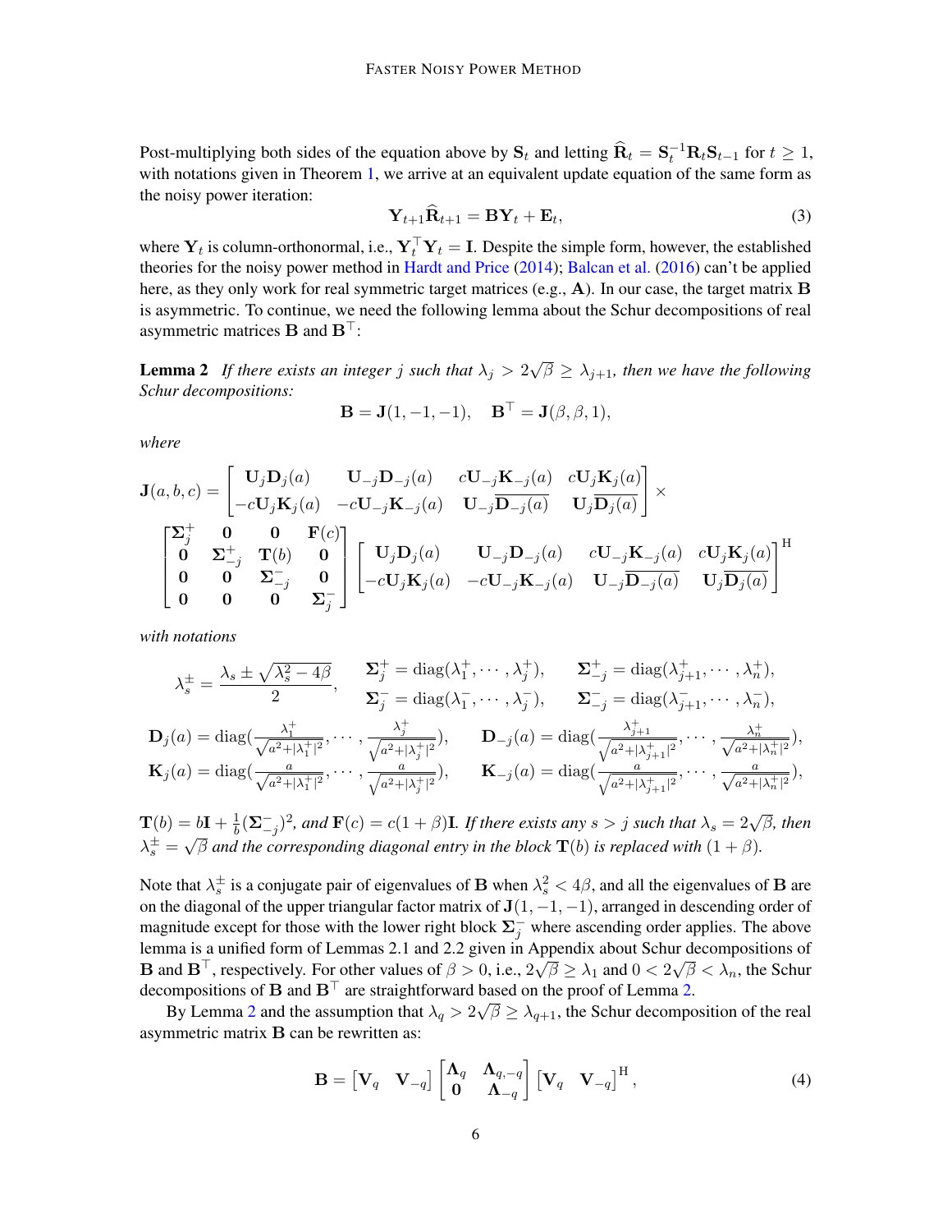Post-multiplying both sides of the equation above by $\mathbf{S}_t$ and letting $\widehat{\mathbf{R}}_t = \mathbf{S}_t^{-1}\mathbf{R}_t\mathbf{S}_{t-1}$ for $t \geq 1$, with notations given in Theorem 1, we arrive at an equivalent update equation of the same form as the noisy power iteration:

$$\mathbf{Y}_{t+1}\widehat{\mathbf{R}}_{t+1} = \mathbf{B}\mathbf{Y}_t + \mathbf{E}_t, \tag{3}$$

where $\mathbf{Y}_t$ is column-orthonormal, i.e., $\mathbf{Y}_t^\top \mathbf{Y}_t = \mathbf{I}$. Despite the simple form, however, the established theories for the noisy power method in Hardt and Price (2014); Balcan et al. (2016) can't be applied here, as they only work for real symmetric target matrices (e.g., $\mathbf{A}$). In our case, the target matrix $\mathbf{B}$ is asymmetric. To continue, we need the following lemma about the Schur decompositions of real asymmetric matrices $\mathbf{B}$ and $\mathbf{B}^\top$:

**Lemma 2** *If there exists an integer $j$ such that $\lambda_j > 2\sqrt{\beta} \geq \lambda_{j+1}$, then we have the following Schur decompositions:*

$$\mathbf{B} = \mathbf{J}(1, -1, -1), \quad \mathbf{B}^\top = \mathbf{J}(\beta, \beta, 1),$$

*where*

$$\mathbf{J}(a,b,c) = \begin{bmatrix} \mathbf{U}_j\mathbf{D}_j(a) & \mathbf{U}_{-j}\mathbf{D}_{-j}(a) & c\mathbf{U}_{-j}\mathbf{K}_{-j}(a) & c\mathbf{U}_j\mathbf{K}_j(a) \\ -c\mathbf{U}_j\mathbf{K}_j(a) & -c\mathbf{U}_{-j}\mathbf{K}_{-j}(a) & \mathbf{U}_{-j}\overline{\mathbf{D}_{-j}(a)} & \mathbf{U}_j\overline{\mathbf{D}_j(a)} \end{bmatrix} \times$$
$$\begin{bmatrix} \mathbf{\Sigma}_j^+ & \mathbf{0} & \mathbf{0} & \mathbf{F}(c) \\ \mathbf{0} & \mathbf{\Sigma}_{-j}^+ & \mathbf{T}(b) & \mathbf{0} \\ \mathbf{0} & \mathbf{0} & \mathbf{\Sigma}_{-j}^- & \mathbf{0} \\ \mathbf{0} & \mathbf{0} & \mathbf{0} & \mathbf{\Sigma}_j^- \end{bmatrix} \begin{bmatrix} \mathbf{U}_j\mathbf{D}_j(a) & \mathbf{U}_{-j}\mathbf{D}_{-j}(a) & c\mathbf{U}_{-j}\mathbf{K}_{-j}(a) & c\mathbf{U}_j\mathbf{K}_j(a) \\ -c\mathbf{U}_j\mathbf{K}_j(a) & -c\mathbf{U}_{-j}\mathbf{K}_{-j}(a) & \mathbf{U}_{-j}\overline{\mathbf{D}_{-j}(a)} & \mathbf{U}_j\overline{\mathbf{D}_j(a)} \end{bmatrix}^{\mathrm{H}}$$

*with notations*

$$\lambda_s^\pm = \frac{\lambda_s \pm \sqrt{\lambda_s^2 - 4\beta}}{2}, \qquad \begin{aligned} \mathbf{\Sigma}_j^+ &= \mathrm{diag}(\lambda_1^+, \cdots, \lambda_j^+), & \mathbf{\Sigma}_{-j}^+ &= \mathrm{diag}(\lambda_{j+1}^+, \cdots, \lambda_n^+), \\ \mathbf{\Sigma}_j^- &= \mathrm{diag}(\lambda_1^-, \cdots, \lambda_j^-), & \mathbf{\Sigma}_{-j}^- &= \mathrm{diag}(\lambda_{j+1}^-, \cdots, \lambda_n^-), \end{aligned}$$

$$\begin{aligned} \mathbf{D}_j(a) &= \mathrm{diag}\Big(\tfrac{\lambda_1^+}{\sqrt{a^2+|\lambda_1^+|^2}}, \cdots, \tfrac{\lambda_j^+}{\sqrt{a^2+|\lambda_j^+|^2}}\Big), & \mathbf{D}_{-j}(a) &= \mathrm{diag}\Big(\tfrac{\lambda_{j+1}^+}{\sqrt{a^2+|\lambda_{j+1}^+|^2}}, \cdots, \tfrac{\lambda_n^+}{\sqrt{a^2+|\lambda_n^+|^2}}\Big), \\ \mathbf{K}_j(a) &= \mathrm{diag}\Big(\tfrac{a}{\sqrt{a^2+|\lambda_1^+|^2}}, \cdots, \tfrac{a}{\sqrt{a^2+|\lambda_j^+|^2}}\Big), & \mathbf{K}_{-j}(a) &= \mathrm{diag}\Big(\tfrac{a}{\sqrt{a^2+|\lambda_{j+1}^+|^2}}, \cdots, \tfrac{a}{\sqrt{a^2+|\lambda_n^+|^2}}\Big), \end{aligned}$$

*$\mathbf{T}(b) = b\mathbf{I} + \frac{1}{b}(\mathbf{\Sigma}_{-j}^-)^2$, and $\mathbf{F}(c) = c(1+\beta)\mathbf{I}$. If there exists any $s > j$ such that $\lambda_s = 2\sqrt{\beta}$, then $\lambda_s^\pm = \sqrt{\beta}$ and the corresponding diagonal entry in the block $\mathbf{T}(b)$ is replaced with $(1+\beta)$.*

Note that $\lambda_s^\pm$ is a conjugate pair of eigenvalues of $\mathbf{B}$ when $\lambda_s^2 < 4\beta$, and all the eigenvalues of $\mathbf{B}$ are on the diagonal of the upper triangular factor matrix of $\mathbf{J}(1,-1,-1)$, arranged in descending order of magnitude except for those with the lower right block $\mathbf{\Sigma}_j^-$ where ascending order applies. The above lemma is a unified form of Lemmas 2.1 and 2.2 given in Appendix about Schur decompositions of $\mathbf{B}$ and $\mathbf{B}^\top$, respectively. For other values of $\beta > 0$, i.e., $2\sqrt{\beta} \geq \lambda_1$ and $0 < 2\sqrt{\beta} < \lambda_n$, the Schur decompositions of $\mathbf{B}$ and $\mathbf{B}^\top$ are straightforward based on the proof of Lemma 2.

By Lemma 2 and the assumption that $\lambda_q > 2\sqrt{\beta} \geq \lambda_{q+1}$, the Schur decomposition of the real asymmetric matrix $\mathbf{B}$ can be rewritten as:

$$\mathbf{B} = \begin{bmatrix} \mathbf{V}_q & \mathbf{V}_{-q} \end{bmatrix} \begin{bmatrix} \mathbf{\Lambda}_q & \mathbf{\Lambda}_{q,-q} \\ \mathbf{0} & \mathbf{\Lambda}_{-q} \end{bmatrix} \begin{bmatrix} \mathbf{V}_q & \mathbf{V}_{-q} \end{bmatrix}^{\mathrm{H}}, \tag{4}$$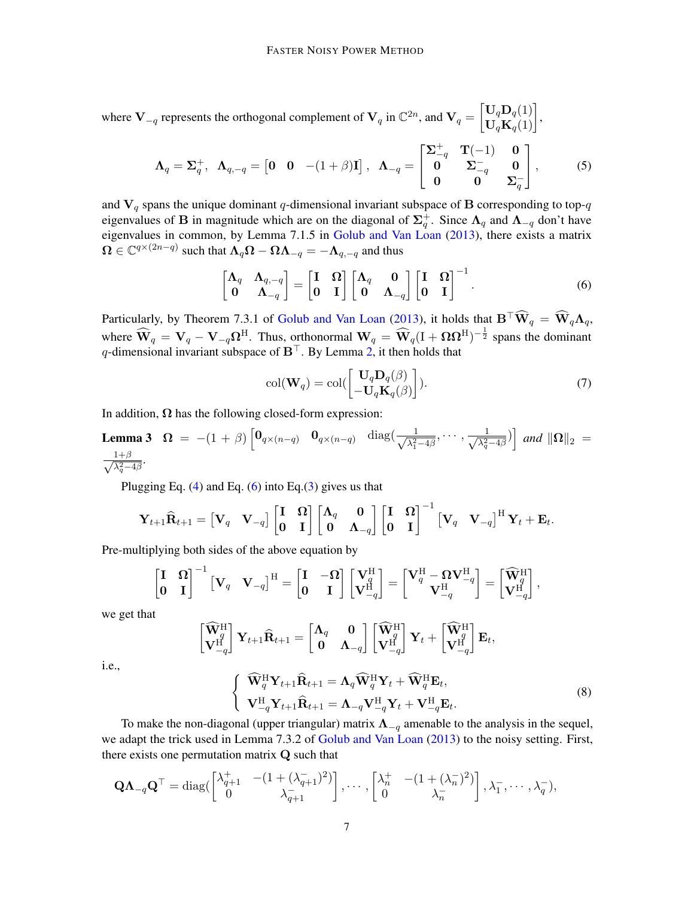where $\mathbf{V}_{-q}$ represents the orthogonal complement of $\mathbf{V}_q$ in $\mathbb{C}^{2n}$, and $\mathbf{V}_q = \begin{bmatrix} \mathbf{U}_q\mathbf{D}_q(1) \\ \mathbf{U}_q\mathbf{K}_q(1) \end{bmatrix}$,

$$\mathbf{\Lambda}_q = \mathbf{\Sigma}_q^+, \quad \mathbf{\Lambda}_{q,-q} = \begin{bmatrix} \mathbf{0} & \mathbf{0} & -(1+\beta)\mathbf{I} \end{bmatrix}, \quad \mathbf{\Lambda}_{-q} = \begin{bmatrix} \mathbf{\Sigma}_{-q}^+ & \mathbf{T}(-1) & \mathbf{0} \\ \mathbf{0} & \mathbf{\Sigma}_{-q}^- & \mathbf{0} \\ \mathbf{0} & \mathbf{0} & \mathbf{\Sigma}_q^- \end{bmatrix}, \tag{5}$$

and $\mathbf{V}_q$ spans the unique dominant $q$-dimensional invariant subspace of $\mathbf{B}$ corresponding to top-$q$ eigenvalues of $\mathbf{B}$ in magnitude which are on the diagonal of $\mathbf{\Sigma}_q^+$. Since $\mathbf{\Lambda}_q$ and $\mathbf{\Lambda}_{-q}$ don't have eigenvalues in common, by Lemma 7.1.5 in Golub and Van Loan (2013), there exists a matrix $\mathbf{\Omega} \in \mathbb{C}^{q\times(2n-q)}$ such that $\mathbf{\Lambda}_q\mathbf{\Omega} - \mathbf{\Omega}\mathbf{\Lambda}_{-q} = -\mathbf{\Lambda}_{q,-q}$ and thus

$$\begin{bmatrix} \mathbf{\Lambda}_q & \mathbf{\Lambda}_{q,-q} \\ \mathbf{0} & \mathbf{\Lambda}_{-q} \end{bmatrix} = \begin{bmatrix} \mathbf{I} & \mathbf{\Omega} \\ \mathbf{0} & \mathbf{I} \end{bmatrix} \begin{bmatrix} \mathbf{\Lambda}_q & \mathbf{0} \\ \mathbf{0} & \mathbf{\Lambda}_{-q} \end{bmatrix} \begin{bmatrix} \mathbf{I} & \mathbf{\Omega} \\ \mathbf{0} & \mathbf{I} \end{bmatrix}^{-1}. \tag{6}$$

Particularly, by Theorem 7.3.1 of Golub and Van Loan (2013), it holds that $\mathbf{B}^\top\widehat{\mathbf{W}}_q = \widehat{\mathbf{W}}_q\mathbf{\Lambda}_q$, where $\widehat{\mathbf{W}}_q = \mathbf{V}_q - \mathbf{V}_{-q}\mathbf{\Omega}^{\mathrm{H}}$. Thus, orthonormal $\mathbf{W}_q = \widehat{\mathbf{W}}_q(\mathrm{I} + \mathbf{\Omega}\mathbf{\Omega}^{\mathrm{H}})^{-\frac{1}{2}}$ spans the dominant $q$-dimensional invariant subspace of $\mathbf{B}^\top$. By Lemma 2, it then holds that

$$\mathrm{col}(\mathbf{W}_q) = \mathrm{col}(\begin{bmatrix} \mathbf{U}_q\mathbf{D}_q(\beta) \\ -\mathbf{U}_q\mathbf{K}_q(\beta) \end{bmatrix}). \tag{7}$$

In addition, $\mathbf{\Omega}$ has the following closed-form expression:

**Lemma 3** $\mathbf{\Omega} = -(1+\beta)\begin{bmatrix} \mathbf{0}_{q\times(n-q)} & \mathbf{0}_{q\times(n-q)} & \mathrm{diag}(\frac{1}{\sqrt{\lambda_1^2-4\beta}}, \cdots, \frac{1}{\sqrt{\lambda_q^2-4\beta}}) \end{bmatrix}$ *and* $\|\mathbf{\Omega}\|_2 = \frac{1+\beta}{\sqrt{\lambda_q^2-4\beta}}$.

Plugging Eq. (4) and Eq. (6) into Eq.(3) gives us that

$$\mathbf{Y}_{t+1}\widehat{\mathbf{R}}_{t+1} = \begin{bmatrix} \mathbf{V}_q & \mathbf{V}_{-q} \end{bmatrix} \begin{bmatrix} \mathbf{I} & \mathbf{\Omega} \\ \mathbf{0} & \mathbf{I} \end{bmatrix} \begin{bmatrix} \mathbf{\Lambda}_q & \mathbf{0} \\ \mathbf{0} & \mathbf{\Lambda}_{-q} \end{bmatrix} \begin{bmatrix} \mathbf{I} & \mathbf{\Omega} \\ \mathbf{0} & \mathbf{I} \end{bmatrix}^{-1} \begin{bmatrix} \mathbf{V}_q & \mathbf{V}_{-q} \end{bmatrix}^{\mathrm{H}} \mathbf{Y}_t + \mathbf{E}_t.$$

Pre-multiplying both sides of the above equation by

$$\begin{bmatrix} \mathbf{I} & \mathbf{\Omega} \\ \mathbf{0} & \mathbf{I} \end{bmatrix}^{-1} \begin{bmatrix} \mathbf{V}_q & \mathbf{V}_{-q} \end{bmatrix}^{\mathrm{H}} = \begin{bmatrix} \mathbf{I} & -\mathbf{\Omega} \\ \mathbf{0} & \mathbf{I} \end{bmatrix} \begin{bmatrix} \mathbf{V}_q^{\mathrm{H}} \\ \mathbf{V}_{-q}^{\mathrm{H}} \end{bmatrix} = \begin{bmatrix} \mathbf{V}_q^{\mathrm{H}} - \mathbf{\Omega}\mathbf{V}_{-q}^{\mathrm{H}} \\ \mathbf{V}_{-q}^{\mathrm{H}} \end{bmatrix} = \begin{bmatrix} \widehat{\mathbf{W}}_q^{\mathrm{H}} \\ \mathbf{V}_{-q}^{\mathrm{H}} \end{bmatrix},$$

we get that

$$\begin{bmatrix} \widehat{\mathbf{W}}_q^{\mathrm{H}} \\ \mathbf{V}_{-q}^{\mathrm{H}} \end{bmatrix} \mathbf{Y}_{t+1}\widehat{\mathbf{R}}_{t+1} = \begin{bmatrix} \mathbf{\Lambda}_q & \mathbf{0} \\ \mathbf{0} & \mathbf{\Lambda}_{-q} \end{bmatrix} \begin{bmatrix} \widehat{\mathbf{W}}_q^{\mathrm{H}} \\ \mathbf{V}_{-q}^{\mathrm{H}} \end{bmatrix} \mathbf{Y}_t + \begin{bmatrix} \widehat{\mathbf{W}}_q^{\mathrm{H}} \\ \mathbf{V}_{-q}^{\mathrm{H}} \end{bmatrix} \mathbf{E}_t,$$

i.e.,

$$\begin{cases} \widehat{\mathbf{W}}_q^{\mathrm{H}}\mathbf{Y}_{t+1}\widehat{\mathbf{R}}_{t+1} = \mathbf{\Lambda}_q\widehat{\mathbf{W}}_q^{\mathrm{H}}\mathbf{Y}_t + \widehat{\mathbf{W}}_q^{\mathrm{H}}\mathbf{E}_t, \\ \mathbf{V}_{-q}^{\mathrm{H}}\mathbf{Y}_{t+1}\widehat{\mathbf{R}}_{t+1} = \mathbf{\Lambda}_{-q}\mathbf{V}_{-q}^{\mathrm{H}}\mathbf{Y}_t + \mathbf{V}_{-q}^{\mathrm{H}}\mathbf{E}_t. \end{cases} \tag{8}$$

To make the non-diagonal (upper triangular) matrix $\mathbf{\Lambda}_{-q}$ amenable to the analysis in the sequel, we adapt the trick used in Lemma 7.3.2 of Golub and Van Loan (2013) to the noisy setting. First, there exists one permutation matrix $\mathbf{Q}$ such that

$$\mathbf{Q}\mathbf{\Lambda}_{-q}\mathbf{Q}^\top = \mathrm{diag}(\begin{bmatrix} \lambda_{q+1}^+ & -(1+(\lambda_{q+1}^-)^2) \\ 0 & \lambda_{q+1}^- \end{bmatrix}, \cdots, \begin{bmatrix} \lambda_n^+ & -(1+(\lambda_n^-)^2) \\ 0 & \lambda_n^- \end{bmatrix}, \lambda_1^-, \cdots, \lambda_q^-),$$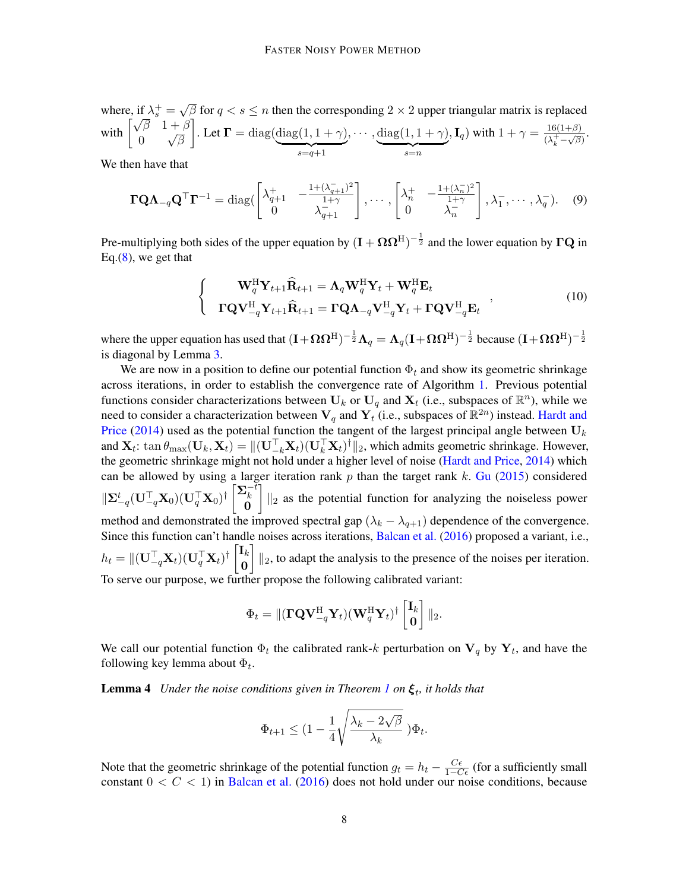where, if $\lambda_s^+ = \sqrt{\beta}$ for $q < s \le n$ then the corresponding $2 \times 2$ upper triangular matrix is replaced with $\begin{bmatrix} \sqrt{\beta} & 1+\beta \\ 0 & \sqrt{\beta} \end{bmatrix}$. Let $\mathbf{\Gamma} = \mathrm{diag}(\underbrace{\mathrm{diag}(1, 1+\gamma)}_{s=q+1}, \cdots, \underbrace{\mathrm{diag}(1, 1+\gamma)}_{s=n}, \mathbf{I}_q)$ with $1 + \gamma = \frac{16(1+\beta)}{(\lambda_k^+ - \sqrt{\beta})}$. We then have that

$$
\mathbf{\Gamma}\mathbf{Q}\mathbf{\Lambda}_{-q}\mathbf{Q}^\top\mathbf{\Gamma}^{-1} = \mathrm{diag}(\begin{bmatrix} \lambda_{q+1}^+ & -\frac{1+(\lambda_{q+1}^-)^2}{1+\gamma} \\ 0 & \lambda_{q+1}^- \end{bmatrix}, \cdots, \begin{bmatrix} \lambda_n^+ & -\frac{1+(\lambda_n^-)^2}{1+\gamma} \\ 0 & \lambda_n^- \end{bmatrix}, \lambda_1^-, \cdots, \lambda_q^-). \quad (9)
$$

Pre-multiplying both sides of the upper equation by $(\mathbf{I} + \mathbf{\Omega}\mathbf{\Omega}^{\mathrm{H}})^{-\frac{1}{2}}$ and the lower equation by $\mathbf{\Gamma}\mathbf{Q}$ in Eq.(8), we get that

$$
\left\{ \begin{array}{c} \mathbf{W}_q^{\mathrm{H}}\mathbf{Y}_{t+1}\widehat{\mathbf{R}}_{t+1} = \mathbf{\Lambda}_q\mathbf{W}_q^{\mathrm{H}}\mathbf{Y}_t + \mathbf{W}_q^{\mathrm{H}}\mathbf{E}_t \\ \mathbf{\Gamma}\mathbf{Q}\mathbf{V}_{-q}^{\mathrm{H}}\mathbf{Y}_{t+1}\widehat{\mathbf{R}}_{t+1} = \mathbf{\Gamma}\mathbf{Q}\mathbf{\Lambda}_{-q}\mathbf{V}_{-q}^{\mathrm{H}}\mathbf{Y}_t + \mathbf{\Gamma}\mathbf{Q}\mathbf{V}_{-q}^{\mathrm{H}}\mathbf{E}_t \end{array} \right., \quad (10)
$$

where the upper equation has used that $(\mathbf{I}+\mathbf{\Omega}\mathbf{\Omega}^{\mathrm{H}})^{-\frac{1}{2}}\mathbf{\Lambda}_q = \mathbf{\Lambda}_q(\mathbf{I}+\mathbf{\Omega}\mathbf{\Omega}^{\mathrm{H}})^{-\frac{1}{2}}$ because $(\mathbf{I}+\mathbf{\Omega}\mathbf{\Omega}^{\mathrm{H}})^{-\frac{1}{2}}$ is diagonal by Lemma 3.

We are now in a position to define our potential function $\Phi_t$ and show its geometric shrinkage across iterations, in order to establish the convergence rate of Algorithm 1. Previous potential functions consider characterizations between $\mathbf{U}_k$ or $\mathbf{U}_q$ and $\mathbf{X}_t$ (i.e., subspaces of $\mathbb{R}^n$), while we need to consider a characterization between $\mathbf{V}_q$ and $\mathbf{Y}_t$ (i.e., subspaces of $\mathbb{R}^{2n}$) instead. Hardt and Price (2014) used as the potential function the tangent of the largest principal angle between $\mathbf{U}_k$ and $\mathbf{X}_t$: $\tan\theta_{\max}(\mathbf{U}_k, \mathbf{X}_t) = \|(\mathbf{U}_{-k}^\top\mathbf{X}_t)(\mathbf{U}_k^\top\mathbf{X}_t)^\dagger\|_2$, which admits geometric shrinkage. However, the geometric shrinkage might not hold under a higher level of noise (Hardt and Price, 2014) which can be allowed by using a larger iteration rank $p$ than the target rank $k$. Gu (2015) considered $\|\mathbf{\Sigma}_{-q}^t(\mathbf{U}_{-q}^\top\mathbf{X}_0)(\mathbf{U}_q^\top\mathbf{X}_0)^\dagger \begin{bmatrix} \mathbf{\Sigma}_k^{-t} \\ \mathbf{0} \end{bmatrix}\|_2$ as the potential function for analyzing the noiseless power method and demonstrated the improved spectral gap $(\lambda_k - \lambda_{q+1})$ dependence of the convergence. Since this function can't handle noises across iterations, Balcan et al. (2016) proposed a variant, i.e., $h_t = \|(\mathbf{U}_{-q}^\top\mathbf{X}_t)(\mathbf{U}_q^\top\mathbf{X}_t)^\dagger \begin{bmatrix} \mathbf{I}_k \\ \mathbf{0} \end{bmatrix}\|_2$, to adapt the analysis to the presence of the noises per iteration. To serve our purpose, we further propose the following calibrated variant:

$$
\Phi_t = \|(\mathbf{\Gamma}\mathbf{Q}\mathbf{V}_{-q}^{\mathrm{H}}\mathbf{Y}_t)(\mathbf{W}_q^{\mathrm{H}}\mathbf{Y}_t)^\dagger \begin{bmatrix} \mathbf{I}_k \\ \mathbf{0} \end{bmatrix}\|_2.
$$

We call our potential function $\Phi_t$ the calibrated rank-$k$ perturbation on $\mathbf{V}_q$ by $\mathbf{Y}_t$, and have the following key lemma about $\Phi_t$.

**Lemma 4** *Under the noise conditions given in Theorem 1 on $\boldsymbol{\xi}_t$, it holds that*

$$
\Phi_{t+1} \le (1 - \frac{1}{4}\sqrt{\frac{\lambda_k - 2\sqrt{\beta}}{\lambda_k}})\Phi_t.
$$

Note that the geometric shrinkage of the potential function $g_t = h_t - \frac{C\epsilon}{1-C\epsilon}$ (for a sufficiently small constant $0 < C < 1$) in Balcan et al. (2016) does not hold under our noise conditions, because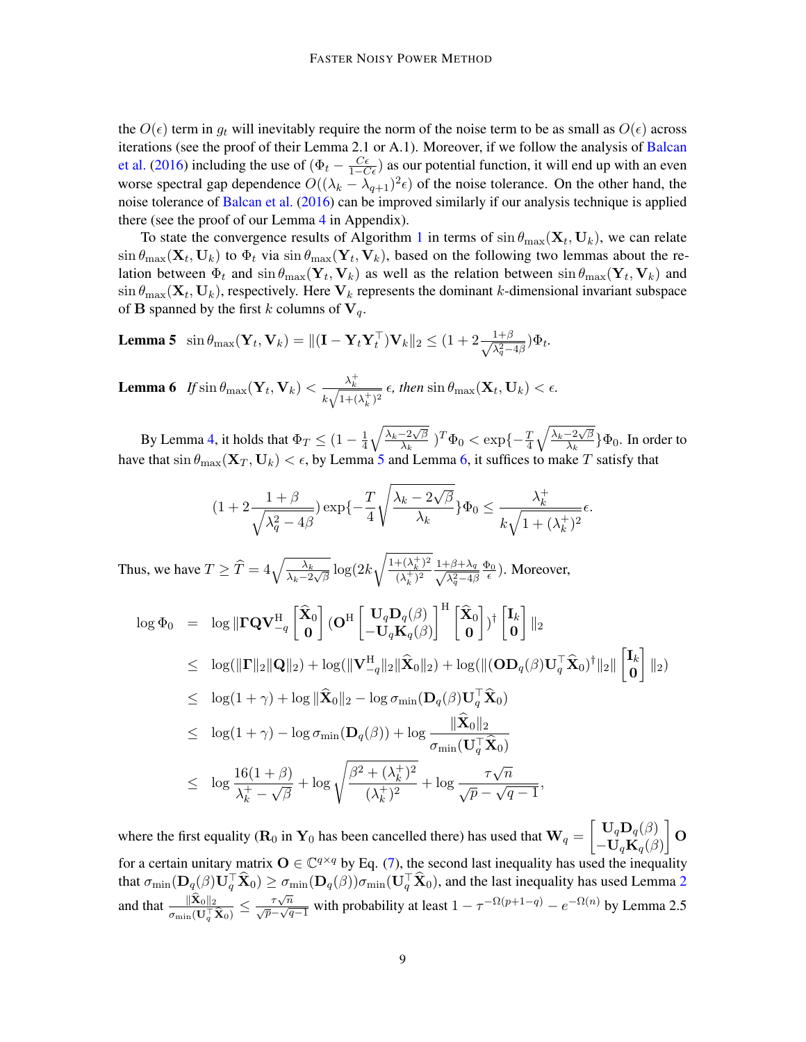the $O(\epsilon)$ term in $g_t$ will inevitably require the norm of the noise term to be as small as $O(\epsilon)$ across iterations (see the proof of their Lemma 2.1 or A.1). Moreover, if we follow the analysis of Balcan et al. (2016) including the use of $(\Phi_t - \frac{C\epsilon}{1-C\epsilon})$ as our potential function, it will end up with an even worse spectral gap dependence $O((\lambda_k - \lambda_{q+1})^2\epsilon)$ of the noise tolerance. On the other hand, the noise tolerance of Balcan et al. (2016) can be improved similarly if our analysis technique is applied there (see the proof of our Lemma 4 in Appendix).

To state the convergence results of Algorithm 1 in terms of $\sin\theta_{\max}(\mathbf{X}_t, \mathbf{U}_k)$, we can relate $\sin\theta_{\max}(\mathbf{X}_t, \mathbf{U}_k)$ to $\Phi_t$ via $\sin\theta_{\max}(\mathbf{Y}_t, \mathbf{V}_k)$, based on the following two lemmas about the relation between $\Phi_t$ and $\sin\theta_{\max}(\mathbf{Y}_t, \mathbf{V}_k)$ as well as the relation between $\sin\theta_{\max}(\mathbf{Y}_t, \mathbf{V}_k)$ and $\sin\theta_{\max}(\mathbf{X}_t, \mathbf{U}_k)$, respectively. Here $\mathbf{V}_k$ represents the dominant $k$-dimensional invariant subspace of $\mathbf{B}$ spanned by the first $k$ columns of $\mathbf{V}_q$.

**Lemma 5** $\sin\theta_{\max}(\mathbf{Y}_t, \mathbf{V}_k) = \|(\mathbf{I} - \mathbf{Y}_t\mathbf{Y}_t^\top)\mathbf{V}_k\|_2 \le (1 + 2\frac{1+\beta}{\sqrt{\lambda_q^2 - 4\beta}})\Phi_t$.

**Lemma 6** *If* $\sin\theta_{\max}(\mathbf{Y}_t, \mathbf{V}_k) < \frac{\lambda_k^+}{k\sqrt{1+(\lambda_k^+)^2}}\,\epsilon$*, then* $\sin\theta_{\max}(\mathbf{X}_t, \mathbf{U}_k) < \epsilon$.

By Lemma 4, it holds that $\Phi_T \le (1 - \frac{1}{4}\sqrt{\frac{\lambda_k - 2\sqrt{\beta}}{\lambda_k}}\,)^T\Phi_0 < \exp\{-\frac{T}{4}\sqrt{\frac{\lambda_k - 2\sqrt{\beta}}{\lambda_k}}\}\Phi_0$. In order to have that $\sin\theta_{\max}(\mathbf{X}_T, \mathbf{U}_k) < \epsilon$, by Lemma 5 and Lemma 6, it suffices to make $T$ satisfy that

$$(1 + 2\frac{1+\beta}{\sqrt{\lambda_q^2 - 4\beta}})\exp\{-\frac{T}{4}\sqrt{\frac{\lambda_k - 2\sqrt{\beta}}{\lambda_k}}\}\Phi_0 \le \frac{\lambda_k^+}{k\sqrt{1+(\lambda_k^+)^2}}\epsilon.$$

Thus, we have $T \ge \widehat{T} = 4\sqrt{\frac{\lambda_k}{\lambda_k - 2\sqrt{\beta}}}\log(2k\sqrt{\frac{1+(\lambda_k^+)^2}{(\lambda_k^+)^2}}\frac{1+\beta+\lambda_q}{\sqrt{\lambda_q^2-4\beta}}\frac{\Phi_0}{\epsilon})$. Moreover,

$$\begin{aligned}
\log\Phi_0 &= \log\|\mathbf{\Gamma}\mathbf{Q}\mathbf{V}_{-q}^{\mathrm{H}}\begin{bmatrix}\widehat{\mathbf{X}}_0\\ \mathbf{0}\end{bmatrix}(\mathbf{O}^{\mathrm{H}}\begin{bmatrix}\mathbf{U}_q\mathbf{D}_q(\beta)\\ -\mathbf{U}_q\mathbf{K}_q(\beta)\end{bmatrix}^{\mathrm{H}}\begin{bmatrix}\widehat{\mathbf{X}}_0\\ \mathbf{0}\end{bmatrix})^{\dagger}\begin{bmatrix}\mathbf{I}_k\\ \mathbf{0}\end{bmatrix}\|_2\\
&\le \log(\|\mathbf{\Gamma}\|_2\|\mathbf{Q}\|_2) + \log(\|\mathbf{V}_{-q}^{\mathrm{H}}\|_2\|\widehat{\mathbf{X}}_0\|_2) + \log(\|(\mathbf{O}\mathbf{D}_q(\beta)\mathbf{U}_q^\top\widehat{\mathbf{X}}_0)^{\dagger}\|_2\|\begin{bmatrix}\mathbf{I}_k\\ \mathbf{0}\end{bmatrix}\|_2)\\
&\le \log(1+\gamma) + \log\|\widehat{\mathbf{X}}_0\|_2 - \log\sigma_{\min}(\mathbf{D}_q(\beta)\mathbf{U}_q^\top\widehat{\mathbf{X}}_0)\\
&\le \log(1+\gamma) - \log\sigma_{\min}(\mathbf{D}_q(\beta)) + \log\frac{\|\widehat{\mathbf{X}}_0\|_2}{\sigma_{\min}(\mathbf{U}_q^\top\widehat{\mathbf{X}}_0)}\\
&\le \log\frac{16(1+\beta)}{\lambda_k^+ - \sqrt{\beta}} + \log\sqrt{\frac{\beta^2 + (\lambda_k^+)^2}{(\lambda_k^+)^2}} + \log\frac{\tau\sqrt{n}}{\sqrt{p} - \sqrt{q-1}},
\end{aligned}$$

where the first equality ($\mathbf{R}_0$ in $\mathbf{Y}_0$ has been cancelled there) has used that $\mathbf{W}_q = \begin{bmatrix}\mathbf{U}_q\mathbf{D}_q(\beta)\\ -\mathbf{U}_q\mathbf{K}_q(\beta)\end{bmatrix}\mathbf{O}$ for a certain unitary matrix $\mathbf{O} \in \mathbb{C}^{q\times q}$ by Eq. (7), the second last inequality has used the inequality that $\sigma_{\min}(\mathbf{D}_q(\beta)\mathbf{U}_q^\top\widehat{\mathbf{X}}_0) \ge \sigma_{\min}(\mathbf{D}_q(\beta))\sigma_{\min}(\mathbf{U}_q^\top\widehat{\mathbf{X}}_0)$, and the last inequality has used Lemma 2 and that $\frac{\|\widehat{\mathbf{X}}_0\|_2}{\sigma_{\min}(\mathbf{U}_q^\top\widehat{\mathbf{X}}_0)} \le \frac{\tau\sqrt{n}}{\sqrt{p}-\sqrt{q-1}}$ with probability at least $1 - \tau^{-\Omega(p+1-q)} - e^{-\Omega(n)}$ by Lemma 2.5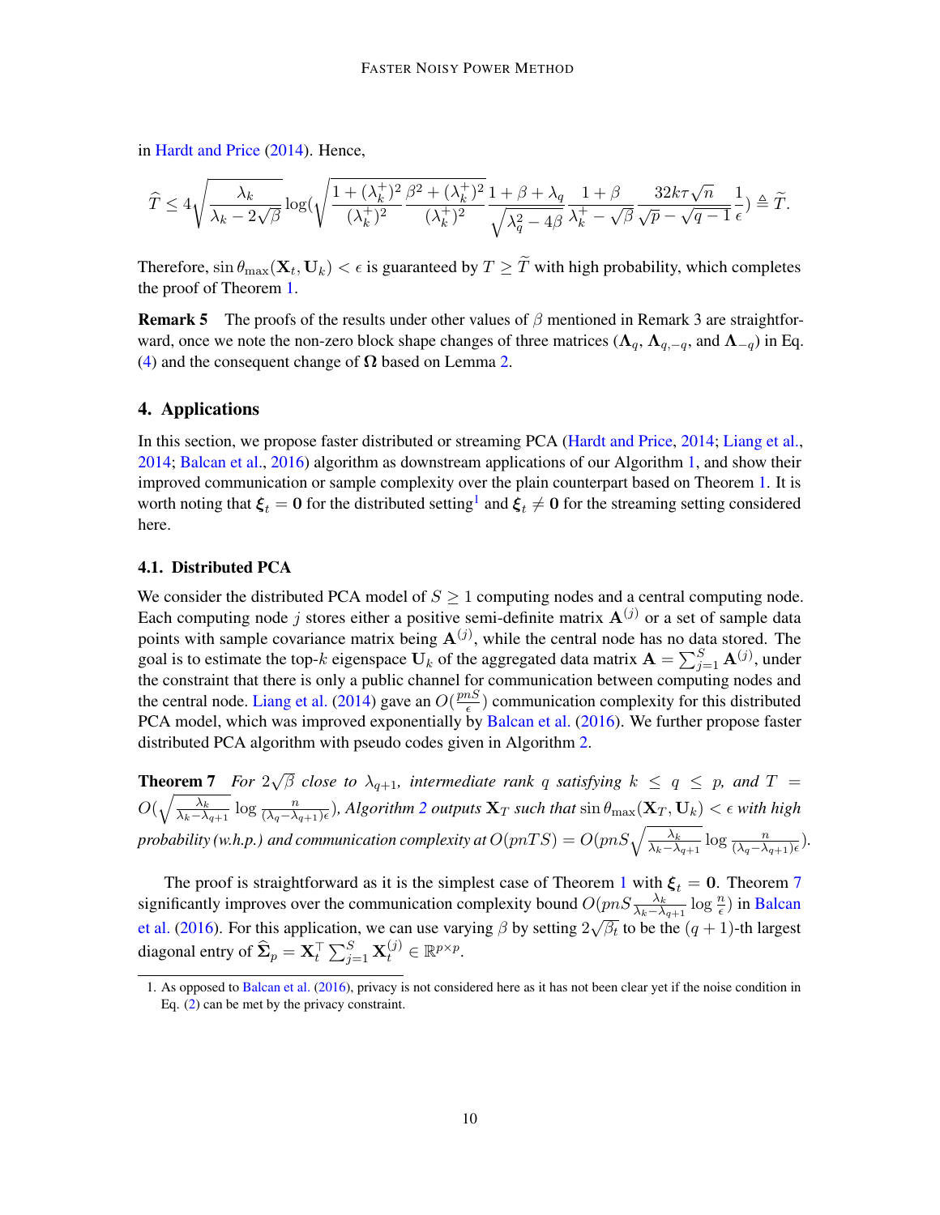in Hardt and Price (2014). Hence,

$$\widehat{T} \leq 4\sqrt{\frac{\lambda_k}{\lambda_k - 2\sqrt{\beta}}} \log\left(\sqrt{\frac{1+(\lambda_k^+)^2}{(\lambda_k^+)^2} \frac{\beta^2+(\lambda_k^+)^2}{(\lambda_k^+)^2}} \frac{1+\beta+\lambda_q}{\sqrt{\lambda_q^2-4\beta}} \frac{1+\beta}{\lambda_k^+ - \sqrt{\beta}} \frac{32k\tau\sqrt{n}}{\sqrt{p}-\sqrt{q-1}} \frac{1}{\epsilon}\right) \triangleq \widetilde{T}.$$

Therefore, $\sin\theta_{\max}(\mathbf{X}_t, \mathbf{U}_k) < \epsilon$ is guaranteed by $T \geq \widetilde{T}$ with high probability, which completes the proof of Theorem 1.

**Remark 5** The proofs of the results under other values of $\beta$ mentioned in Remark 3 are straightforward, once we note the non-zero block shape changes of three matrices ($\mathbf{\Lambda}_q$, $\mathbf{\Lambda}_{q,-q}$, and $\mathbf{\Lambda}_{-q}$) in Eq. (4) and the consequent change of $\mathbf{\Omega}$ based on Lemma 2.

## 4. Applications

In this section, we propose faster distributed or streaming PCA (Hardt and Price, 2014; Liang et al., 2014; Balcan et al., 2016) algorithm as downstream applications of our Algorithm 1, and show their improved communication or sample complexity over the plain counterpart based on Theorem 1. It is worth noting that $\boldsymbol{\xi}_t = \mathbf{0}$ for the distributed setting[1] and $\boldsymbol{\xi}_t \neq \mathbf{0}$ for the streaming setting considered here.

### 4.1. Distributed PCA

We consider the distributed PCA model of $S \geq 1$ computing nodes and a central computing node. Each computing node $j$ stores either a positive semi-definite matrix $\mathbf{A}^{(j)}$ or a set of sample data points with sample covariance matrix being $\mathbf{A}^{(j)}$, while the central node has no data stored. The goal is to estimate the top-$k$ eigenspace $\mathbf{U}_k$ of the aggregated data matrix $\mathbf{A} = \sum_{j=1}^{S} \mathbf{A}^{(j)}$, under the constraint that there is only a public channel for communication between computing nodes and the central node. Liang et al. (2014) gave an $O(\frac{pnS}{\epsilon})$ communication complexity for this distributed PCA model, which was improved exponentially by Balcan et al. (2016). We further propose faster distributed PCA algorithm with pseudo codes given in Algorithm 2.

**Theorem 7** *For $2\sqrt{\beta}$ close to $\lambda_{q+1}$, intermediate rank $q$ satisfying $k \leq q \leq p$, and $T = O(\sqrt{\frac{\lambda_k}{\lambda_k - \lambda_{q+1}}} \log \frac{n}{(\lambda_q - \lambda_{q+1})\epsilon})$, Algorithm 2 outputs $\mathbf{X}_T$ such that $\sin\theta_{\max}(\mathbf{X}_T, \mathbf{U}_k) < \epsilon$ with high probability (w.h.p.) and communication complexity at $O(pnTS) = O(pnS\sqrt{\frac{\lambda_k}{\lambda_k - \lambda_{q+1}}} \log \frac{n}{(\lambda_q - \lambda_{q+1})\epsilon})$.*

The proof is straightforward as it is the simplest case of Theorem 1 with $\boldsymbol{\xi}_t = \mathbf{0}$. Theorem 7 significantly improves over the communication complexity bound $O(pnS\frac{\lambda_k}{\lambda_k - \lambda_{q+1}} \log \frac{n}{\epsilon})$ in Balcan et al. (2016). For this application, we can use varying $\beta$ by setting $2\sqrt{\beta_t}$ to be the $(q+1)$-th largest diagonal entry of $\widehat{\mathbf{\Sigma}}_p = \mathbf{X}_t^\top \sum_{j=1}^{S} \mathbf{X}_t^{(j)} \in \mathbb{R}^{p \times p}$.

1. As opposed to Balcan et al. (2016), privacy is not considered here as it has not been clear yet if the noise condition in Eq. (2) can be met by the privacy constraint.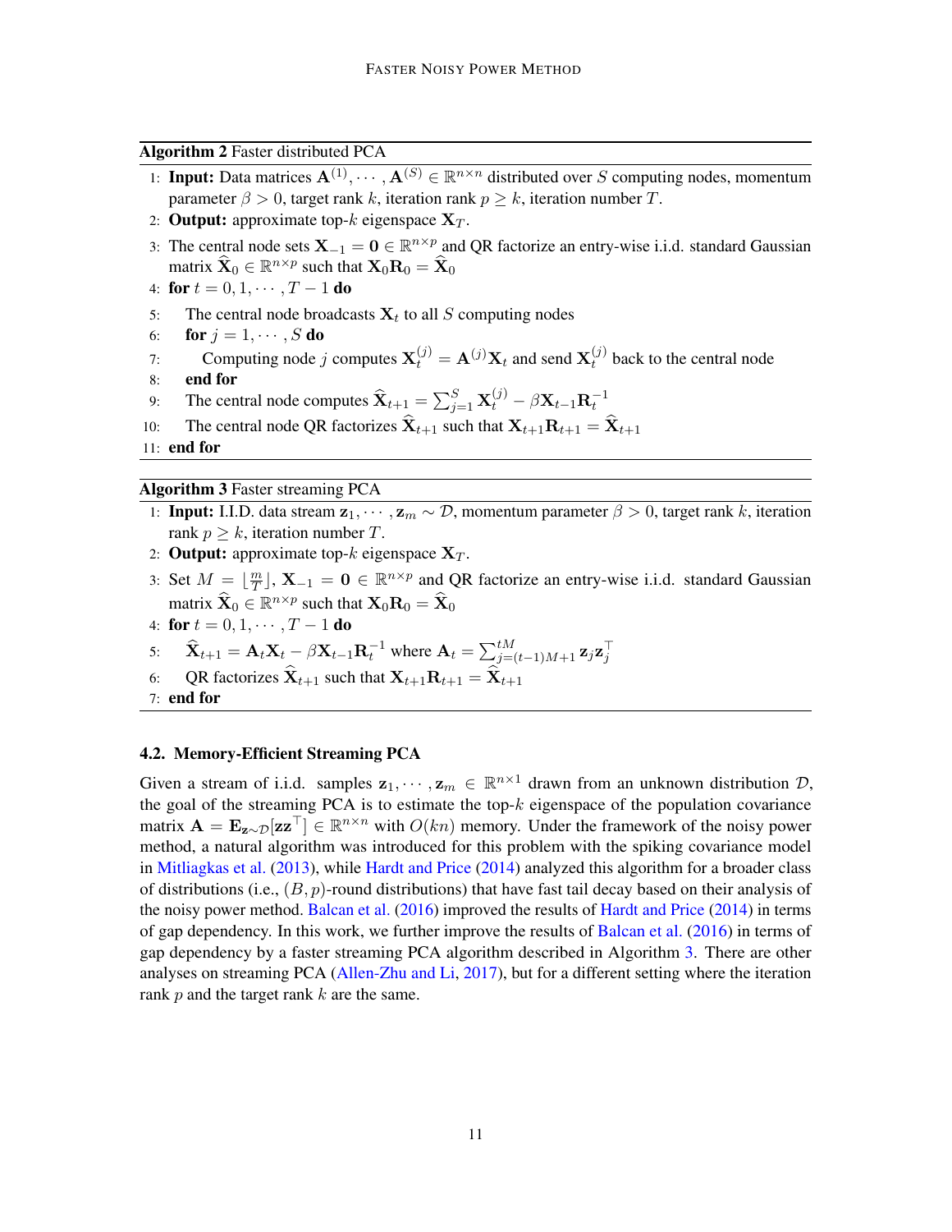**Algorithm 2** Faster distributed PCA

1: **Input:** Data matrices $\mathbf{A}^{(1)}, \cdots, \mathbf{A}^{(S)} \in \mathbb{R}^{n \times n}$ distributed over $S$ computing nodes, momentum parameter $\beta > 0$, target rank $k$, iteration rank $p \geq k$, iteration number $T$.

2: **Output:** approximate top-$k$ eigenspace $\mathbf{X}_T$.

3: The central node sets $\mathbf{X}_{-1} = \mathbf{0} \in \mathbb{R}^{n \times p}$ and QR factorize an entry-wise i.i.d. standard Gaussian matrix $\widehat{\mathbf{X}}_0 \in \mathbb{R}^{n \times p}$ such that $\mathbf{X}_0 \mathbf{R}_0 = \widehat{\mathbf{X}}_0$

4: **for** $t = 0, 1, \cdots, T-1$ **do**

5: The central node broadcasts $\mathbf{X}_t$ to all $S$ computing nodes

6: **for** $j = 1, \cdots, S$ **do**

7: Computing node $j$ computes $\mathbf{X}_t^{(j)} = \mathbf{A}^{(j)} \mathbf{X}_t$ and send $\mathbf{X}_t^{(j)}$ back to the central node

8: **end for**

9: The central node computes $\widehat{\mathbf{X}}_{t+1} = \sum_{j=1}^{S} \mathbf{X}_t^{(j)} - \beta \mathbf{X}_{t-1} \mathbf{R}_t^{-1}$

10: The central node QR factorizes $\widehat{\mathbf{X}}_{t+1}$ such that $\mathbf{X}_{t+1} \mathbf{R}_{t+1} = \widehat{\mathbf{X}}_{t+1}$

11: **end for**

**Algorithm 3** Faster streaming PCA

1: **Input:** I.I.D. data stream $\mathbf{z}_1, \cdots, \mathbf{z}_m \sim \mathcal{D}$, momentum parameter $\beta > 0$, target rank $k$, iteration rank $p \geq k$, iteration number $T$.

2: **Output:** approximate top-$k$ eigenspace $\mathbf{X}_T$.

3: Set $M = \lfloor \frac{m}{T} \rfloor$, $\mathbf{X}_{-1} = \mathbf{0} \in \mathbb{R}^{n \times p}$ and QR factorize an entry-wise i.i.d. standard Gaussian matrix $\widehat{\mathbf{X}}_0 \in \mathbb{R}^{n \times p}$ such that $\mathbf{X}_0 \mathbf{R}_0 = \widehat{\mathbf{X}}_0$

4: **for** $t = 0, 1, \cdots, T-1$ **do**

5: $\widehat{\mathbf{X}}_{t+1} = \mathbf{A}_t \mathbf{X}_t - \beta \mathbf{X}_{t-1} \mathbf{R}_t^{-1}$ where $\mathbf{A}_t = \sum_{j=(t-1)M+1}^{tM} \mathbf{z}_j \mathbf{z}_j^\top$

6: QR factorizes $\widehat{\mathbf{X}}_{t+1}$ such that $\mathbf{X}_{t+1} \mathbf{R}_{t+1} = \widehat{\mathbf{X}}_{t+1}$

7: **end for**

### 4.2. Memory-Efficient Streaming PCA

Given a stream of i.i.d. samples $\mathbf{z}_1, \cdots, \mathbf{z}_m \in \mathbb{R}^{n \times 1}$ drawn from an unknown distribution $\mathcal{D}$, the goal of the streaming PCA is to estimate the top-$k$ eigenspace of the population covariance matrix $\mathbf{A} = \mathbf{E}_{\mathbf{z} \sim \mathcal{D}}[\mathbf{z}\mathbf{z}^\top] \in \mathbb{R}^{n \times n}$ with $O(kn)$ memory. Under the framework of the noisy power method, a natural algorithm was introduced for this problem with the spiking covariance model in Mitliagkas et al. (2013), while Hardt and Price (2014) analyzed this algorithm for a broader class of distributions (i.e., $(B, p)$-round distributions) that have fast tail decay based on their analysis of the noisy power method. Balcan et al. (2016) improved the results of Hardt and Price (2014) in terms of gap dependency. In this work, we further improve the results of Balcan et al. (2016) in terms of gap dependency by a faster streaming PCA algorithm described in Algorithm 3. There are other analyses on streaming PCA (Allen-Zhu and Li, 2017), but for a different setting where the iteration rank $p$ and the target rank $k$ are the same.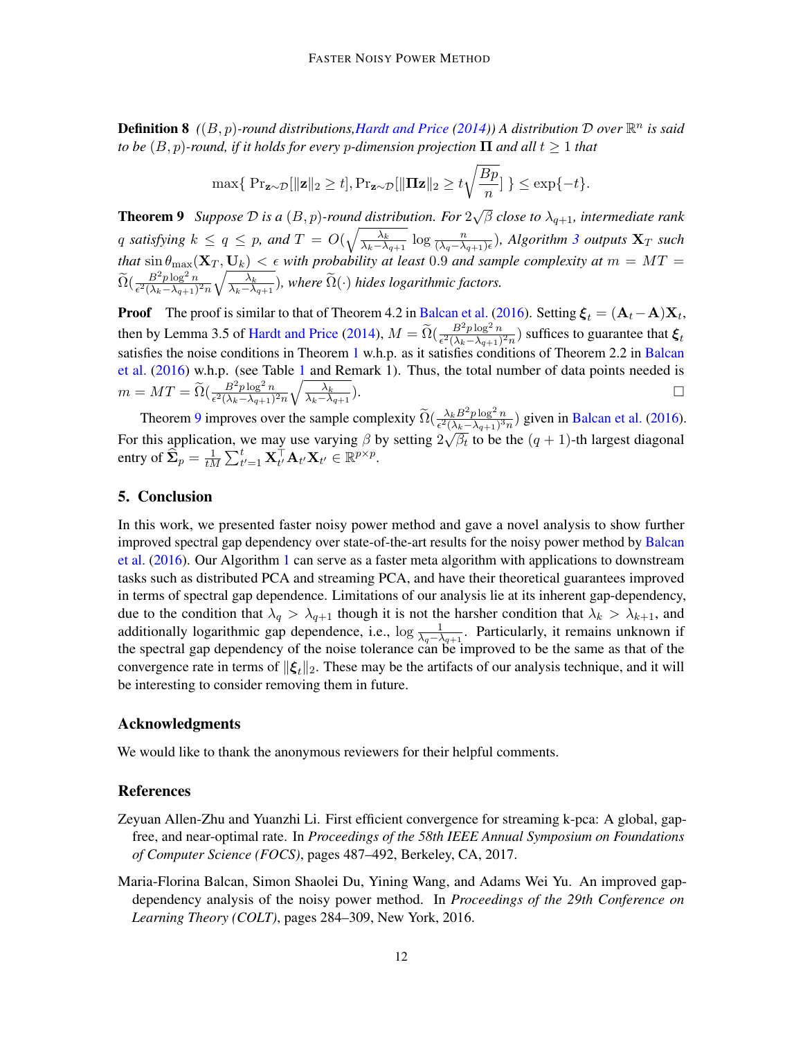**Definition 8** *(($B, p$)-round distributions, Hardt and Price (2014)) A distribution $\mathcal{D}$ over $\mathbb{R}^n$ is said to be $(B, p)$-round, if it holds for every $p$-dimension projection $\mathbf{\Pi}$ and all $t \geq 1$ that*

$$\max\{ \Pr_{\mathbf{z}\sim\mathcal{D}}[\|\mathbf{z}\|_2 \geq t], \Pr_{\mathbf{z}\sim\mathcal{D}}[\|\mathbf{\Pi}\mathbf{z}\|_2 \geq t\sqrt{\frac{Bp}{n}}] \} \leq \exp\{-t\}.$$

**Theorem 9** *Suppose $\mathcal{D}$ is a $(B, p)$-round distribution. For $2\sqrt{\beta}$ close to $\lambda_{q+1}$, intermediate rank $q$ satisfying $k \leq q \leq p$, and $T = O(\sqrt{\frac{\lambda_k}{\lambda_k - \lambda_{q+1}}} \log \frac{n}{(\lambda_q - \lambda_{q+1})\epsilon})$, Algorithm 3 outputs $\mathbf{X}_T$ such that $\sin\theta_{\max}(\mathbf{X}_T, \mathbf{U}_k) < \epsilon$ with probability at least 0.9 and sample complexity at $m = MT = \widetilde{\Omega}(\frac{B^2 p \log^2 n}{\epsilon^2(\lambda_k - \lambda_{q+1})^2 n}\sqrt{\frac{\lambda_k}{\lambda_k - \lambda_{q+1}}})$, where $\widetilde{\Omega}(\cdot)$ hides logarithmic factors.*

**Proof** The proof is similar to that of Theorem 4.2 in Balcan et al. (2016). Setting $\boldsymbol{\xi}_t = (\mathbf{A}_t - \mathbf{A})\mathbf{X}_t$, then by Lemma 3.5 of Hardt and Price (2014), $M = \widetilde{\Omega}(\frac{B^2 p \log^2 n}{\epsilon^2(\lambda_k - \lambda_{q+1})^2 n})$ suffices to guarantee that $\boldsymbol{\xi}_t$ satisfies the noise conditions in Theorem 1 w.h.p. as it satisfies conditions of Theorem 2.2 in Balcan et al. (2016) w.h.p. (see Table 1 and Remark 1). Thus, the total number of data points needed is $m = MT = \widetilde{\Omega}(\frac{B^2 p \log^2 n}{\epsilon^2(\lambda_k - \lambda_{q+1})^2 n}\sqrt{\frac{\lambda_k}{\lambda_k - \lambda_{q+1}}})$. □

Theorem 9 improves over the sample complexity $\widetilde{\Omega}(\frac{\lambda_k B^2 p \log^2 n}{\epsilon^2(\lambda_k - \lambda_{q+1})^3 n})$ given in Balcan et al. (2016). For this application, we may use varying $\beta$ by setting $2\sqrt{\beta_t}$ to be the $(q+1)$-th largest diagonal entry of $\widehat{\mathbf{\Sigma}}_p = \frac{1}{tM}\sum_{t'=1}^{t} \mathbf{X}_{t'}^\top \mathbf{A}_{t'} \mathbf{X}_{t'} \in \mathbb{R}^{p\times p}$.

## 5. Conclusion

In this work, we presented faster noisy power method and gave a novel analysis to show further improved spectral gap dependency over state-of-the-art results for the noisy power method by Balcan et al. (2016). Our Algorithm 1 can serve as a faster meta algorithm with applications to downstream tasks such as distributed PCA and streaming PCA, and have their theoretical guarantees improved in terms of spectral gap dependence. Limitations of our analysis lie at its inherent gap-dependency, due to the condition that $\lambda_q > \lambda_{q+1}$ though it is not the harsher condition that $\lambda_k > \lambda_{k+1}$, and additionally logarithmic gap dependence, i.e., $\log \frac{1}{\lambda_q - \lambda_{q+1}}$. Particularly, it remains unknown if the spectral gap dependency of the noise tolerance can be improved to be the same as that of the convergence rate in terms of $\|\boldsymbol{\xi}_t\|_2$. These may be the artifacts of our analysis technique, and it will be interesting to consider removing them in future.

## Acknowledgments

We would like to thank the anonymous reviewers for their helpful comments.

## References

Zeyuan Allen-Zhu and Yuanzhi Li. First efficient convergence for streaming k-pca: A global, gap-free, and near-optimal rate. In *Proceedings of the 58th IEEE Annual Symposium on Foundations of Computer Science (FOCS)*, pages 487–492, Berkeley, CA, 2017.

Maria-Florina Balcan, Simon Shaolei Du, Yining Wang, and Adams Wei Yu. An improved gap-dependency analysis of the noisy power method. In *Proceedings of the 29th Conference on Learning Theory (COLT)*, pages 284–309, New York, 2016.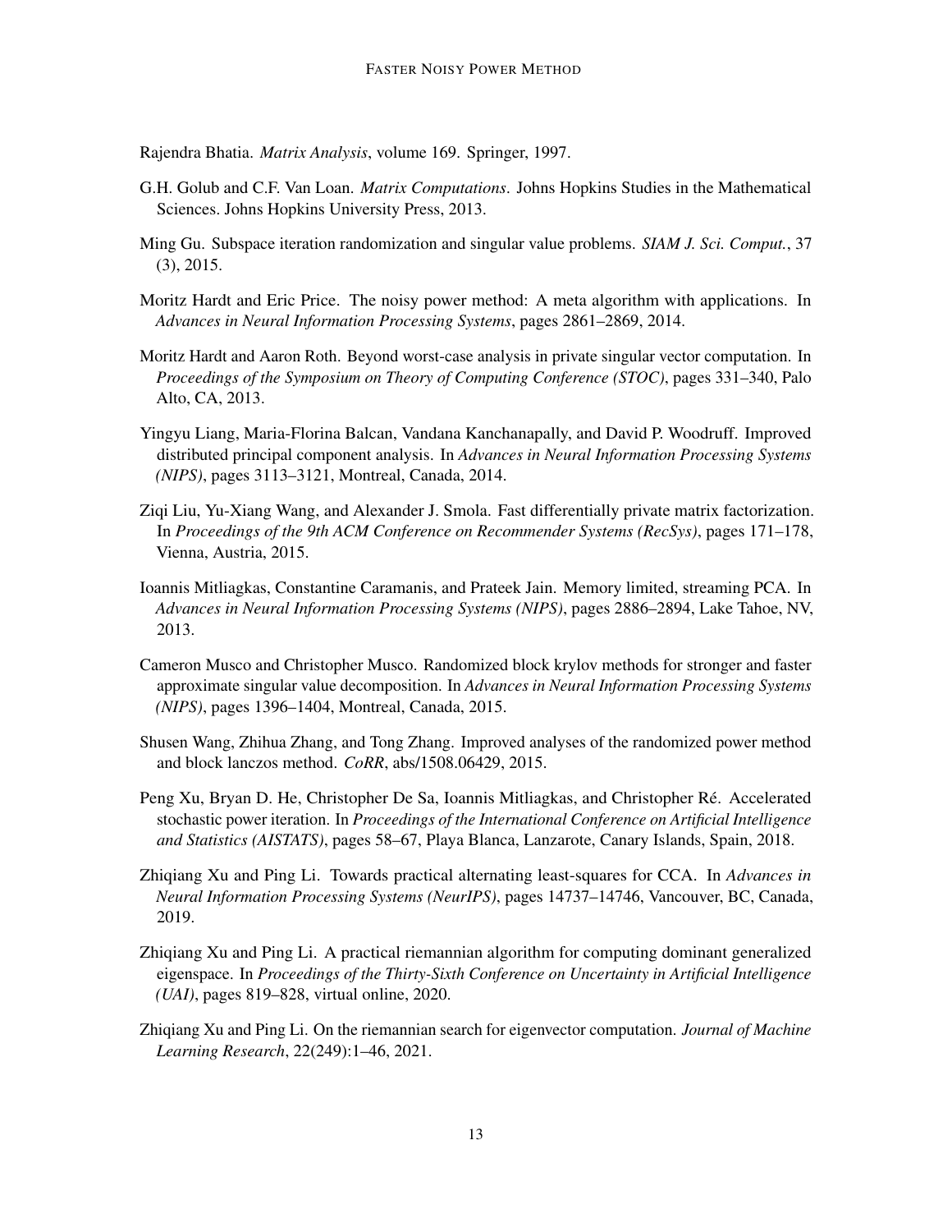Rajendra Bhatia. *Matrix Analysis*, volume 169. Springer, 1997.

G.H. Golub and C.F. Van Loan. *Matrix Computations*. Johns Hopkins Studies in the Mathematical Sciences. Johns Hopkins University Press, 2013.

Ming Gu. Subspace iteration randomization and singular value problems. *SIAM J. Sci. Comput.*, 37 (3), 2015.

Moritz Hardt and Eric Price. The noisy power method: A meta algorithm with applications. In *Advances in Neural Information Processing Systems*, pages 2861–2869, 2014.

Moritz Hardt and Aaron Roth. Beyond worst-case analysis in private singular vector computation. In *Proceedings of the Symposium on Theory of Computing Conference (STOC)*, pages 331–340, Palo Alto, CA, 2013.

Yingyu Liang, Maria-Florina Balcan, Vandana Kanchanapally, and David P. Woodruff. Improved distributed principal component analysis. In *Advances in Neural Information Processing Systems (NIPS)*, pages 3113–3121, Montreal, Canada, 2014.

Ziqi Liu, Yu-Xiang Wang, and Alexander J. Smola. Fast differentially private matrix factorization. In *Proceedings of the 9th ACM Conference on Recommender Systems (RecSys)*, pages 171–178, Vienna, Austria, 2015.

Ioannis Mitliagkas, Constantine Caramanis, and Prateek Jain. Memory limited, streaming PCA. In *Advances in Neural Information Processing Systems (NIPS)*, pages 2886–2894, Lake Tahoe, NV, 2013.

Cameron Musco and Christopher Musco. Randomized block krylov methods for stronger and faster approximate singular value decomposition. In *Advances in Neural Information Processing Systems (NIPS)*, pages 1396–1404, Montreal, Canada, 2015.

Shusen Wang, Zhihua Zhang, and Tong Zhang. Improved analyses of the randomized power method and block lanczos method. *CoRR*, abs/1508.06429, 2015.

Peng Xu, Bryan D. He, Christopher De Sa, Ioannis Mitliagkas, and Christopher Ré. Accelerated stochastic power iteration. In *Proceedings of the International Conference on Artificial Intelligence and Statistics (AISTATS)*, pages 58–67, Playa Blanca, Lanzarote, Canary Islands, Spain, 2018.

Zhiqiang Xu and Ping Li. Towards practical alternating least-squares for CCA. In *Advances in Neural Information Processing Systems (NeurIPS)*, pages 14737–14746, Vancouver, BC, Canada, 2019.

Zhiqiang Xu and Ping Li. A practical riemannian algorithm for computing dominant generalized eigenspace. In *Proceedings of the Thirty-Sixth Conference on Uncertainty in Artificial Intelligence (UAI)*, pages 819–828, virtual online, 2020.

Zhiqiang Xu and Ping Li. On the riemannian search for eigenvector computation. *Journal of Machine Learning Research*, 22(249):1–46, 2021.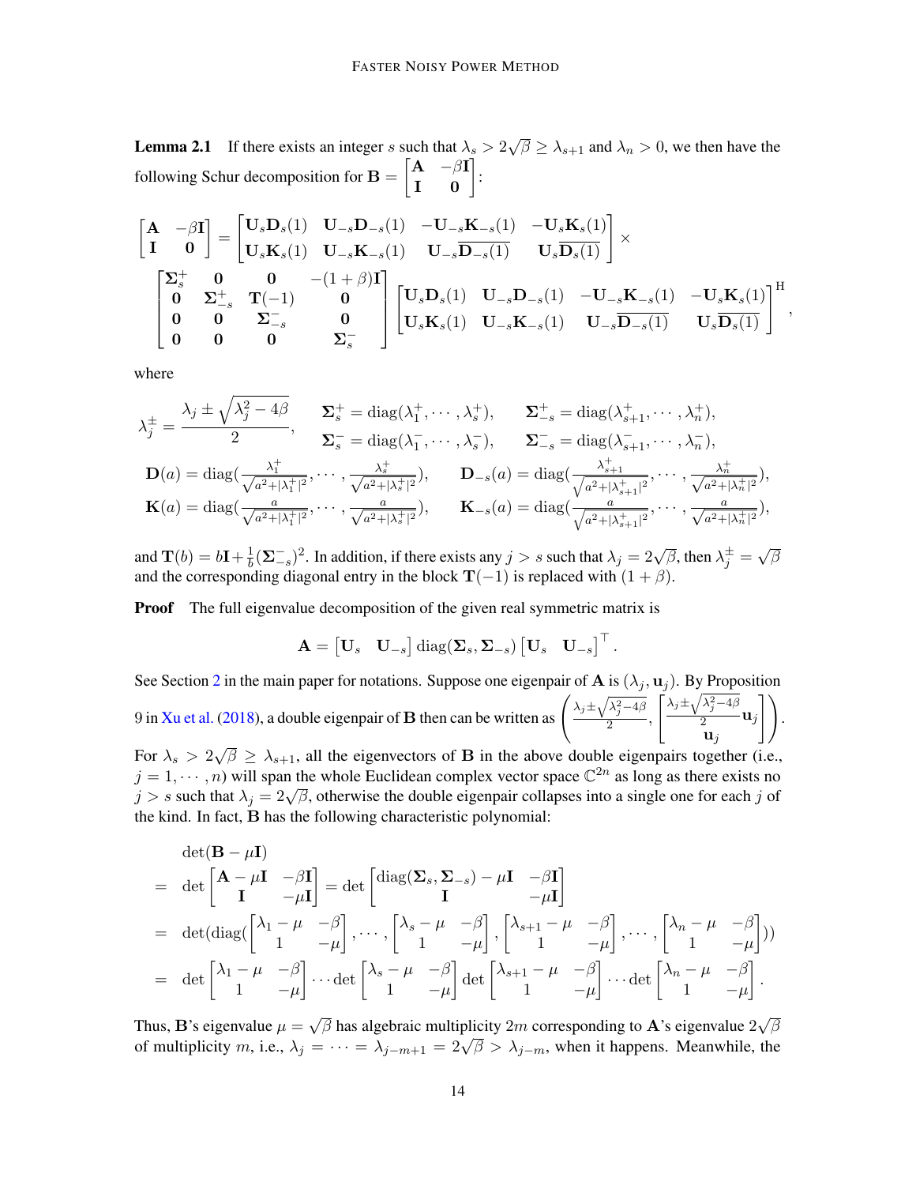**Lemma 2.1** If there exists an integer $s$ such that $\lambda_s > 2\sqrt{\beta} \geq \lambda_{s+1}$ and $\lambda_n > 0$, we then have the following Schur decomposition for $\mathbf{B} = \begin{bmatrix} \mathbf{A} & -\beta\mathbf{I} \\ \mathbf{I} & \mathbf{0} \end{bmatrix}$:

$$
\begin{bmatrix} \mathbf{A} & -\beta\mathbf{I} \\ \mathbf{I} & \mathbf{0} \end{bmatrix} = \begin{bmatrix} \mathbf{U}_s\mathbf{D}_s(1) & \mathbf{U}_{-s}\mathbf{D}_{-s}(1) & -\mathbf{U}_{-s}\mathbf{K}_{-s}(1) & -\mathbf{U}_s\mathbf{K}_s(1) \\ \mathbf{U}_s\mathbf{K}_s(1) & \mathbf{U}_{-s}\mathbf{K}_{-s}(1) & \mathbf{U}_{-s}\overline{\mathbf{D}_{-s}(1)} & \mathbf{U}_s\overline{\mathbf{D}_s(1)} \end{bmatrix} \times
$$

$$
\begin{bmatrix} \mathbf{\Sigma}_s^+ & \mathbf{0} & \mathbf{0} & -(1+\beta)\mathbf{I} \\ \mathbf{0} & \mathbf{\Sigma}_{-s}^+ & \mathbf{T}(-1) & \mathbf{0} \\ \mathbf{0} & \mathbf{0} & \mathbf{\Sigma}_{-s}^- & \mathbf{0} \\ \mathbf{0} & \mathbf{0} & \mathbf{0} & \mathbf{\Sigma}_s^- \end{bmatrix} \begin{bmatrix} \mathbf{U}_s\mathbf{D}_s(1) & \mathbf{U}_{-s}\mathbf{D}_{-s}(1) & -\mathbf{U}_{-s}\mathbf{K}_{-s}(1) & -\mathbf{U}_s\mathbf{K}_s(1) \\ \mathbf{U}_s\mathbf{K}_s(1) & \mathbf{U}_{-s}\mathbf{K}_{-s}(1) & \mathbf{U}_{-s}\overline{\mathbf{D}_{-s}(1)} & \mathbf{U}_s\overline{\mathbf{D}_s(1)} \end{bmatrix}^{\mathrm{H}},
$$

where

$$
\lambda_j^{\pm} = \frac{\lambda_j \pm \sqrt{\lambda_j^2 - 4\beta}}{2}, \qquad \mathbf{\Sigma}_s^+ = \mathrm{diag}(\lambda_1^+, \cdots, \lambda_s^+), \qquad \mathbf{\Sigma}_{-s}^+ = \mathrm{diag}(\lambda_{s+1}^+, \cdots, \lambda_n^+),
$$

$$
\mathbf{\Sigma}_s^- = \mathrm{diag}(\lambda_1^-, \cdots, \lambda_s^-), \qquad \mathbf{\Sigma}_{-s}^- = \mathrm{diag}(\lambda_{s+1}^-, \cdots, \lambda_n^-),
$$

$$
\mathbf{D}(a) = \mathrm{diag}\left(\frac{\lambda_1^+}{\sqrt{a^2+|\lambda_1^+|^2}}, \cdots, \frac{\lambda_s^+}{\sqrt{a^2+|\lambda_s^+|^2}}\right), \qquad \mathbf{D}_{-s}(a) = \mathrm{diag}\left(\frac{\lambda_{s+1}^+}{\sqrt{a^2+|\lambda_{s+1}^+|^2}}, \cdots, \frac{\lambda_n^+}{\sqrt{a^2+|\lambda_n^+|^2}}\right),
$$

$$
\mathbf{K}(a) = \mathrm{diag}\left(\frac{a}{\sqrt{a^2+|\lambda_1^+|^2}}, \cdots, \frac{a}{\sqrt{a^2+|\lambda_s^+|^2}}\right), \qquad \mathbf{K}_{-s}(a) = \mathrm{diag}\left(\frac{a}{\sqrt{a^2+|\lambda_{s+1}^+|^2}}, \cdots, \frac{a}{\sqrt{a^2+|\lambda_n^+|^2}}\right),
$$

and $\mathbf{T}(b) = b\mathbf{I} + \frac{1}{b}(\mathbf{\Sigma}_{-s}^-)^2$. In addition, if there exists any $j > s$ such that $\lambda_j = 2\sqrt{\beta}$, then $\lambda_j^{\pm} = \sqrt{\beta}$ and the corresponding diagonal entry in the block $\mathbf{T}(-1)$ is replaced with $(1+\beta)$.

**Proof** The full eigenvalue decomposition of the given real symmetric matrix is

$$
\mathbf{A} = \begin{bmatrix} \mathbf{U}_s & \mathbf{U}_{-s} \end{bmatrix} \mathrm{diag}(\mathbf{\Sigma}_s, \mathbf{\Sigma}_{-s}) \begin{bmatrix} \mathbf{U}_s & \mathbf{U}_{-s} \end{bmatrix}^\top.
$$

See Section 2 in the main paper for notations. Suppose one eigenpair of $\mathbf{A}$ is $(\lambda_j, \mathbf{u}_j)$. By Proposition 9 in Xu et al. (2018), a double eigenpair of $\mathbf{B}$ then can be written as $\left(\frac{\lambda_j \pm \sqrt{\lambda_j^2 - 4\beta}}{2}, \begin{bmatrix} \frac{\lambda_j \pm \sqrt{\lambda_j^2 - 4\beta}}{2}\mathbf{u}_j \\ \mathbf{u}_j \end{bmatrix}\right)$. For $\lambda_s > 2\sqrt{\beta} \geq \lambda_{s+1}$, all the eigenvectors of $\mathbf{B}$ in the above double eigenpairs together (i.e., $j = 1, \cdots, n$) will span the whole Euclidean complex vector space $\mathbb{C}^{2n}$ as long as there exists no $j > s$ such that $\lambda_j = 2\sqrt{\beta}$, otherwise the double eigenpair collapses into a single one for each $j$ of the kind. In fact, $\mathbf{B}$ has the following characteristic polynomial:

$$
\begin{aligned}
& \det(\mathbf{B} - \mu\mathbf{I}) \\
= \ & \det\begin{bmatrix} \mathbf{A} - \mu\mathbf{I} & -\beta\mathbf{I} \\ \mathbf{I} & -\mu\mathbf{I} \end{bmatrix} = \det\begin{bmatrix} \mathrm{diag}(\mathbf{\Sigma}_s, \mathbf{\Sigma}_{-s}) - \mu\mathbf{I} & -\beta\mathbf{I} \\ \mathbf{I} & -\mu\mathbf{I} \end{bmatrix} \\
= \ & \det(\mathrm{diag}(\begin{bmatrix} \lambda_1 - \mu & -\beta \\ 1 & -\mu \end{bmatrix}, \cdots, \begin{bmatrix} \lambda_s - \mu & -\beta \\ 1 & -\mu \end{bmatrix}, \begin{bmatrix} \lambda_{s+1} - \mu & -\beta \\ 1 & -\mu \end{bmatrix}, \cdots, \begin{bmatrix} \lambda_n - \mu & -\beta \\ 1 & -\mu \end{bmatrix})) \\
= \ & \det\begin{bmatrix} \lambda_1 - \mu & -\beta \\ 1 & -\mu \end{bmatrix} \cdots \det\begin{bmatrix} \lambda_s - \mu & -\beta \\ 1 & -\mu \end{bmatrix} \det\begin{bmatrix} \lambda_{s+1} - \mu & -\beta \\ 1 & -\mu \end{bmatrix} \cdots \det\begin{bmatrix} \lambda_n - \mu & -\beta \\ 1 & -\mu \end{bmatrix}.
\end{aligned}
$$

Thus, $\mathbf{B}$'s eigenvalue $\mu = \sqrt{\beta}$ has algebraic multiplicity $2m$ corresponding to $\mathbf{A}$'s eigenvalue $2\sqrt{\beta}$ of multiplicity $m$, i.e., $\lambda_j = \cdots = \lambda_{j-m+1} = 2\sqrt{\beta} > \lambda_{j-m}$, when it happens. Meanwhile, the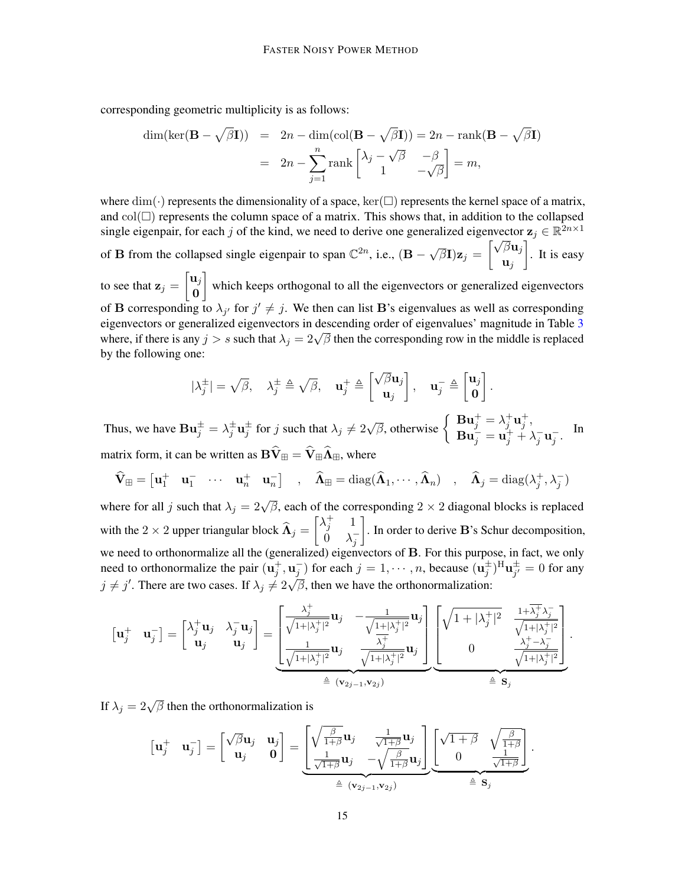corresponding geometric multiplicity is as follows:

$$
\begin{aligned}
\dim(\ker(\mathbf{B}-\sqrt{\beta}\mathbf{I})) &= 2n-\dim(\mathrm{col}(\mathbf{B}-\sqrt{\beta}\mathbf{I})) = 2n-\mathrm{rank}(\mathbf{B}-\sqrt{\beta}\mathbf{I}) \\
&= 2n-\sum_{j=1}^{n}\mathrm{rank}\begin{bmatrix}\lambda_j-\sqrt{\beta} & -\beta \\ 1 & -\sqrt{\beta}\end{bmatrix} = m,
\end{aligned}
$$

where $\dim(\cdot)$ represents the dimensionality of a space, $\ker(\Box)$ represents the kernel space of a matrix, and $\mathrm{col}(\Box)$ represents the column space of a matrix. This shows that, in addition to the collapsed single eigenpair, for each $j$ of the kind, we need to derive one generalized eigenvector $\mathbf{z}_j \in \mathbb{R}^{2n\times 1}$ of $\mathbf{B}$ from the collapsed single eigenpair to span $\mathbb{C}^{2n}$, i.e., $(\mathbf{B}-\sqrt{\beta}\mathbf{I})\mathbf{z}_j = \begin{bmatrix}\sqrt{\beta}\mathbf{u}_j \\ \mathbf{u}_j\end{bmatrix}$. It is easy to see that $\mathbf{z}_j = \begin{bmatrix}\mathbf{u}_j \\ \mathbf{0}\end{bmatrix}$ which keeps orthogonal to all the eigenvectors or generalized eigenvectors of $\mathbf{B}$ corresponding to $\lambda_{j'}$ for $j' \neq j$. We then can list $\mathbf{B}$'s eigenvalues as well as corresponding eigenvectors or generalized eigenvectors in descending order of eigenvalues' magnitude in Table 3 where, if there is any $j > s$ such that $\lambda_j = 2\sqrt{\beta}$ then the corresponding row in the middle is replaced by the following one:

$$
|\lambda_j^{\pm}| = \sqrt{\beta}, \quad \lambda_j^{\pm} \triangleq \sqrt{\beta}, \quad \mathbf{u}_j^{+} \triangleq \begin{bmatrix}\sqrt{\beta}\mathbf{u}_j \\ \mathbf{u}_j\end{bmatrix}, \quad \mathbf{u}_j^{-} \triangleq \begin{bmatrix}\mathbf{u}_j \\ \mathbf{0}\end{bmatrix}.
$$

Thus, we have $\mathbf{B}\mathbf{u}_j^{\pm} = \lambda_j^{\pm}\mathbf{u}_j^{\pm}$ for $j$ such that $\lambda_j \neq 2\sqrt{\beta}$, otherwise $\begin{cases}\mathbf{B}\mathbf{u}_j^{+} = \lambda_j^{+}\mathbf{u}_j^{+}, \\ \mathbf{B}\mathbf{u}_j^{-} = \mathbf{u}_j^{+} + \lambda_j^{-}\mathbf{u}_j^{-}.\end{cases}$ In matrix form, it can be written as $\mathbf{B}\widehat{\mathbf{V}}_{\boxplus} = \widehat{\mathbf{V}}_{\boxplus}\widehat{\mathbf{\Lambda}}_{\boxplus}$, where

$$
\widehat{\mathbf{V}}_{\boxplus} = \begin{bmatrix}\mathbf{u}_1^{+} & \mathbf{u}_1^{-} & \cdots & \mathbf{u}_n^{+} & \mathbf{u}_n^{-}\end{bmatrix} \quad , \quad \widehat{\mathbf{\Lambda}}_{\boxplus} = \mathrm{diag}(\widehat{\mathbf{\Lambda}}_1, \cdots, \widehat{\mathbf{\Lambda}}_n) \quad , \quad \widehat{\mathbf{\Lambda}}_j = \mathrm{diag}(\lambda_j^{+}, \lambda_j^{-})
$$

where for all $j$ such that $\lambda_j = 2\sqrt{\beta}$, each of the corresponding $2\times 2$ diagonal blocks is replaced with the $2\times 2$ upper triangular block $\widehat{\mathbf{\Lambda}}_j = \begin{bmatrix}\lambda_j^{+} & 1 \\ 0 & \lambda_j^{-}\end{bmatrix}$. In order to derive $\mathbf{B}$'s Schur decomposition, we need to orthonormalize all the (generalized) eigenvectors of $\mathbf{B}$. For this purpose, in fact, we only need to orthonormalize the pair $(\mathbf{u}_j^{+}, \mathbf{u}_j^{-})$ for each $j = 1, \cdots, n$, because $(\mathbf{u}_j^{\pm})^{\mathrm{H}}\mathbf{u}_{j'}^{\pm} = 0$ for any $j \neq j'$. There are two cases. If $\lambda_j \neq 2\sqrt{\beta}$, then we have the orthonormalization:

$$
\begin{bmatrix}\mathbf{u}_j^{+} & \mathbf{u}_j^{-}\end{bmatrix} = \begin{bmatrix}\lambda_j^{+}\mathbf{u}_j & \lambda_j^{-}\mathbf{u}_j \\ \mathbf{u}_j & \mathbf{u}_j\end{bmatrix} = \underbrace{\begin{bmatrix}\frac{\lambda_j^{+}}{\sqrt{1+|\lambda_j^{+}|^2}}\mathbf{u}_j & -\frac{1}{\sqrt{1+|\lambda_j^{+}|^2}}\mathbf{u}_j \\ \frac{1}{\sqrt{1+|\lambda_j^{+}|^2}}\mathbf{u}_j & \frac{\overline{\lambda_j^{+}}}{\sqrt{1+|\lambda_j^{+}|^2}}\mathbf{u}_j\end{bmatrix}}_{\triangleq\ (\mathbf{v}_{2j-1}, \mathbf{v}_{2j})} \underbrace{\begin{bmatrix}\sqrt{1+|\lambda_j^{+}|^2} & \frac{1+\overline{\lambda_j^{+}}\lambda_j^{-}}{\sqrt{1+|\lambda_j^{+}|^2}} \\ 0 & \frac{\lambda_j^{+}-\lambda_j^{-}}{\sqrt{1+|\lambda_j^{+}|^2}}\end{bmatrix}}_{\triangleq\ \mathbf{S}_j}.
$$

If $\lambda_j = 2\sqrt{\beta}$ then the orthonormalization is

$$
\begin{bmatrix}\mathbf{u}_j^{+} & \mathbf{u}_j^{-}\end{bmatrix} = \begin{bmatrix}\sqrt{\beta}\mathbf{u}_j & \mathbf{u}_j \\ \mathbf{u}_j & \mathbf{0}\end{bmatrix} = \underbrace{\begin{bmatrix}\sqrt{\frac{\beta}{1+\beta}}\mathbf{u}_j & \frac{1}{\sqrt{1+\beta}}\mathbf{u}_j \\ \frac{1}{\sqrt{1+\beta}}\mathbf{u}_j & -\sqrt{\frac{\beta}{1+\beta}}\mathbf{u}_j\end{bmatrix}}_{\triangleq\ (\mathbf{v}_{2j-1}, \mathbf{v}_{2j})} \underbrace{\begin{bmatrix}\sqrt{1+\beta} & \sqrt{\frac{\beta}{1+\beta}} \\ 0 & \frac{1}{\sqrt{1+\beta}}\end{bmatrix}}_{\triangleq\ \mathbf{S}_j}.
$$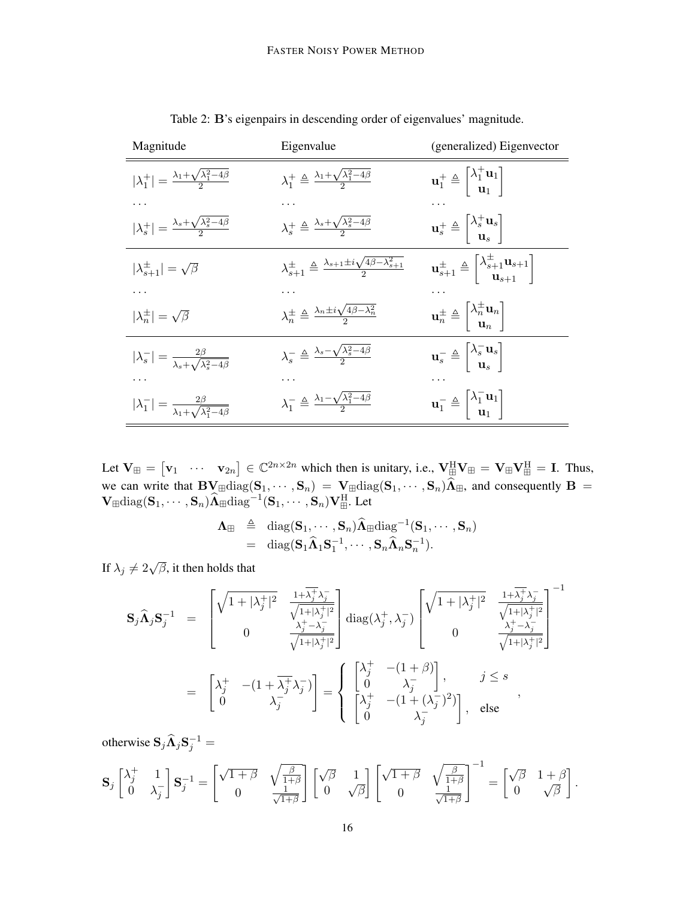Table 2: $\mathbf{B}$'s eigenpairs in descending order of eigenvalues' magnitude.

| Magnitude | Eigenvalue | (generalized) Eigenvector |
|---|---|---|
| $\lvert\lambda_1^+\rvert = \frac{\lambda_1+\sqrt{\lambda_1^2-4\beta}}{2}$ | $\lambda_1^+ \triangleq \frac{\lambda_1+\sqrt{\lambda_1^2-4\beta}}{2}$ | $\mathbf{u}_1^+ \triangleq \begin{bmatrix}\lambda_1^+\mathbf{u}_1 \\ \mathbf{u}_1\end{bmatrix}$ |
| $\cdots$ | $\cdots$ | $\cdots$ |
| $\lvert\lambda_s^+\rvert = \frac{\lambda_s+\sqrt{\lambda_s^2-4\beta}}{2}$ | $\lambda_s^+ \triangleq \frac{\lambda_s+\sqrt{\lambda_s^2-4\beta}}{2}$ | $\mathbf{u}_s^+ \triangleq \begin{bmatrix}\lambda_s^+\mathbf{u}_s \\ \mathbf{u}_s\end{bmatrix}$ |
| $\lvert\lambda_{s+1}^\pm\rvert = \sqrt{\beta}$ | $\lambda_{s+1}^\pm \triangleq \frac{\lambda_{s+1}\pm i\sqrt{4\beta-\lambda_{s+1}^2}}{2}$ | $\mathbf{u}_{s+1}^\pm \triangleq \begin{bmatrix}\lambda_{s+1}^\pm\mathbf{u}_{s+1} \\ \mathbf{u}_{s+1}\end{bmatrix}$ |
| $\cdots$ | $\cdots$ | $\cdots$ |
| $\lvert\lambda_n^\pm\rvert = \sqrt{\beta}$ | $\lambda_n^\pm \triangleq \frac{\lambda_n\pm i\sqrt{4\beta-\lambda_n^2}}{2}$ | $\mathbf{u}_n^\pm \triangleq \begin{bmatrix}\lambda_n^\pm\mathbf{u}_n \\ \mathbf{u}_n\end{bmatrix}$ |
| $\lvert\lambda_s^-\rvert = \frac{2\beta}{\lambda_s+\sqrt{\lambda_s^2-4\beta}}$ | $\lambda_s^- \triangleq \frac{\lambda_s-\sqrt{\lambda_s^2-4\beta}}{2}$ | $\mathbf{u}_s^- \triangleq \begin{bmatrix}\lambda_s^-\mathbf{u}_s \\ \mathbf{u}_s\end{bmatrix}$ |
| $\cdots$ | $\cdots$ | $\cdots$ |
| $\lvert\lambda_1^-\rvert = \frac{2\beta}{\lambda_1+\sqrt{\lambda_1^2-4\beta}}$ | $\lambda_1^- \triangleq \frac{\lambda_1-\sqrt{\lambda_1^2-4\beta}}{2}$ | $\mathbf{u}_1^- \triangleq \begin{bmatrix}\lambda_1^-\mathbf{u}_1 \\ \mathbf{u}_1\end{bmatrix}$ |

Let $\mathbf{V}_{\boxplus} = \begin{bmatrix}\mathbf{v}_1 & \cdots & \mathbf{v}_{2n}\end{bmatrix} \in \mathbb{C}^{2n\times 2n}$ which then is unitary, i.e., $\mathbf{V}_{\boxplus}^{\mathrm{H}}\mathbf{V}_{\boxplus} = \mathbf{V}_{\boxplus}\mathbf{V}_{\boxplus}^{\mathrm{H}} = \mathbf{I}$. Thus, we can write that $\mathbf{B}\mathbf{V}_{\boxplus}\mathrm{diag}(\mathbf{S}_1, \cdots, \mathbf{S}_n) = \mathbf{V}_{\boxplus}\mathrm{diag}(\mathbf{S}_1, \cdots, \mathbf{S}_n)\widehat{\mathbf{\Lambda}}_{\boxplus}$, and consequently $\mathbf{B} = \mathbf{V}_{\boxplus}\mathrm{diag}(\mathbf{S}_1, \cdots, \mathbf{S}_n)\widehat{\mathbf{\Lambda}}_{\boxplus}\mathrm{diag}^{-1}(\mathbf{S}_1, \cdots, \mathbf{S}_n)\mathbf{V}_{\boxplus}^{\mathrm{H}}$. Let

$$
\begin{aligned}
\mathbf{\Lambda}_{\boxplus} &\triangleq \mathrm{diag}(\mathbf{S}_1, \cdots, \mathbf{S}_n)\widehat{\mathbf{\Lambda}}_{\boxplus}\mathrm{diag}^{-1}(\mathbf{S}_1, \cdots, \mathbf{S}_n) \\
&= \mathrm{diag}(\mathbf{S}_1\widehat{\mathbf{\Lambda}}_1\mathbf{S}_1^{-1}, \cdots, \mathbf{S}_n\widehat{\mathbf{\Lambda}}_n\mathbf{S}_n^{-1}).
\end{aligned}
$$

If $\lambda_j \neq 2\sqrt{\beta}$, it then holds that

$$
\begin{aligned}
\mathbf{S}_j\widehat{\mathbf{\Lambda}}_j\mathbf{S}_j^{-1} &= \begin{bmatrix}\sqrt{1+|\lambda_j^+|^2} & \frac{1+\overline{\lambda_j^+}\lambda_j^-}{\sqrt{1+|\lambda_j^+|^2}} \\ 0 & \frac{\lambda_j^+-\lambda_j^-}{\sqrt{1+|\lambda_j^+|^2}}\end{bmatrix} \mathrm{diag}(\lambda_j^+, \lambda_j^-) \begin{bmatrix}\sqrt{1+|\lambda_j^+|^2} & \frac{1+\overline{\lambda_j^+}\lambda_j^-}{\sqrt{1+|\lambda_j^+|^2}} \\ 0 & \frac{\lambda_j^+-\lambda_j^-}{\sqrt{1+|\lambda_j^+|^2}}\end{bmatrix}^{-1} \\
&= \begin{bmatrix}\lambda_j^+ & -(1+\overline{\lambda_j^+}\lambda_j^-) \\ 0 & \lambda_j^-\end{bmatrix} = \begin{cases}\begin{bmatrix}\lambda_j^+ & -(1+\beta) \\ 0 & \lambda_j^-\end{bmatrix}, & j \leq s \\ \begin{bmatrix}\lambda_j^+ & -(1+(\lambda_j^-)^2) \\ 0 & \lambda_j^-\end{bmatrix}, & \text{else}\end{cases},
\end{aligned}
$$

otherwise $\mathbf{S}_j\widehat{\mathbf{\Lambda}}_j\mathbf{S}_j^{-1} =$

$$
\mathbf{S}_j\begin{bmatrix}\lambda_j^+ & 1 \\ 0 & \lambda_j^-\end{bmatrix}\mathbf{S}_j^{-1} = \begin{bmatrix}\sqrt{1+\beta} & \sqrt{\frac{\beta}{1+\beta}} \\ 0 & \frac{1}{\sqrt{1+\beta}}\end{bmatrix}\begin{bmatrix}\sqrt{\beta} & 1 \\ 0 & \sqrt{\beta}\end{bmatrix}\begin{bmatrix}\sqrt{1+\beta} & \sqrt{\frac{\beta}{1+\beta}} \\ 0 & \frac{1}{\sqrt{1+\beta}}\end{bmatrix}^{-1} = \begin{bmatrix}\sqrt{\beta} & 1+\beta \\ 0 & \sqrt{\beta}\end{bmatrix}.
$$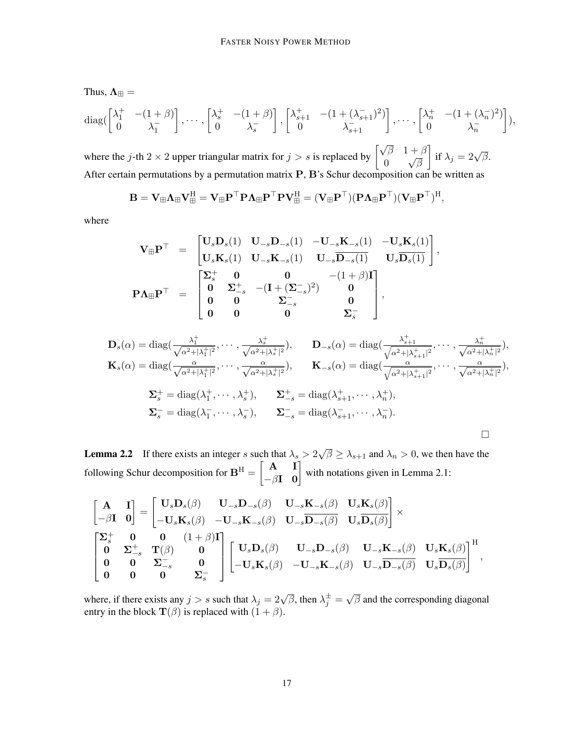Thus, $\mathbf{\Lambda}_{\boxplus} =$

$$
\operatorname{diag}(\begin{bmatrix} \lambda_1^+ & -(1+\beta) \\ 0 & \lambda_1^- \end{bmatrix}, \cdots, \begin{bmatrix} \lambda_s^+ & -(1+\beta) \\ 0 & \lambda_s^- \end{bmatrix}, \begin{bmatrix} \lambda_{s+1}^+ & -(1+(\lambda_{s+1}^-)^2) \\ 0 & \lambda_{s+1}^- \end{bmatrix}, \cdots, \begin{bmatrix} \lambda_n^+ & -(1+(\lambda_n^-)^2) \\ 0 & \lambda_n^- \end{bmatrix}),
$$

where the $j$-th $2 \times 2$ upper triangular matrix for $j > s$ is replaced by $\begin{bmatrix} \sqrt{\beta} & 1+\beta \\ 0 & \sqrt{\beta} \end{bmatrix}$ if $\lambda_j = 2\sqrt{\beta}$. After certain permutations by a permutation matrix $\mathbf{P}$, $\mathbf{B}$'s Schur decomposition can be written as

$$
\mathbf{B} = \mathbf{V}_{\boxplus}\mathbf{\Lambda}_{\boxplus}\mathbf{V}_{\boxplus}^{\mathrm{H}} = \mathbf{V}_{\boxplus}\mathbf{P}^\top\mathbf{P}\mathbf{\Lambda}_{\boxplus}\mathbf{P}^\top\mathbf{P}\mathbf{V}_{\boxplus}^{\mathrm{H}} = (\mathbf{V}_{\boxplus}\mathbf{P}^\top)(\mathbf{P}\mathbf{\Lambda}_{\boxplus}\mathbf{P}^\top)(\mathbf{V}_{\boxplus}\mathbf{P}^\top)^{\mathrm{H}},
$$

where

$$
\begin{aligned}
\mathbf{V}_{\boxplus}\mathbf{P}^\top &= \begin{bmatrix} \mathbf{U}_s\mathbf{D}_s(1) & \mathbf{U}_{-s}\mathbf{D}_{-s}(1) & -\mathbf{U}_{-s}\mathbf{K}_{-s}(1) & -\mathbf{U}_s\mathbf{K}_s(1) \\ \mathbf{U}_s\mathbf{K}_s(1) & \mathbf{U}_{-s}\mathbf{K}_{-s}(1) & \mathbf{U}_{-s}\overline{\mathbf{D}_{-s}(1)} & \mathbf{U}_s\overline{\mathbf{D}_s(1)} \end{bmatrix}, \\
\mathbf{P}\mathbf{\Lambda}_{\boxplus}\mathbf{P}^\top &= \begin{bmatrix} \mathbf{\Sigma}_s^+ & \mathbf{0} & \mathbf{0} & -(1+\beta)\mathbf{I} \\ \mathbf{0} & \mathbf{\Sigma}_{-s}^+ & -(\mathbf{I}+(\mathbf{\Sigma}_{-s}^-)^2) & \mathbf{0} \\ \mathbf{0} & \mathbf{0} & \mathbf{\Sigma}_{-s}^- & \mathbf{0} \\ \mathbf{0} & \mathbf{0} & \mathbf{0} & \mathbf{\Sigma}_s^- \end{bmatrix},
\end{aligned}
$$

$$
\begin{aligned}
\mathbf{D}_s(\alpha) &= \operatorname{diag}(\tfrac{\lambda_1^+}{\sqrt{\alpha^2+|\lambda_1^+|^2}}, \cdots, \tfrac{\lambda_s^+}{\sqrt{\alpha^2+|\lambda_s^+|^2}}), \qquad \mathbf{D}_{-s}(\alpha) = \operatorname{diag}(\tfrac{\lambda_{s+1}^+}{\sqrt{\alpha^2+|\lambda_{s+1}^+|^2}}, \cdots, \tfrac{\lambda_n^+}{\sqrt{\alpha^2+|\lambda_n^+|^2}}), \\
\mathbf{K}_s(\alpha) &= \operatorname{diag}(\tfrac{\alpha}{\sqrt{\alpha^2+|\lambda_1^+|^2}}, \cdots, \tfrac{\alpha}{\sqrt{\alpha^2+|\lambda_s^+|^2}}), \qquad \mathbf{K}_{-s}(\alpha) = \operatorname{diag}(\tfrac{\alpha}{\sqrt{\alpha^2+|\lambda_{s+1}^+|^2}}, \cdots, \tfrac{\alpha}{\sqrt{\alpha^2+|\lambda_n^+|^2}}),
\end{aligned}
$$

$$
\begin{aligned}
\mathbf{\Sigma}_s^+ &= \operatorname{diag}(\lambda_1^+, \cdots, \lambda_s^+), \qquad \mathbf{\Sigma}_{-s}^+ = \operatorname{diag}(\lambda_{s+1}^+, \cdots, \lambda_n^+), \\
\mathbf{\Sigma}_s^- &= \operatorname{diag}(\lambda_1^-, \cdots, \lambda_s^-), \qquad \mathbf{\Sigma}_{-s}^- = \operatorname{diag}(\lambda_{s+1}^-, \cdots, \lambda_n^-).
\end{aligned}
$$

□

**Lemma 2.2** If there exists an integer $s$ such that $\lambda_s > 2\sqrt{\beta} \geq \lambda_{s+1}$ and $\lambda_n > 0$, we then have the following Schur decomposition for $\mathbf{B}^{\mathrm{H}} = \begin{bmatrix} \mathbf{A} & \mathbf{I} \\ -\beta\mathbf{I} & \mathbf{0} \end{bmatrix}$ with notations given in Lemma 2.1:

$$
\begin{bmatrix} \mathbf{A} & \mathbf{I} \\ -\beta\mathbf{I} & \mathbf{0} \end{bmatrix} = \begin{bmatrix} \mathbf{U}_s\mathbf{D}_s(\beta) & \mathbf{U}_{-s}\mathbf{D}_{-s}(\beta) & \mathbf{U}_{-s}\mathbf{K}_{-s}(\beta) & \mathbf{U}_s\mathbf{K}_s(\beta) \\ -\mathbf{U}_s\mathbf{K}_s(\beta) & -\mathbf{U}_{-s}\mathbf{K}_{-s}(\beta) & \mathbf{U}_{-s}\overline{\mathbf{D}_{-s}(\beta)} & \mathbf{U}_s\overline{\mathbf{D}_s(\beta)} \end{bmatrix} \times
$$

$$
\begin{bmatrix} \mathbf{\Sigma}_s^+ & \mathbf{0} & \mathbf{0} & (1+\beta)\mathbf{I} \\ \mathbf{0} & \mathbf{\Sigma}_{-s}^+ & \mathbf{T}(\beta) & \mathbf{0} \\ \mathbf{0} & \mathbf{0} & \mathbf{\Sigma}_{-s}^- & \mathbf{0} \\ \mathbf{0} & \mathbf{0} & \mathbf{0} & \mathbf{\Sigma}_s^- \end{bmatrix} \begin{bmatrix} \mathbf{U}_s\mathbf{D}_s(\beta) & \mathbf{U}_{-s}\mathbf{D}_{-s}(\beta) & \mathbf{U}_{-s}\mathbf{K}_{-s}(\beta) & \mathbf{U}_s\mathbf{K}_s(\beta) \\ -\mathbf{U}_s\mathbf{K}_s(\beta) & -\mathbf{U}_{-s}\mathbf{K}_{-s}(\beta) & \mathbf{U}_{-s}\overline{\mathbf{D}_{-s}(\beta)} & \mathbf{U}_s\overline{\mathbf{D}_s(\beta)} \end{bmatrix}^{\mathrm{H}},
$$

where, if there exists any $j > s$ such that $\lambda_j = 2\sqrt{\beta}$, then $\lambda_j^\pm = \sqrt{\beta}$ and the corresponding diagonal entry in the block $\mathbf{T}(\beta)$ is replaced with $(1+\beta)$.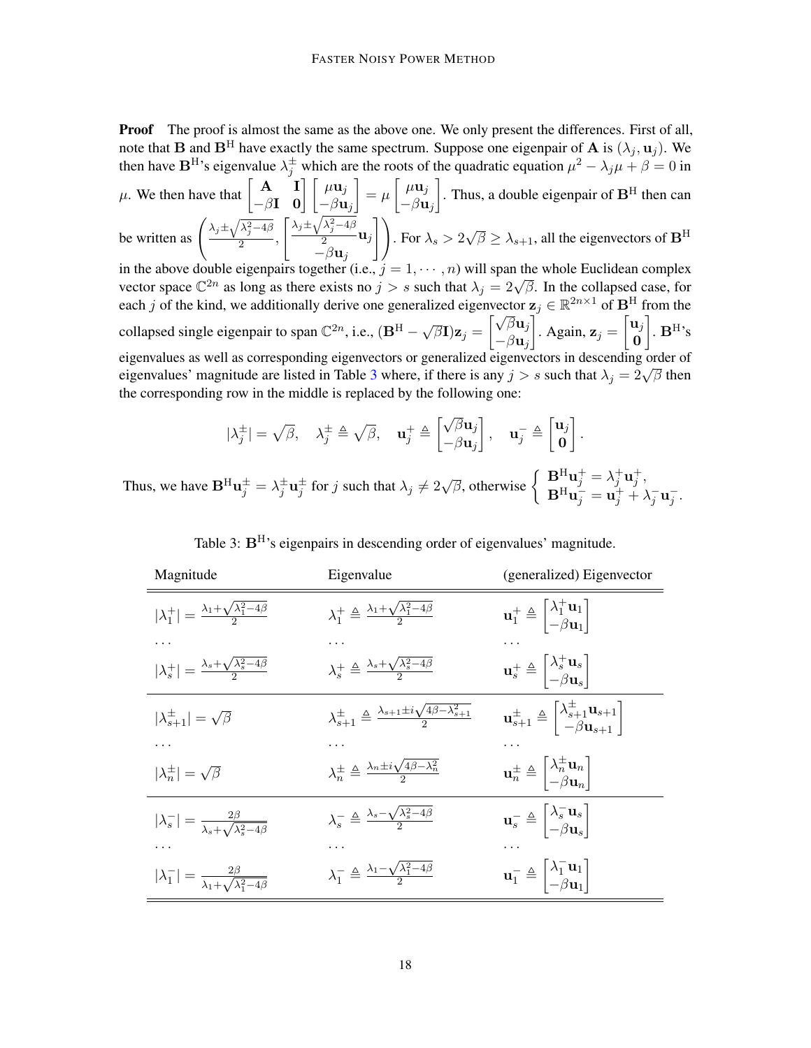**Proof** The proof is almost the same as the above one. We only present the differences. First of all, note that $\mathbf{B}$ and $\mathbf{B}^{\mathrm{H}}$ have exactly the same spectrum. Suppose one eigenpair of $\mathbf{A}$ is $(\lambda_j, \mathbf{u}_j)$. We then have $\mathbf{B}^{\mathrm{H}}$'s eigenvalue $\lambda_j^{\pm}$ which are the roots of the quadratic equation $\mu^2 - \lambda_j \mu + \beta = 0$ in $\mu$. We then have that $\begin{bmatrix} \mathbf{A} & \mathbf{I} \\ -\beta \mathbf{I} & \mathbf{0} \end{bmatrix} \begin{bmatrix} \mu \mathbf{u}_j \\ -\beta \mathbf{u}_j \end{bmatrix} = \mu \begin{bmatrix} \mu \mathbf{u}_j \\ -\beta \mathbf{u}_j \end{bmatrix}$. Thus, a double eigenpair of $\mathbf{B}^{\mathrm{H}}$ then can be written as $\left( \frac{\lambda_j \pm \sqrt{\lambda_j^2 - 4\beta}}{2}, \begin{bmatrix} \frac{\lambda_j \pm \sqrt{\lambda_j^2 - 4\beta}}{2} \mathbf{u}_j \\ -\beta \mathbf{u}_j \end{bmatrix} \right)$. For $\lambda_s > 2\sqrt{\beta} \geq \lambda_{s+1}$, all the eigenvectors of $\mathbf{B}^{\mathrm{H}}$ in the above double eigenpairs together (i.e., $j = 1, \cdots, n$) will span the whole Euclidean complex vector space $\mathbb{C}^{2n}$ as long as there exists no $j > s$ such that $\lambda_j = 2\sqrt{\beta}$. In the collapsed case, for each $j$ of the kind, we additionally derive one generalized eigenvector $\mathbf{z}_j \in \mathbb{R}^{2n \times 1}$ of $\mathbf{B}^{\mathrm{H}}$ from the collapsed single eigenpair to span $\mathbb{C}^{2n}$, i.e., $(\mathbf{B}^{\mathrm{H}} - \sqrt{\beta}\mathbf{I})\mathbf{z}_j = \begin{bmatrix} \sqrt{\beta} \mathbf{u}_j \\ -\beta \mathbf{u}_j \end{bmatrix}$. Again, $\mathbf{z}_j = \begin{bmatrix} \mathbf{u}_j \\ \mathbf{0} \end{bmatrix}$. $\mathbf{B}^{\mathrm{H}}$'s eigenvalues as well as corresponding eigenvectors or generalized eigenvectors in descending order of eigenvalues' magnitude are listed in Table 3 where, if there is any $j > s$ such that $\lambda_j = 2\sqrt{\beta}$ then the corresponding row in the middle is replaced by the following one:

$$
|\lambda_j^{\pm}| = \sqrt{\beta}, \quad \lambda_j^{\pm} \triangleq \sqrt{\beta}, \quad \mathbf{u}_j^{+} \triangleq \begin{bmatrix} \sqrt{\beta} \mathbf{u}_j \\ -\beta \mathbf{u}_j \end{bmatrix}, \quad \mathbf{u}_j^{-} \triangleq \begin{bmatrix} \mathbf{u}_j \\ \mathbf{0} \end{bmatrix}.
$$

Thus, we have $\mathbf{B}^{\mathrm{H}} \mathbf{u}_j^{\pm} = \lambda_j^{\pm} \mathbf{u}_j^{\pm}$ for $j$ such that $\lambda_j \neq 2\sqrt{\beta}$, otherwise $\begin{cases} \mathbf{B}^{\mathrm{H}} \mathbf{u}_j^{+} = \lambda_j^{+} \mathbf{u}_j^{+}, \\ \mathbf{B}^{\mathrm{H}} \mathbf{u}_j^{-} = \mathbf{u}_j^{+} + \lambda_j^{-} \mathbf{u}_j^{-}. \end{cases}$

Table 3: $\mathbf{B}^{\mathrm{H}}$'s eigenpairs in descending order of eigenvalues' magnitude.

| Magnitude | Eigenvalue | (generalized) Eigenvector |
|---|---|---|
| $\lvert\lambda_1^{+}\rvert = \frac{\lambda_1 + \sqrt{\lambda_1^2 - 4\beta}}{2}$ | $\lambda_1^{+} \triangleq \frac{\lambda_1 + \sqrt{\lambda_1^2 - 4\beta}}{2}$ | $\mathbf{u}_1^{+} \triangleq \begin{bmatrix} \lambda_1^{+} \mathbf{u}_1 \\ -\beta \mathbf{u}_1 \end{bmatrix}$ |
| $\cdots$ | $\cdots$ | $\cdots$ |
| $\lvert\lambda_s^{+}\rvert = \frac{\lambda_s + \sqrt{\lambda_s^2 - 4\beta}}{2}$ | $\lambda_s^{+} \triangleq \frac{\lambda_s + \sqrt{\lambda_s^2 - 4\beta}}{2}$ | $\mathbf{u}_s^{+} \triangleq \begin{bmatrix} \lambda_s^{+} \mathbf{u}_s \\ -\beta \mathbf{u}_s \end{bmatrix}$ |
| $\lvert\lambda_{s+1}^{\pm}\rvert = \sqrt{\beta}$ | $\lambda_{s+1}^{\pm} \triangleq \frac{\lambda_{s+1} \pm i\sqrt{4\beta - \lambda_{s+1}^2}}{2}$ | $\mathbf{u}_{s+1}^{\pm} \triangleq \begin{bmatrix} \lambda_{s+1}^{\pm} \mathbf{u}_{s+1} \\ -\beta \mathbf{u}_{s+1} \end{bmatrix}$ |
| $\cdots$ | $\cdots$ | $\cdots$ |
| $\lvert\lambda_n^{\pm}\rvert = \sqrt{\beta}$ | $\lambda_n^{\pm} \triangleq \frac{\lambda_n \pm i\sqrt{4\beta - \lambda_n^2}}{2}$ | $\mathbf{u}_n^{\pm} \triangleq \begin{bmatrix} \lambda_n^{\pm} \mathbf{u}_n \\ -\beta \mathbf{u}_n \end{bmatrix}$ |
| $\lvert\lambda_s^{-}\rvert = \frac{2\beta}{\lambda_s + \sqrt{\lambda_s^2 - 4\beta}}$ | $\lambda_s^{-} \triangleq \frac{\lambda_s - \sqrt{\lambda_s^2 - 4\beta}}{2}$ | $\mathbf{u}_s^{-} \triangleq \begin{bmatrix} \lambda_s^{-} \mathbf{u}_s \\ -\beta \mathbf{u}_s \end{bmatrix}$ |
| $\cdots$ | $\cdots$ | $\cdots$ |
| $\lvert\lambda_1^{-}\rvert = \frac{2\beta}{\lambda_1 + \sqrt{\lambda_1^2 - 4\beta}}$ | $\lambda_1^{-} \triangleq \frac{\lambda_1 - \sqrt{\lambda_1^2 - 4\beta}}{2}$ | $\mathbf{u}_1^{-} \triangleq \begin{bmatrix} \lambda_1^{-} \mathbf{u}_1 \\ -\beta \mathbf{u}_1 \end{bmatrix}$ |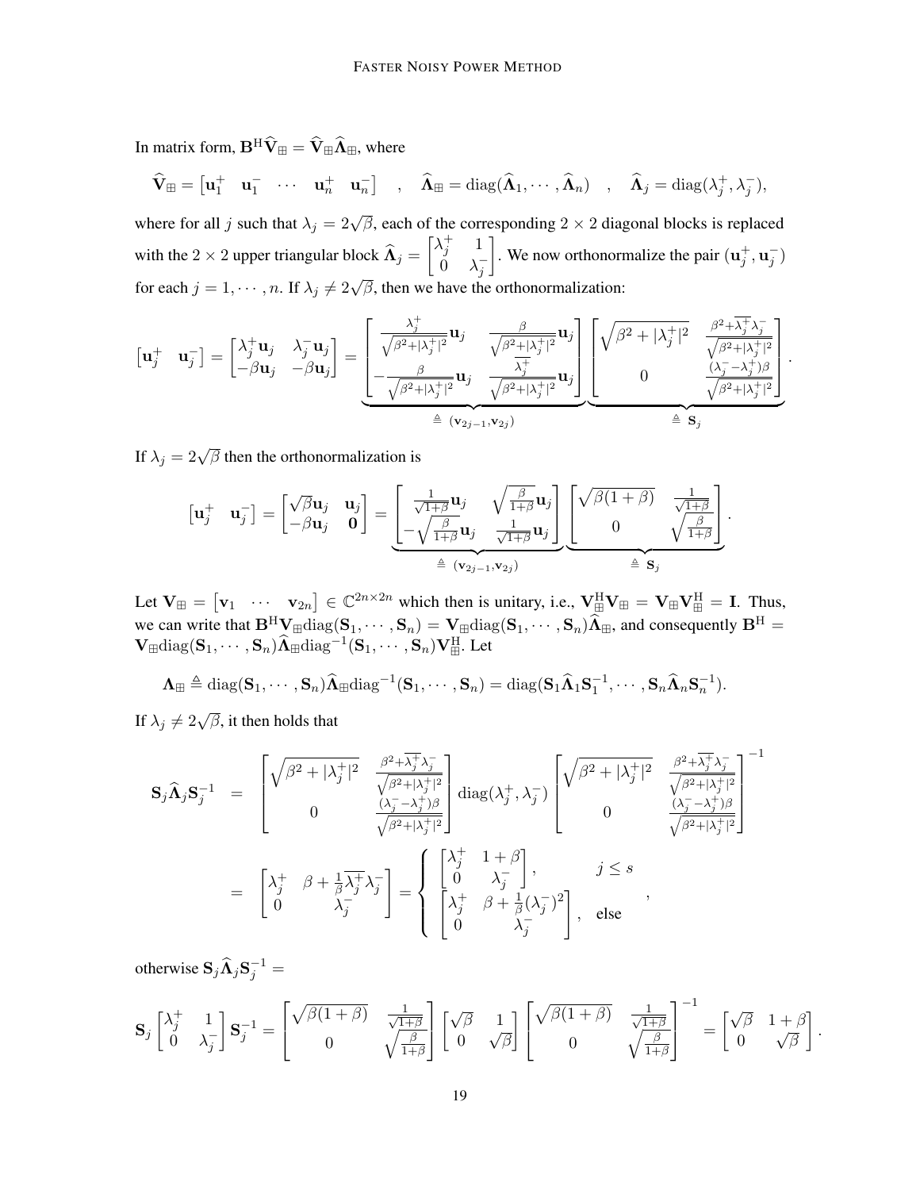In matrix form, $\mathbf{B}^{\mathrm{H}}\widehat{\mathbf{V}}_{\boxplus} = \widehat{\mathbf{V}}_{\boxplus}\widehat{\mathbf{\Lambda}}_{\boxplus}$, where

$$\widehat{\mathbf{V}}_{\boxplus} = \begin{bmatrix} \mathbf{u}_1^+ & \mathbf{u}_1^- & \cdots & \mathbf{u}_n^+ & \mathbf{u}_n^- \end{bmatrix} \quad , \quad \widehat{\mathbf{\Lambda}}_{\boxplus} = \mathrm{diag}(\widehat{\mathbf{\Lambda}}_1, \cdots, \widehat{\mathbf{\Lambda}}_n) \quad , \quad \widehat{\mathbf{\Lambda}}_j = \mathrm{diag}(\lambda_j^+, \lambda_j^-),$$

where for all $j$ such that $\lambda_j = 2\sqrt{\beta}$, each of the corresponding $2 \times 2$ diagonal blocks is replaced with the $2 \times 2$ upper triangular block $\widehat{\mathbf{\Lambda}}_j = \begin{bmatrix} \lambda_j^+ & 1 \\ 0 & \lambda_j^- \end{bmatrix}$. We now orthonormalize the pair $(\mathbf{u}_j^+, \mathbf{u}_j^-)$ for each $j = 1, \cdots, n$. If $\lambda_j \neq 2\sqrt{\beta}$, then we have the orthonormalization:

$$\begin{bmatrix} \mathbf{u}_j^+ & \mathbf{u}_j^- \end{bmatrix} = \begin{bmatrix} \lambda_j^+ \mathbf{u}_j & \lambda_j^- \mathbf{u}_j \\ -\beta \mathbf{u}_j & -\beta \mathbf{u}_j \end{bmatrix} = \underbrace{\begin{bmatrix} \frac{\lambda_j^+}{\sqrt{\beta^2 + |\lambda_j^+|^2}} \mathbf{u}_j & \frac{\beta}{\sqrt{\beta^2 + |\lambda_j^+|^2}} \mathbf{u}_j \\ -\frac{\beta}{\sqrt{\beta^2 + |\lambda_j^+|^2}} \mathbf{u}_j & \frac{\overline{\lambda_j^+}}{\sqrt{\beta^2 + |\lambda_j^+|^2}} \mathbf{u}_j \end{bmatrix}}_{\triangleq\ (\mathbf{v}_{2j-1}, \mathbf{v}_{2j})} \underbrace{\begin{bmatrix} \sqrt{\beta^2 + |\lambda_j^+|^2} & \frac{\beta^2 + \overline{\lambda_j^+}\lambda_j^-}{\sqrt{\beta^2 + |\lambda_j^+|^2}} \\ 0 & \frac{(\lambda_j^- - \lambda_j^+)\beta}{\sqrt{\beta^2 + |\lambda_j^+|^2}} \end{bmatrix}}_{\triangleq\ \mathbf{S}_j}.$$

If $\lambda_j = 2\sqrt{\beta}$ then the orthonormalization is

$$\begin{bmatrix} \mathbf{u}_j^+ & \mathbf{u}_j^- \end{bmatrix} = \begin{bmatrix} \sqrt{\beta}\mathbf{u}_j & \mathbf{u}_j \\ -\beta \mathbf{u}_j & \mathbf{0} \end{bmatrix} = \underbrace{\begin{bmatrix} \frac{1}{\sqrt{1+\beta}} \mathbf{u}_j & \sqrt{\frac{\beta}{1+\beta}} \mathbf{u}_j \\ -\sqrt{\frac{\beta}{1+\beta}} \mathbf{u}_j & \frac{1}{\sqrt{1+\beta}} \mathbf{u}_j \end{bmatrix}}_{\triangleq\ (\mathbf{v}_{2j-1}, \mathbf{v}_{2j})} \underbrace{\begin{bmatrix} \sqrt{\beta(1+\beta)} & \frac{1}{\sqrt{1+\beta}} \\ 0 & \sqrt{\frac{\beta}{1+\beta}} \end{bmatrix}}_{\triangleq\ \mathbf{S}_j}.$$

Let $\mathbf{V}_{\boxplus} = \begin{bmatrix} \mathbf{v}_1 & \cdots & \mathbf{v}_{2n} \end{bmatrix} \in \mathbb{C}^{2n \times 2n}$ which then is unitary, i.e., $\mathbf{V}_{\boxplus}^{\mathrm{H}}\mathbf{V}_{\boxplus} = \mathbf{V}_{\boxplus}\mathbf{V}_{\boxplus}^{\mathrm{H}} = \mathbf{I}$. Thus, we can write that $\mathbf{B}^{\mathrm{H}}\mathbf{V}_{\boxplus}\mathrm{diag}(\mathbf{S}_1, \cdots, \mathbf{S}_n) = \mathbf{V}_{\boxplus}\mathrm{diag}(\mathbf{S}_1, \cdots, \mathbf{S}_n)\widehat{\mathbf{\Lambda}}_{\boxplus}$, and consequently $\mathbf{B}^{\mathrm{H}} = \mathbf{V}_{\boxplus}\mathrm{diag}(\mathbf{S}_1, \cdots, \mathbf{S}_n)\widehat{\mathbf{\Lambda}}_{\boxplus}\mathrm{diag}^{-1}(\mathbf{S}_1, \cdots, \mathbf{S}_n)\mathbf{V}_{\boxplus}^{\mathrm{H}}$. Let

$$\mathbf{\Lambda}_{\boxplus} \triangleq \mathrm{diag}(\mathbf{S}_1, \cdots, \mathbf{S}_n)\widehat{\mathbf{\Lambda}}_{\boxplus}\mathrm{diag}^{-1}(\mathbf{S}_1, \cdots, \mathbf{S}_n) = \mathrm{diag}(\mathbf{S}_1\widehat{\mathbf{\Lambda}}_1\mathbf{S}_1^{-1}, \cdots, \mathbf{S}_n\widehat{\mathbf{\Lambda}}_n\mathbf{S}_n^{-1}).$$

If $\lambda_j \neq 2\sqrt{\beta}$, it then holds that

$$\begin{aligned} \mathbf{S}_j\widehat{\mathbf{\Lambda}}_j\mathbf{S}_j^{-1} &= \begin{bmatrix} \sqrt{\beta^2 + |\lambda_j^+|^2} & \frac{\beta^2 + \overline{\lambda_j^+}\lambda_j^-}{\sqrt{\beta^2 + |\lambda_j^+|^2}} \\ 0 & \frac{(\lambda_j^- - \lambda_j^+)\beta}{\sqrt{\beta^2 + |\lambda_j^+|^2}} \end{bmatrix} \mathrm{diag}(\lambda_j^+, \lambda_j^-) \begin{bmatrix} \sqrt{\beta^2 + |\lambda_j^+|^2} & \frac{\beta^2 + \overline{\lambda_j^+}\lambda_j^-}{\sqrt{\beta^2 + |\lambda_j^+|^2}} \\ 0 & \frac{(\lambda_j^- - \lambda_j^+)\beta}{\sqrt{\beta^2 + |\lambda_j^+|^2}} \end{bmatrix}^{-1} \\ &= \begin{bmatrix} \lambda_j^+ & \beta + \frac{1}{\beta}\overline{\lambda_j^+}\lambda_j^- \\ 0 & \lambda_j^- \end{bmatrix} = \begin{cases} \begin{bmatrix} \lambda_j^+ & 1+\beta \\ 0 & \lambda_j^- \end{bmatrix}, & j \leq s \\ \begin{bmatrix} \lambda_j^+ & \beta + \frac{1}{\beta}(\lambda_j^-)^2 \\ 0 & \lambda_j^- \end{bmatrix}, & \text{else} \end{cases}, \end{aligned}$$

otherwise $\mathbf{S}_j\widehat{\mathbf{\Lambda}}_j\mathbf{S}_j^{-1} =$

$$\mathbf{S}_j \begin{bmatrix} \lambda_j^+ & 1 \\ 0 & \lambda_j^- \end{bmatrix} \mathbf{S}_j^{-1} = \begin{bmatrix} \sqrt{\beta(1+\beta)} & \frac{1}{\sqrt{1+\beta}} \\ 0 & \sqrt{\frac{\beta}{1+\beta}} \end{bmatrix} \begin{bmatrix} \sqrt{\beta} & 1 \\ 0 & \sqrt{\beta} \end{bmatrix} \begin{bmatrix} \sqrt{\beta(1+\beta)} & \frac{1}{\sqrt{1+\beta}} \\ 0 & \sqrt{\frac{\beta}{1+\beta}} \end{bmatrix}^{-1} = \begin{bmatrix} \sqrt{\beta} & 1+\beta \\ 0 & \sqrt{\beta} \end{bmatrix}.$$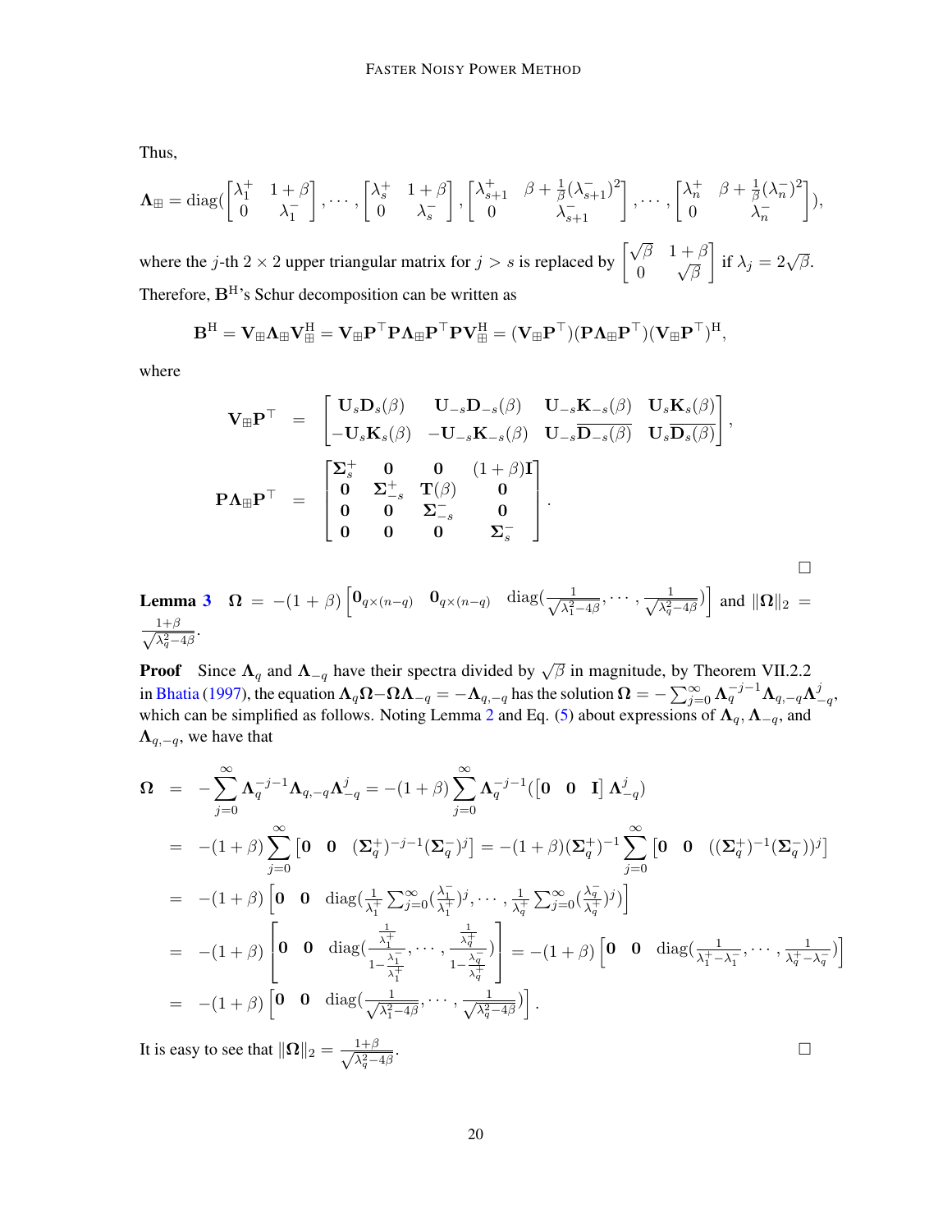Thus,

$$\mathbf{\Lambda}_{\boxplus} = \operatorname{diag}(\begin{bmatrix} \lambda_1^+ & 1+\beta \\ 0 & \lambda_1^- \end{bmatrix}, \cdots, \begin{bmatrix} \lambda_s^+ & 1+\beta \\ 0 & \lambda_s^- \end{bmatrix}, \begin{bmatrix} \lambda_{s+1}^+ & \beta + \frac{1}{\beta}(\lambda_{s+1}^-)^2 \\ 0 & \lambda_{s+1}^- \end{bmatrix}, \cdots, \begin{bmatrix} \lambda_n^+ & \beta + \frac{1}{\beta}(\lambda_n^-)^2 \\ 0 & \lambda_n^- \end{bmatrix}),$$

where the $j$-th $2 \times 2$ upper triangular matrix for $j > s$ is replaced by $\begin{bmatrix} \sqrt{\beta} & 1+\beta \\ 0 & \sqrt{\beta} \end{bmatrix}$ if $\lambda_j = 2\sqrt{\beta}$. Therefore, $\mathbf{B}^{\mathrm{H}}$'s Schur decomposition can be written as

$$\mathbf{B}^{\mathrm{H}} = \mathbf{V}_{\boxplus}\mathbf{\Lambda}_{\boxplus}\mathbf{V}_{\boxplus}^{\mathrm{H}} = \mathbf{V}_{\boxplus}\mathbf{P}^\top\mathbf{P}\mathbf{\Lambda}_{\boxplus}\mathbf{P}^\top\mathbf{P}\mathbf{V}_{\boxplus}^{\mathrm{H}} = (\mathbf{V}_{\boxplus}\mathbf{P}^\top)(\mathbf{P}\mathbf{\Lambda}_{\boxplus}\mathbf{P}^\top)(\mathbf{V}_{\boxplus}\mathbf{P}^\top)^{\mathrm{H}},$$

where

$$\begin{aligned}
\mathbf{V}_{\boxplus}\mathbf{P}^\top &= \begin{bmatrix} \mathbf{U}_s\mathbf{D}_s(\beta) & \mathbf{U}_{-s}\mathbf{D}_{-s}(\beta) & \mathbf{U}_{-s}\mathbf{K}_{-s}(\beta) & \mathbf{U}_s\mathbf{K}_s(\beta) \\ -\mathbf{U}_s\mathbf{K}_s(\beta) & -\mathbf{U}_{-s}\mathbf{K}_{-s}(\beta) & \mathbf{U}_{-s}\overline{\mathbf{D}_{-s}(\beta)} & \mathbf{U}_s\overline{\mathbf{D}_s(\beta)} \end{bmatrix}, \\
\mathbf{P}\mathbf{\Lambda}_{\boxplus}\mathbf{P}^\top &= \begin{bmatrix} \mathbf{\Sigma}_s^+ & \mathbf{0} & \mathbf{0} & (1+\beta)\mathbf{I} \\ \mathbf{0} & \mathbf{\Sigma}_{-s}^+ & \mathbf{T}(\beta) & \mathbf{0} \\ \mathbf{0} & \mathbf{0} & \mathbf{\Sigma}_{-s}^- & \mathbf{0} \\ \mathbf{0} & \mathbf{0} & \mathbf{0} & \mathbf{\Sigma}_s^- \end{bmatrix}.
\end{aligned}$$

□

**Lemma 3** $\mathbf{\Omega} = -(1+\beta)\begin{bmatrix} \mathbf{0}_{q\times(n-q)} & \mathbf{0}_{q\times(n-q)} & \operatorname{diag}(\frac{1}{\sqrt{\lambda_1^2-4\beta}}, \cdots, \frac{1}{\sqrt{\lambda_q^2-4\beta}}) \end{bmatrix}$ and $\|\mathbf{\Omega}\|_2 = \frac{1+\beta}{\sqrt{\lambda_q^2-4\beta}}$.

**Proof** Since $\mathbf{\Lambda}_q$ and $\mathbf{\Lambda}_{-q}$ have their spectra divided by $\sqrt{\beta}$ in magnitude, by Theorem VII.2.2 in Bhatia (1997), the equation $\mathbf{\Lambda}_q\mathbf{\Omega} - \mathbf{\Omega}\mathbf{\Lambda}_{-q} = -\mathbf{\Lambda}_{q,-q}$ has the solution $\mathbf{\Omega} = -\sum_{j=0}^\infty \mathbf{\Lambda}_q^{-j-1}\mathbf{\Lambda}_{q,-q}\mathbf{\Lambda}_{-q}^j$, which can be simplified as follows. Noting Lemma 2 and Eq. (5) about expressions of $\mathbf{\Lambda}_q$, $\mathbf{\Lambda}_{-q}$, and $\mathbf{\Lambda}_{q,-q}$, we have that

$$\begin{aligned}
\mathbf{\Omega} &= -\sum_{j=0}^\infty \mathbf{\Lambda}_q^{-j-1}\mathbf{\Lambda}_{q,-q}\mathbf{\Lambda}_{-q}^j = -(1+\beta)\sum_{j=0}^\infty \mathbf{\Lambda}_q^{-j-1}(\begin{bmatrix} \mathbf{0} & \mathbf{0} & \mathbf{I} \end{bmatrix}\mathbf{\Lambda}_{-q}^j) \\
&= -(1+\beta)\sum_{j=0}^\infty \begin{bmatrix} \mathbf{0} & \mathbf{0} & (\mathbf{\Sigma}_q^+)^{-j-1}(\mathbf{\Sigma}_q^-)^j \end{bmatrix} = -(1+\beta)(\mathbf{\Sigma}_q^+)^{-1}\sum_{j=0}^\infty \begin{bmatrix} \mathbf{0} & \mathbf{0} & ((\mathbf{\Sigma}_q^+)^{-1}(\mathbf{\Sigma}_q^-))^j \end{bmatrix} \\
&= -(1+\beta)\begin{bmatrix} \mathbf{0} & \mathbf{0} & \operatorname{diag}(\frac{1}{\lambda_1^+}\sum_{j=0}^\infty (\frac{\lambda_1^-}{\lambda_1^+})^j, \cdots, \frac{1}{\lambda_q^+}\sum_{j=0}^\infty (\frac{\lambda_q^-}{\lambda_q^+})^j) \end{bmatrix} \\
&= -(1+\beta)\begin{bmatrix} \mathbf{0} & \mathbf{0} & \operatorname{diag}(\frac{\frac{1}{\lambda_1^+}}{1-\frac{\lambda_1^-}{\lambda_1^+}}, \cdots, \frac{\frac{1}{\lambda_q^+}}{1-\frac{\lambda_q^-}{\lambda_q^+}}) \end{bmatrix} = -(1+\beta)\begin{bmatrix} \mathbf{0} & \mathbf{0} & \operatorname{diag}(\frac{1}{\lambda_1^+-\lambda_1^-}, \cdots, \frac{1}{\lambda_q^+-\lambda_q^-}) \end{bmatrix} \\
&= -(1+\beta)\begin{bmatrix} \mathbf{0} & \mathbf{0} & \operatorname{diag}(\frac{1}{\sqrt{\lambda_1^2-4\beta}}, \cdots, \frac{1}{\sqrt{\lambda_q^2-4\beta}}) \end{bmatrix}.
\end{aligned}$$

It is easy to see that $\|\mathbf{\Omega}\|_2 = \frac{1+\beta}{\sqrt{\lambda_q^2-4\beta}}$. □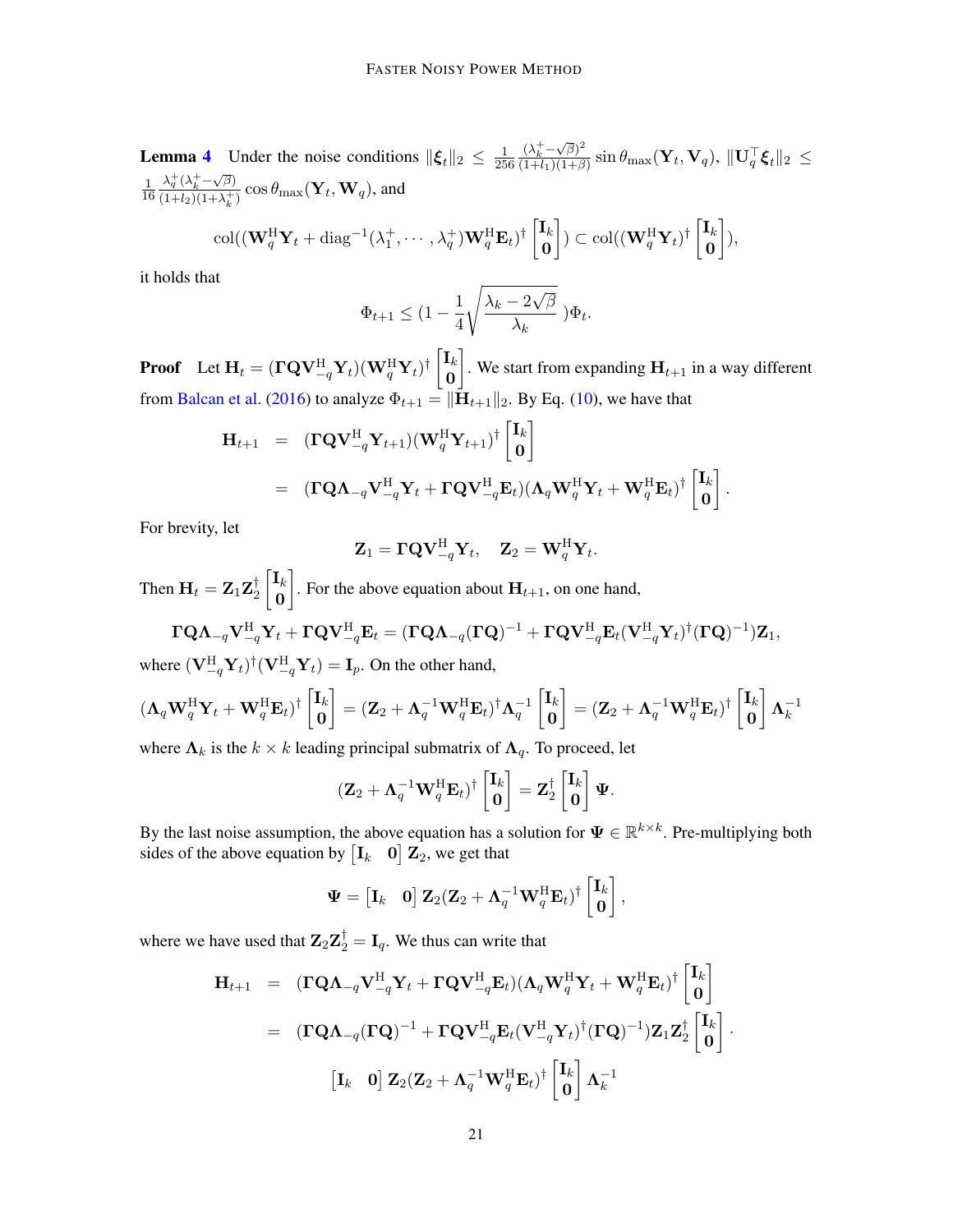**Lemma 4** Under the noise conditions $\|\boldsymbol{\xi}_t\|_2 \leq \frac{1}{256}\frac{(\lambda_k^+ - \sqrt{\beta})^2}{(1+l_1)(1+\beta)}\sin\theta_{\max}(\mathbf{Y}_t, \mathbf{V}_q)$, $\|\mathbf{U}_q^\top \boldsymbol{\xi}_t\|_2 \leq \frac{1}{16}\frac{\lambda_q^+(\lambda_k^+ - \sqrt{\beta})}{(1+l_2)(1+\lambda_k^+)}\cos\theta_{\max}(\mathbf{Y}_t, \mathbf{W}_q)$, and

$$
\mathrm{col}((\mathbf{W}_q^{\mathrm{H}}\mathbf{Y}_t + \mathrm{diag}^{-1}(\lambda_1^+, \cdots, \lambda_q^+)\mathbf{W}_q^{\mathrm{H}}\mathbf{E}_t)^\dagger \begin{bmatrix}\mathbf{I}_k \\ \mathbf{0}\end{bmatrix}) \subset \mathrm{col}((\mathbf{W}_q^{\mathrm{H}}\mathbf{Y}_t)^\dagger \begin{bmatrix}\mathbf{I}_k \\ \mathbf{0}\end{bmatrix}),
$$

it holds that

$$
\Phi_{t+1} \leq (1 - \frac{1}{4}\sqrt{\frac{\lambda_k - 2\sqrt{\beta}}{\lambda_k}}\,)\Phi_t.
$$

**Proof** Let $\mathbf{H}_t = (\mathbf{\Gamma}\mathbf{Q}\mathbf{V}_{-q}^{\mathrm{H}}\mathbf{Y}_t)(\mathbf{W}_q^{\mathrm{H}}\mathbf{Y}_t)^\dagger \begin{bmatrix}\mathbf{I}_k \\ \mathbf{0}\end{bmatrix}$. We start from expanding $\mathbf{H}_{t+1}$ in a way different from Balcan et al. (2016) to analyze $\Phi_{t+1} = \|\mathbf{H}_{t+1}\|_2$. By Eq. (10), we have that

$$
\begin{aligned}
\mathbf{H}_{t+1} &= (\mathbf{\Gamma}\mathbf{Q}\mathbf{V}_{-q}^{\mathrm{H}}\mathbf{Y}_{t+1})(\mathbf{W}_q^{\mathrm{H}}\mathbf{Y}_{t+1})^\dagger \begin{bmatrix}\mathbf{I}_k \\ \mathbf{0}\end{bmatrix} \\
&= (\mathbf{\Gamma}\mathbf{Q}\mathbf{\Lambda}_{-q}\mathbf{V}_{-q}^{\mathrm{H}}\mathbf{Y}_t + \mathbf{\Gamma}\mathbf{Q}\mathbf{V}_{-q}^{\mathrm{H}}\mathbf{E}_t)(\mathbf{\Lambda}_q\mathbf{W}_q^{\mathrm{H}}\mathbf{Y}_t + \mathbf{W}_q^{\mathrm{H}}\mathbf{E}_t)^\dagger \begin{bmatrix}\mathbf{I}_k \\ \mathbf{0}\end{bmatrix}.
\end{aligned}
$$

For brevity, let

$$
\mathbf{Z}_1 = \mathbf{\Gamma}\mathbf{Q}\mathbf{V}_{-q}^{\mathrm{H}}\mathbf{Y}_t, \quad \mathbf{Z}_2 = \mathbf{W}_q^{\mathrm{H}}\mathbf{Y}_t.
$$

Then $\mathbf{H}_t = \mathbf{Z}_1\mathbf{Z}_2^\dagger \begin{bmatrix}\mathbf{I}_k \\ \mathbf{0}\end{bmatrix}$. For the above equation about $\mathbf{H}_{t+1}$, on one hand,

$$
\mathbf{\Gamma}\mathbf{Q}\mathbf{\Lambda}_{-q}\mathbf{V}_{-q}^{\mathrm{H}}\mathbf{Y}_t + \mathbf{\Gamma}\mathbf{Q}\mathbf{V}_{-q}^{\mathrm{H}}\mathbf{E}_t = (\mathbf{\Gamma}\mathbf{Q}\mathbf{\Lambda}_{-q}(\mathbf{\Gamma}\mathbf{Q})^{-1} + \mathbf{\Gamma}\mathbf{Q}\mathbf{V}_{-q}^{\mathrm{H}}\mathbf{E}_t(\mathbf{V}_{-q}^{\mathrm{H}}\mathbf{Y}_t)^\dagger(\mathbf{\Gamma}\mathbf{Q})^{-1})\mathbf{Z}_1,
$$

where $(\mathbf{V}_{-q}^{\mathrm{H}}\mathbf{Y}_t)^\dagger(\mathbf{V}_{-q}^{\mathrm{H}}\mathbf{Y}_t) = \mathbf{I}_p$. On the other hand,

$$
(\mathbf{\Lambda}_q\mathbf{W}_q^{\mathrm{H}}\mathbf{Y}_t + \mathbf{W}_q^{\mathrm{H}}\mathbf{E}_t)^\dagger \begin{bmatrix}\mathbf{I}_k \\ \mathbf{0}\end{bmatrix} = (\mathbf{Z}_2 + \mathbf{\Lambda}_q^{-1}\mathbf{W}_q^{\mathrm{H}}\mathbf{E}_t)^\dagger\mathbf{\Lambda}_q^{-1}\begin{bmatrix}\mathbf{I}_k \\ \mathbf{0}\end{bmatrix} = (\mathbf{Z}_2 + \mathbf{\Lambda}_q^{-1}\mathbf{W}_q^{\mathrm{H}}\mathbf{E}_t)^\dagger \begin{bmatrix}\mathbf{I}_k \\ \mathbf{0}\end{bmatrix}\mathbf{\Lambda}_k^{-1}
$$

where $\mathbf{\Lambda}_k$ is the $k \times k$ leading principal submatrix of $\mathbf{\Lambda}_q$. To proceed, let

$$
(\mathbf{Z}_2 + \mathbf{\Lambda}_q^{-1}\mathbf{W}_q^{\mathrm{H}}\mathbf{E}_t)^\dagger \begin{bmatrix}\mathbf{I}_k \\ \mathbf{0}\end{bmatrix} = \mathbf{Z}_2^\dagger \begin{bmatrix}\mathbf{I}_k \\ \mathbf{0}\end{bmatrix}\mathbf{\Psi}.
$$

By the last noise assumption, the above equation has a solution for $\mathbf{\Psi} \in \mathbb{R}^{k \times k}$. Pre-multiplying both sides of the above equation by $\begin{bmatrix}\mathbf{I}_k & \mathbf{0}\end{bmatrix}\mathbf{Z}_2$, we get that

$$
\mathbf{\Psi} = \begin{bmatrix}\mathbf{I}_k & \mathbf{0}\end{bmatrix}\mathbf{Z}_2(\mathbf{Z}_2 + \mathbf{\Lambda}_q^{-1}\mathbf{W}_q^{\mathrm{H}}\mathbf{E}_t)^\dagger \begin{bmatrix}\mathbf{I}_k \\ \mathbf{0}\end{bmatrix},
$$

where we have used that $\mathbf{Z}_2\mathbf{Z}_2^\dagger = \mathbf{I}_q$. We thus can write that

$$
\begin{aligned}
\mathbf{H}_{t+1} &= (\mathbf{\Gamma}\mathbf{Q}\mathbf{\Lambda}_{-q}\mathbf{V}_{-q}^{\mathrm{H}}\mathbf{Y}_t + \mathbf{\Gamma}\mathbf{Q}\mathbf{V}_{-q}^{\mathrm{H}}\mathbf{E}_t)(\mathbf{\Lambda}_q\mathbf{W}_q^{\mathrm{H}}\mathbf{Y}_t + \mathbf{W}_q^{\mathrm{H}}\mathbf{E}_t)^\dagger \begin{bmatrix}\mathbf{I}_k \\ \mathbf{0}\end{bmatrix} \\
&= (\mathbf{\Gamma}\mathbf{Q}\mathbf{\Lambda}_{-q}(\mathbf{\Gamma}\mathbf{Q})^{-1} + \mathbf{\Gamma}\mathbf{Q}\mathbf{V}_{-q}^{\mathrm{H}}\mathbf{E}_t(\mathbf{V}_{-q}^{\mathrm{H}}\mathbf{Y}_t)^\dagger(\mathbf{\Gamma}\mathbf{Q})^{-1})\mathbf{Z}_1\mathbf{Z}_2^\dagger \begin{bmatrix}\mathbf{I}_k \\ \mathbf{0}\end{bmatrix} \cdot \\
&\qquad \begin{bmatrix}\mathbf{I}_k & \mathbf{0}\end{bmatrix}\mathbf{Z}_2(\mathbf{Z}_2 + \mathbf{\Lambda}_q^{-1}\mathbf{W}_q^{\mathrm{H}}\mathbf{E}_t)^\dagger \begin{bmatrix}\mathbf{I}_k \\ \mathbf{0}\end{bmatrix}\mathbf{\Lambda}_k^{-1}
\end{aligned}
$$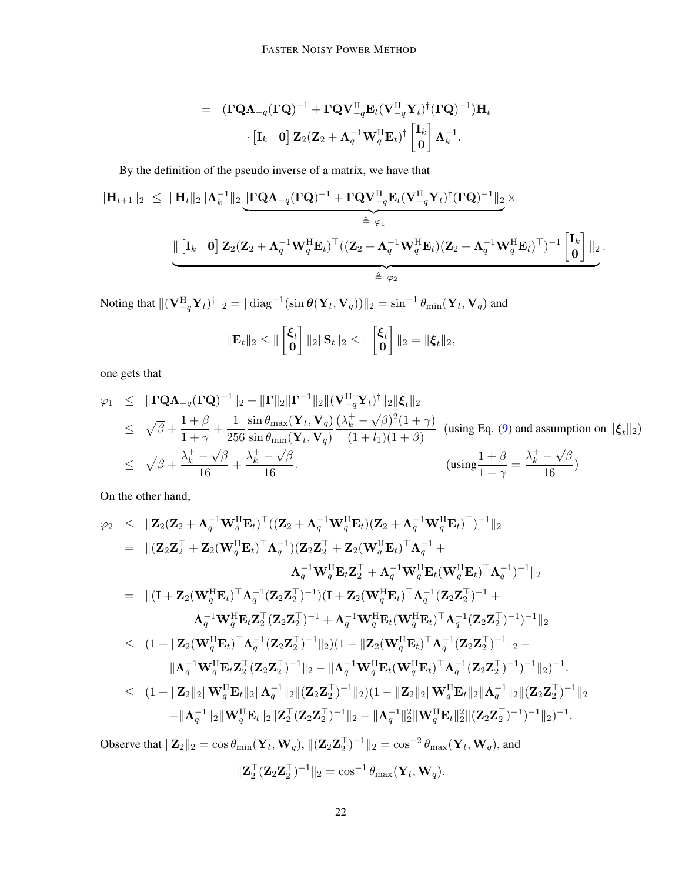$$
= \quad (\mathbf{\Gamma Q \Lambda}_{-q}(\mathbf{\Gamma Q})^{-1} + \mathbf{\Gamma Q V}_{-q}^{\mathrm{H}}\mathbf{E}_t(\mathbf{V}_{-q}^{\mathrm{H}}\mathbf{Y}_t)^{\dagger}(\mathbf{\Gamma Q})^{-1})\mathbf{H}_t \cdot \begin{bmatrix}\mathbf{I}_k & \mathbf{0}\end{bmatrix}\mathbf{Z}_2(\mathbf{Z}_2 + \mathbf{\Lambda}_q^{-1}\mathbf{W}_q^{\mathrm{H}}\mathbf{E}_t)^{\dagger}\begin{bmatrix}\mathbf{I}_k \\ \mathbf{0}\end{bmatrix}\mathbf{\Lambda}_k^{-1}.
$$

By the definition of the pseudo inverse of a matrix, we have that

$$
\|\mathbf{H}_{t+1}\|_2 \;\leq\; \|\mathbf{H}_t\|_2\|\mathbf{\Lambda}_k^{-1}\|_2 \underbrace{\|\mathbf{\Gamma Q \Lambda}_{-q}(\mathbf{\Gamma Q})^{-1} + \mathbf{\Gamma Q V}_{-q}^{\mathrm{H}}\mathbf{E}_t(\mathbf{V}_{-q}^{\mathrm{H}}\mathbf{Y}_t)^{\dagger}(\mathbf{\Gamma Q})^{-1}\|_2}_{\triangleq\ \varphi_1} \times
$$
$$
\underbrace{\| \begin{bmatrix}\mathbf{I}_k & \mathbf{0}\end{bmatrix}\mathbf{Z}_2(\mathbf{Z}_2 + \mathbf{\Lambda}_q^{-1}\mathbf{W}_q^{\mathrm{H}}\mathbf{E}_t)^{\top}((\mathbf{Z}_2 + \mathbf{\Lambda}_q^{-1}\mathbf{W}_q^{\mathrm{H}}\mathbf{E}_t)(\mathbf{Z}_2 + \mathbf{\Lambda}_q^{-1}\mathbf{W}_q^{\mathrm{H}}\mathbf{E}_t)^{\top})^{-1}\begin{bmatrix}\mathbf{I}_k \\ \mathbf{0}\end{bmatrix}\|_2}_{\triangleq\ \varphi_2}.
$$

Noting that $\|(\mathbf{V}_{-q}^{\mathrm{H}}\mathbf{Y}_t)^{\dagger}\|_2 = \|\mathrm{diag}^{-1}(\sin\boldsymbol{\theta}(\mathbf{Y}_t, \mathbf{V}_q))\|_2 = \sin^{-1}\theta_{\min}(\mathbf{Y}_t, \mathbf{V}_q)$ and

$$
\|\mathbf{E}_t\|_2 \leq \| \begin{bmatrix}\boldsymbol{\xi}_t \\ \mathbf{0}\end{bmatrix}\|_2\|\mathbf{S}_t\|_2 \leq \|\begin{bmatrix}\boldsymbol{\xi}_t \\ \mathbf{0}\end{bmatrix}\|_2 = \|\boldsymbol{\xi}_t\|_2,
$$

one gets that

$$
\begin{aligned}
\varphi_1 &\leq \|\mathbf{\Gamma Q \Lambda}_{-q}(\mathbf{\Gamma Q})^{-1}\|_2 + \|\mathbf{\Gamma}\|_2\|\mathbf{\Gamma}^{-1}\|_2\|(\mathbf{V}_{-q}^{\mathrm{H}}\mathbf{Y}_t)^{\dagger}\|_2\|\boldsymbol{\xi}_t\|_2 \\
&\leq \sqrt{\beta} + \frac{1+\beta}{1+\gamma} + \frac{1}{256}\frac{\sin\theta_{\max}(\mathbf{Y}_t, \mathbf{V}_q)}{\sin\theta_{\min}(\mathbf{Y}_t, \mathbf{V}_q)}\frac{(\lambda_k^+ - \sqrt{\beta})^2(1+\gamma)}{(1+l_1)(1+\beta)} \quad \text{(using Eq. (9) and assumption on } \|\boldsymbol{\xi}_t\|_2) \\
&\leq \sqrt{\beta} + \frac{\lambda_k^+ - \sqrt{\beta}}{16} + \frac{\lambda_k^+ - \sqrt{\beta}}{16}. \qquad\qquad \left(\text{using} \frac{1+\beta}{1+\gamma} = \frac{\lambda_k^+ - \sqrt{\beta}}{16}\right)
\end{aligned}
$$

On the other hand,

$$
\begin{aligned}
\varphi_2 &\leq \|\mathbf{Z}_2(\mathbf{Z}_2 + \mathbf{\Lambda}_q^{-1}\mathbf{W}_q^{\mathrm{H}}\mathbf{E}_t)^{\top}((\mathbf{Z}_2 + \mathbf{\Lambda}_q^{-1}\mathbf{W}_q^{\mathrm{H}}\mathbf{E}_t)(\mathbf{Z}_2 + \mathbf{\Lambda}_q^{-1}\mathbf{W}_q^{\mathrm{H}}\mathbf{E}_t)^{\top})^{-1}\|_2 \\
&= \|(\mathbf{Z}_2\mathbf{Z}_2^{\top} + \mathbf{Z}_2(\mathbf{W}_q^{\mathrm{H}}\mathbf{E}_t)^{\top}\mathbf{\Lambda}_q^{-1})(\mathbf{Z}_2\mathbf{Z}_2^{\top} + \mathbf{Z}_2(\mathbf{W}_q^{\mathrm{H}}\mathbf{E}_t)^{\top}\mathbf{\Lambda}_q^{-1} + \\
&\qquad\qquad \mathbf{\Lambda}_q^{-1}\mathbf{W}_q^{\mathrm{H}}\mathbf{E}_t\mathbf{Z}_2^{\top} + \mathbf{\Lambda}_q^{-1}\mathbf{W}_q^{\mathrm{H}}\mathbf{E}_t(\mathbf{W}_q^{\mathrm{H}}\mathbf{E}_t)^{\top}\mathbf{\Lambda}_q^{-1})^{-1}\|_2 \\
&= \|(\mathbf{I} + \mathbf{Z}_2(\mathbf{W}_q^{\mathrm{H}}\mathbf{E}_t)^{\top}\mathbf{\Lambda}_q^{-1}(\mathbf{Z}_2\mathbf{Z}_2^{\top})^{-1})(\mathbf{I} + \mathbf{Z}_2(\mathbf{W}_q^{\mathrm{H}}\mathbf{E}_t)^{\top}\mathbf{\Lambda}_q^{-1}(\mathbf{Z}_2\mathbf{Z}_2^{\top})^{-1} + \\
&\qquad\qquad \mathbf{\Lambda}_q^{-1}\mathbf{W}_q^{\mathrm{H}}\mathbf{E}_t\mathbf{Z}_2^{\top}(\mathbf{Z}_2\mathbf{Z}_2^{\top})^{-1} + \mathbf{\Lambda}_q^{-1}\mathbf{W}_q^{\mathrm{H}}\mathbf{E}_t(\mathbf{W}_q^{\mathrm{H}}\mathbf{E}_t)^{\top}\mathbf{\Lambda}_q^{-1}(\mathbf{Z}_2\mathbf{Z}_2^{\top})^{-1})^{-1}\|_2 \\
&\leq (1 + \|\mathbf{Z}_2(\mathbf{W}_q^{\mathrm{H}}\mathbf{E}_t)^{\top}\mathbf{\Lambda}_q^{-1}(\mathbf{Z}_2\mathbf{Z}_2^{\top})^{-1}\|_2)(1 - \|\mathbf{Z}_2(\mathbf{W}_q^{\mathrm{H}}\mathbf{E}_t)^{\top}\mathbf{\Lambda}_q^{-1}(\mathbf{Z}_2\mathbf{Z}_2^{\top})^{-1}\|_2 - \\
&\qquad \|\mathbf{\Lambda}_q^{-1}\mathbf{W}_q^{\mathrm{H}}\mathbf{E}_t\mathbf{Z}_2^{\top}(\mathbf{Z}_2\mathbf{Z}_2^{\top})^{-1}\|_2 - \|\mathbf{\Lambda}_q^{-1}\mathbf{W}_q^{\mathrm{H}}\mathbf{E}_t(\mathbf{W}_q^{\mathrm{H}}\mathbf{E}_t)^{\top}\mathbf{\Lambda}_q^{-1}(\mathbf{Z}_2\mathbf{Z}_2^{\top})^{-1})^{-1}\|_2)^{-1}. \\
&\leq (1 + \|\mathbf{Z}_2\|_2\|\mathbf{W}_q^{\mathrm{H}}\mathbf{E}_t\|_2\|\mathbf{\Lambda}_q^{-1}\|_2\|(\mathbf{Z}_2\mathbf{Z}_2^{\top})^{-1}\|_2)(1 - \|\mathbf{Z}_2\|_2\|\mathbf{W}_q^{\mathrm{H}}\mathbf{E}_t\|_2\|\mathbf{\Lambda}_q^{-1}\|_2\|(\mathbf{Z}_2\mathbf{Z}_2^{\top})^{-1}\|_2 \\
&\qquad - \|\mathbf{\Lambda}_q^{-1}\|_2\|\mathbf{W}_q^{\mathrm{H}}\mathbf{E}_t\|_2\|\mathbf{Z}_2^{\top}(\mathbf{Z}_2\mathbf{Z}_2^{\top})^{-1}\|_2 - \|\mathbf{\Lambda}_q^{-1}\|_2^2\|\mathbf{W}_q^{\mathrm{H}}\mathbf{E}_t\|_2^2\|(\mathbf{Z}_2\mathbf{Z}_2^{\top})^{-1})^{-1}\|_2)^{-1}.
\end{aligned}
$$

Observe that $\|\mathbf{Z}_2\|_2 = \cos\theta_{\min}(\mathbf{Y}_t, \mathbf{W}_q)$, $\|(\mathbf{Z}_2\mathbf{Z}_2^{\top})^{-1}\|_2 = \cos^{-2}\theta_{\max}(\mathbf{Y}_t, \mathbf{W}_q)$, and

$$
\|\mathbf{Z}_2^{\top}(\mathbf{Z}_2\mathbf{Z}_2^{\top})^{-1}\|_2 = \cos^{-1}\theta_{\max}(\mathbf{Y}_t, \mathbf{W}_q).
$$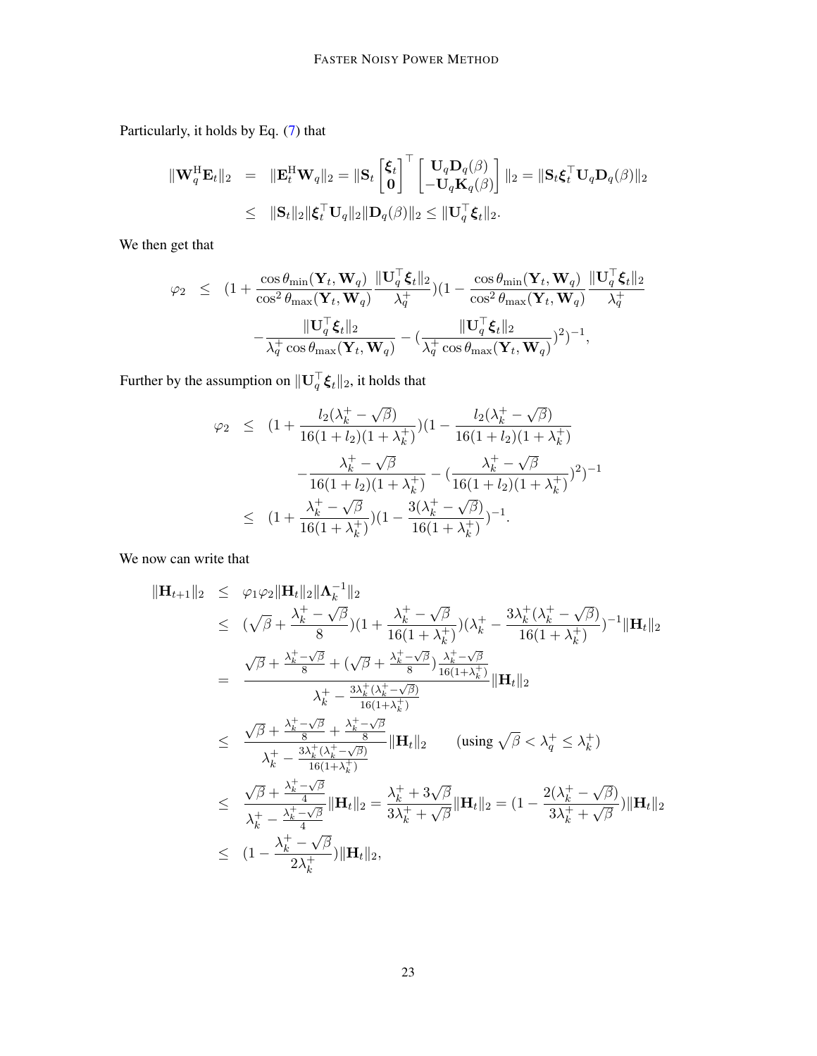Particularly, it holds by Eq. (7) that

$$
\begin{aligned}
\|\mathbf{W}_q^{\mathrm{H}}\mathbf{E}_t\|_2 &= \|\mathbf{E}_t^{\mathrm{H}}\mathbf{W}_q\|_2 = \|\mathbf{S}_t \begin{bmatrix}\boldsymbol{\xi}_t \\ \mathbf{0}\end{bmatrix}^\top \begin{bmatrix}\mathbf{U}_q\mathbf{D}_q(\beta) \\ -\mathbf{U}_q\mathbf{K}_q(\beta)\end{bmatrix}\|_2 = \|\mathbf{S}_t\boldsymbol{\xi}_t^\top\mathbf{U}_q\mathbf{D}_q(\beta)\|_2 \\
&\leq \|\mathbf{S}_t\|_2\|\boldsymbol{\xi}_t^\top\mathbf{U}_q\|_2\|\mathbf{D}_q(\beta)\|_2 \leq \|\mathbf{U}_q^\top\boldsymbol{\xi}_t\|_2.
\end{aligned}
$$

We then get that

$$
\begin{aligned}
\varphi_2 &\leq (1 + \frac{\cos\theta_{\min}(\mathbf{Y}_t, \mathbf{W}_q)}{\cos^2\theta_{\max}(\mathbf{Y}_t, \mathbf{W}_q)}\frac{\|\mathbf{U}_q^\top\boldsymbol{\xi}_t\|_2}{\lambda_q^+})(1 - \frac{\cos\theta_{\min}(\mathbf{Y}_t, \mathbf{W}_q)}{\cos^2\theta_{\max}(\mathbf{Y}_t, \mathbf{W}_q)}\frac{\|\mathbf{U}_q^\top\boldsymbol{\xi}_t\|_2}{\lambda_q^+} \\
&\qquad - \frac{\|\mathbf{U}_q^\top\boldsymbol{\xi}_t\|_2}{\lambda_q^+\cos\theta_{\max}(\mathbf{Y}_t, \mathbf{W}_q)} - (\frac{\|\mathbf{U}_q^\top\boldsymbol{\xi}_t\|_2}{\lambda_q^+\cos\theta_{\max}(\mathbf{Y}_t, \mathbf{W}_q)})^2)^{-1},
\end{aligned}
$$

Further by the assumption on $\|\mathbf{U}_q^\top\boldsymbol{\xi}_t\|_2$, it holds that

$$
\begin{aligned}
\varphi_2 &\leq (1 + \frac{l_2(\lambda_k^+ - \sqrt{\beta})}{16(1+l_2)(1+\lambda_k^+)})(1 - \frac{l_2(\lambda_k^+ - \sqrt{\beta})}{16(1+l_2)(1+\lambda_k^+)} \\
&\qquad - \frac{\lambda_k^+ - \sqrt{\beta}}{16(1+l_2)(1+\lambda_k^+)} - (\frac{\lambda_k^+ - \sqrt{\beta}}{16(1+l_2)(1+\lambda_k^+)})^2)^{-1} \\
&\leq (1 + \frac{\lambda_k^+ - \sqrt{\beta}}{16(1+\lambda_k^+)})(1 - \frac{3(\lambda_k^+ - \sqrt{\beta})}{16(1+\lambda_k^+)})^{-1}.
\end{aligned}
$$

We now can write that

$$
\begin{aligned}
\|\mathbf{H}_{t+1}\|_2 &\leq \varphi_1\varphi_2\|\mathbf{H}_t\|_2\|\mathbf{\Lambda}_k^{-1}\|_2 \\
&\leq (\sqrt{\beta} + \frac{\lambda_k^+ - \sqrt{\beta}}{8})(1 + \frac{\lambda_k^+ - \sqrt{\beta}}{16(1+\lambda_k^+)})(\lambda_k^+ - \frac{3\lambda_k^+(\lambda_k^+ - \sqrt{\beta})}{16(1+\lambda_k^+)})^{-1}\|\mathbf{H}_t\|_2 \\
&= \frac{\sqrt{\beta} + \frac{\lambda_k^+ - \sqrt{\beta}}{8} + (\sqrt{\beta} + \frac{\lambda_k^+ - \sqrt{\beta}}{8})\frac{\lambda_k^+ - \sqrt{\beta}}{16(1+\lambda_k^+)}}{\lambda_k^+ - \frac{3\lambda_k^+(\lambda_k^+ - \sqrt{\beta})}{16(1+\lambda_k^+)}}\|\mathbf{H}_t\|_2 \\
&\leq \frac{\sqrt{\beta} + \frac{\lambda_k^+ - \sqrt{\beta}}{8} + \frac{\lambda_k^+ - \sqrt{\beta}}{8}}{\lambda_k^+ - \frac{3\lambda_k^+(\lambda_k^+ - \sqrt{\beta})}{16(1+\lambda_k^+)}}\|\mathbf{H}_t\|_2 \qquad (\text{using } \sqrt{\beta} < \lambda_q^+ \leq \lambda_k^+) \\
&\leq \frac{\sqrt{\beta} + \frac{\lambda_k^+ - \sqrt{\beta}}{4}}{\lambda_k^+ - \frac{\lambda_k^+ - \sqrt{\beta}}{4}}\|\mathbf{H}_t\|_2 = \frac{\lambda_k^+ + 3\sqrt{\beta}}{3\lambda_k^+ + \sqrt{\beta}}\|\mathbf{H}_t\|_2 = (1 - \frac{2(\lambda_k^+ - \sqrt{\beta})}{3\lambda_k^+ + \sqrt{\beta}})\|\mathbf{H}_t\|_2 \\
&\leq (1 - \frac{\lambda_k^+ - \sqrt{\beta}}{2\lambda_k^+})\|\mathbf{H}_t\|_2,
\end{aligned}
$$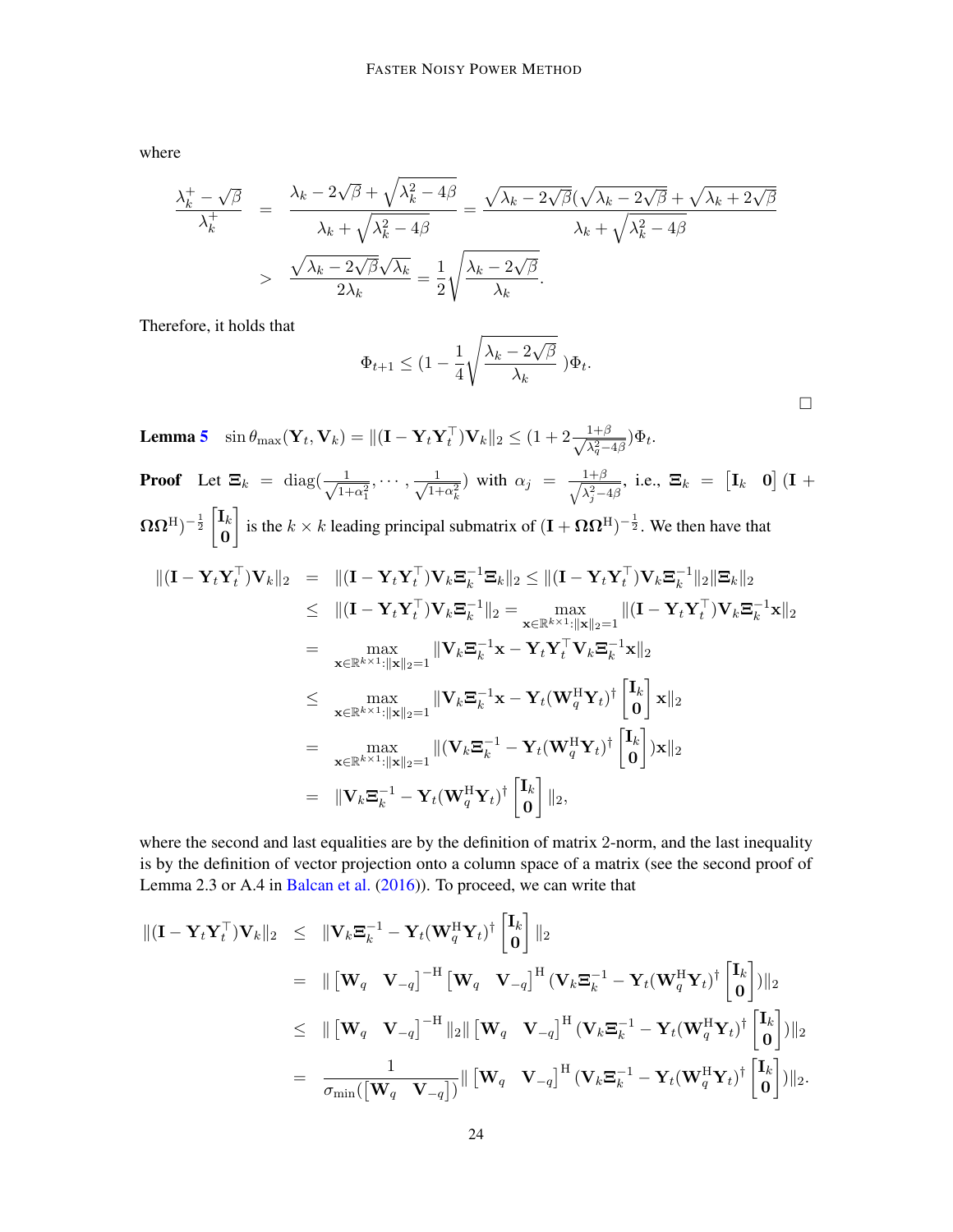where

$$
\begin{aligned}
\frac{\lambda_k^+ - \sqrt{\beta}}{\lambda_k^+} &= \frac{\lambda_k - 2\sqrt{\beta} + \sqrt{\lambda_k^2 - 4\beta}}{\lambda_k + \sqrt{\lambda_k^2 - 4\beta}} = \frac{\sqrt{\lambda_k - 2\sqrt{\beta}}(\sqrt{\lambda_k - 2\sqrt{\beta}} + \sqrt{\lambda_k + 2\sqrt{\beta}}}{\lambda_k + \sqrt{\lambda_k^2 - 4\beta}} \\
&> \frac{\sqrt{\lambda_k - 2\sqrt{\beta}}\sqrt{\lambda_k}}{2\lambda_k} = \frac{1}{2}\sqrt{\frac{\lambda_k - 2\sqrt{\beta}}{\lambda_k}}.
\end{aligned}
$$

Therefore, it holds that

$$
\Phi_{t+1} \leq (1 - \frac{1}{4}\sqrt{\frac{\lambda_k - 2\sqrt{\beta}}{\lambda_k}}\ )\Phi_t.
$$

□

**Lemma 5** $\sin\theta_{\max}(\mathbf{Y}_t, \mathbf{V}_k) = \|(\mathbf{I} - \mathbf{Y}_t\mathbf{Y}_t^\top)\mathbf{V}_k\|_2 \leq (1 + 2\frac{1+\beta}{\sqrt{\lambda_q^2 - 4\beta}})\Phi_t.$

**Proof** Let $\mathbf{\Xi}_k = \text{diag}(\frac{1}{\sqrt{1+\alpha_1^2}}, \cdots, \frac{1}{\sqrt{1+\alpha_k^2}})$ with $\alpha_j = \frac{1+\beta}{\sqrt{\lambda_j^2 - 4\beta}}$, i.e., $\mathbf{\Xi}_k = \begin{bmatrix}\mathbf{I}_k & \mathbf{0}\end{bmatrix}(\mathbf{I} + \mathbf{\Omega}\mathbf{\Omega}^{\mathrm{H}})^{-\frac{1}{2}}\begin{bmatrix}\mathbf{I}_k \\ \mathbf{0}\end{bmatrix}$ is the $k \times k$ leading principal submatrix of $(\mathbf{I} + \mathbf{\Omega}\mathbf{\Omega}^{\mathrm{H}})^{-\frac{1}{2}}$. We then have that

$$
\begin{aligned}
\|(\mathbf{I} - \mathbf{Y}_t\mathbf{Y}_t^\top)\mathbf{V}_k\|_2 &= \|(\mathbf{I} - \mathbf{Y}_t\mathbf{Y}_t^\top)\mathbf{V}_k\mathbf{\Xi}_k^{-1}\mathbf{\Xi}_k\|_2 \leq \|(\mathbf{I} - \mathbf{Y}_t\mathbf{Y}_t^\top)\mathbf{V}_k\mathbf{\Xi}_k^{-1}\|_2\|\mathbf{\Xi}_k\|_2 \\
&\leq \|(\mathbf{I} - \mathbf{Y}_t\mathbf{Y}_t^\top)\mathbf{V}_k\mathbf{\Xi}_k^{-1}\|_2 = \max_{\mathbf{x}\in\mathbb{R}^{k\times 1}:\|\mathbf{x}\|_2=1}\|(\mathbf{I} - \mathbf{Y}_t\mathbf{Y}_t^\top)\mathbf{V}_k\mathbf{\Xi}_k^{-1}\mathbf{x}\|_2 \\
&= \max_{\mathbf{x}\in\mathbb{R}^{k\times 1}:\|\mathbf{x}\|_2=1}\|\mathbf{V}_k\mathbf{\Xi}_k^{-1}\mathbf{x} - \mathbf{Y}_t\mathbf{Y}_t^\top\mathbf{V}_k\mathbf{\Xi}_k^{-1}\mathbf{x}\|_2 \\
&\leq \max_{\mathbf{x}\in\mathbb{R}^{k\times 1}:\|\mathbf{x}\|_2=1}\|\mathbf{V}_k\mathbf{\Xi}_k^{-1}\mathbf{x} - \mathbf{Y}_t(\mathbf{W}_q^{\mathrm{H}}\mathbf{Y}_t)^\dagger\begin{bmatrix}\mathbf{I}_k \\ \mathbf{0}\end{bmatrix}\mathbf{x}\|_2 \\
&= \max_{\mathbf{x}\in\mathbb{R}^{k\times 1}:\|\mathbf{x}\|_2=1}\|(\mathbf{V}_k\mathbf{\Xi}_k^{-1} - \mathbf{Y}_t(\mathbf{W}_q^{\mathrm{H}}\mathbf{Y}_t)^\dagger\begin{bmatrix}\mathbf{I}_k \\ \mathbf{0}\end{bmatrix})\mathbf{x}\|_2 \\
&= \|\mathbf{V}_k\mathbf{\Xi}_k^{-1} - \mathbf{Y}_t(\mathbf{W}_q^{\mathrm{H}}\mathbf{Y}_t)^\dagger\begin{bmatrix}\mathbf{I}_k \\ \mathbf{0}\end{bmatrix}\|_2,
\end{aligned}
$$

where the second and last equalities are by the definition of matrix 2-norm, and the last inequality is by the definition of vector projection onto a column space of a matrix (see the second proof of Lemma 2.3 or A.4 in Balcan et al. (2016)). To proceed, we can write that

$$
\begin{aligned}
\|(\mathbf{I} - \mathbf{Y}_t\mathbf{Y}_t^\top)\mathbf{V}_k\|_2 &\leq \|\mathbf{V}_k\mathbf{\Xi}_k^{-1} - \mathbf{Y}_t(\mathbf{W}_q^{\mathrm{H}}\mathbf{Y}_t)^\dagger\begin{bmatrix}\mathbf{I}_k \\ \mathbf{0}\end{bmatrix}\|_2 \\
&= \|\begin{bmatrix}\mathbf{W}_q & \mathbf{V}_{-q}\end{bmatrix}^{-\mathrm{H}}\begin{bmatrix}\mathbf{W}_q & \mathbf{V}_{-q}\end{bmatrix}^{\mathrm{H}}(\mathbf{V}_k\mathbf{\Xi}_k^{-1} - \mathbf{Y}_t(\mathbf{W}_q^{\mathrm{H}}\mathbf{Y}_t)^\dagger\begin{bmatrix}\mathbf{I}_k \\ \mathbf{0}\end{bmatrix})\|_2 \\
&\leq \|\begin{bmatrix}\mathbf{W}_q & \mathbf{V}_{-q}\end{bmatrix}^{-\mathrm{H}}\|_2\|\begin{bmatrix}\mathbf{W}_q & \mathbf{V}_{-q}\end{bmatrix}^{\mathrm{H}}(\mathbf{V}_k\mathbf{\Xi}_k^{-1} - \mathbf{Y}_t(\mathbf{W}_q^{\mathrm{H}}\mathbf{Y}_t)^\dagger\begin{bmatrix}\mathbf{I}_k \\ \mathbf{0}\end{bmatrix})\|_2 \\
&= \frac{1}{\sigma_{\min}(\begin{bmatrix}\mathbf{W}_q & \mathbf{V}_{-q}\end{bmatrix})}\|\begin{bmatrix}\mathbf{W}_q & \mathbf{V}_{-q}\end{bmatrix}^{\mathrm{H}}(\mathbf{V}_k\mathbf{\Xi}_k^{-1} - \mathbf{Y}_t(\mathbf{W}_q^{\mathrm{H}}\mathbf{Y}_t)^\dagger\begin{bmatrix}\mathbf{I}_k \\ \mathbf{0}\end{bmatrix})\|_2.
\end{aligned}
$$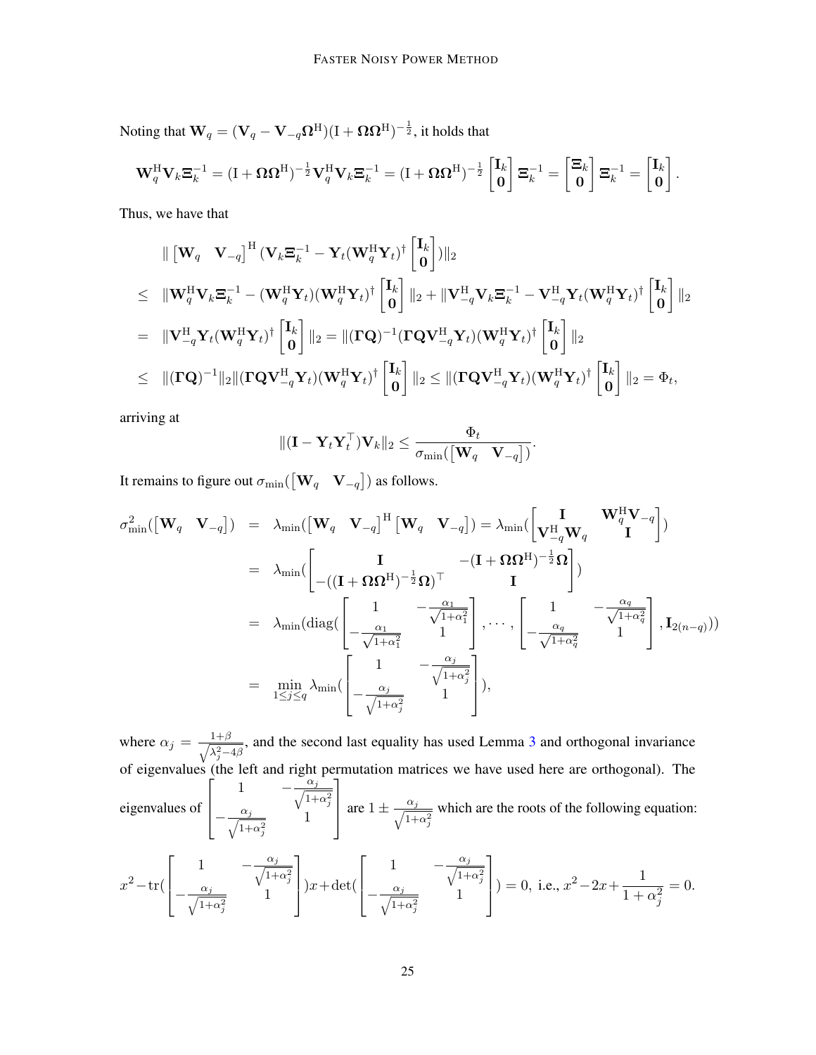Noting that $\mathbf{W}_q = (\mathbf{V}_q - \mathbf{V}_{-q}\mathbf{\Omega}^{\mathrm{H}})(\mathrm{I} + \mathbf{\Omega}\mathbf{\Omega}^{\mathrm{H}})^{-\frac{1}{2}}$, it holds that

$$
\mathbf{W}_q^{\mathrm{H}}\mathbf{V}_k\mathbf{\Xi}_k^{-1} = (\mathrm{I} + \mathbf{\Omega}\mathbf{\Omega}^{\mathrm{H}})^{-\frac{1}{2}}\mathbf{V}_q^{\mathrm{H}}\mathbf{V}_k\mathbf{\Xi}_k^{-1} = (\mathrm{I} + \mathbf{\Omega}\mathbf{\Omega}^{\mathrm{H}})^{-\frac{1}{2}}\begin{bmatrix}\mathbf{I}_k \\ \mathbf{0}\end{bmatrix}\mathbf{\Xi}_k^{-1} = \begin{bmatrix}\mathbf{\Xi}_k \\ \mathbf{0}\end{bmatrix}\mathbf{\Xi}_k^{-1} = \begin{bmatrix}\mathbf{I}_k \\ \mathbf{0}\end{bmatrix}.
$$

Thus, we have that

$$
\begin{aligned}
& \| \begin{bmatrix}\mathbf{W}_q & \mathbf{V}_{-q}\end{bmatrix}^{\mathrm{H}}(\mathbf{V}_k\mathbf{\Xi}_k^{-1} - \mathbf{Y}_t(\mathbf{W}_q^{\mathrm{H}}\mathbf{Y}_t)^{\dagger}\begin{bmatrix}\mathbf{I}_k \\ \mathbf{0}\end{bmatrix})\|_2 \\
\leq \;& \|\mathbf{W}_q^{\mathrm{H}}\mathbf{V}_k\mathbf{\Xi}_k^{-1} - (\mathbf{W}_q^{\mathrm{H}}\mathbf{Y}_t)(\mathbf{W}_q^{\mathrm{H}}\mathbf{Y}_t)^{\dagger}\begin{bmatrix}\mathbf{I}_k \\ \mathbf{0}\end{bmatrix}\|_2 + \|\mathbf{V}_{-q}^{\mathrm{H}}\mathbf{V}_k\mathbf{\Xi}_k^{-1} - \mathbf{V}_{-q}^{\mathrm{H}}\mathbf{Y}_t(\mathbf{W}_q^{\mathrm{H}}\mathbf{Y}_t)^{\dagger}\begin{bmatrix}\mathbf{I}_k \\ \mathbf{0}\end{bmatrix}\|_2 \\
= \;& \|\mathbf{V}_{-q}^{\mathrm{H}}\mathbf{Y}_t(\mathbf{W}_q^{\mathrm{H}}\mathbf{Y}_t)^{\dagger}\begin{bmatrix}\mathbf{I}_k \\ \mathbf{0}\end{bmatrix}\|_2 = \|(\mathbf{\Gamma}\mathbf{Q})^{-1}(\mathbf{\Gamma}\mathbf{Q}\mathbf{V}_{-q}^{\mathrm{H}}\mathbf{Y}_t)(\mathbf{W}_q^{\mathrm{H}}\mathbf{Y}_t)^{\dagger}\begin{bmatrix}\mathbf{I}_k \\ \mathbf{0}\end{bmatrix}\|_2 \\
\leq \;& \|(\mathbf{\Gamma}\mathbf{Q})^{-1}\|_2\|(\mathbf{\Gamma}\mathbf{Q}\mathbf{V}_{-q}^{\mathrm{H}}\mathbf{Y}_t)(\mathbf{W}_q^{\mathrm{H}}\mathbf{Y}_t)^{\dagger}\begin{bmatrix}\mathbf{I}_k \\ \mathbf{0}\end{bmatrix}\|_2 \leq \|(\mathbf{\Gamma}\mathbf{Q}\mathbf{V}_{-q}^{\mathrm{H}}\mathbf{Y}_t)(\mathbf{W}_q^{\mathrm{H}}\mathbf{Y}_t)^{\dagger}\begin{bmatrix}\mathbf{I}_k \\ \mathbf{0}\end{bmatrix}\|_2 = \Phi_t,
\end{aligned}
$$

arriving at

$$
\|(\mathbf{I} - \mathbf{Y}_t\mathbf{Y}_t^{\top})\mathbf{V}_k\|_2 \leq \frac{\Phi_t}{\sigma_{\min}(\begin{bmatrix}\mathbf{W}_q & \mathbf{V}_{-q}\end{bmatrix})}.
$$

It remains to figure out $\sigma_{\min}(\begin{bmatrix}\mathbf{W}_q & \mathbf{V}_{-q}\end{bmatrix})$ as follows.

$$
\begin{aligned}
\sigma_{\min}^2(\begin{bmatrix}\mathbf{W}_q & \mathbf{V}_{-q}\end{bmatrix}) &= \lambda_{\min}(\begin{bmatrix}\mathbf{W}_q & \mathbf{V}_{-q}\end{bmatrix}^{\mathrm{H}}\begin{bmatrix}\mathbf{W}_q & \mathbf{V}_{-q}\end{bmatrix}) = \lambda_{\min}(\begin{bmatrix}\mathbf{I} & \mathbf{W}_q^{\mathrm{H}}\mathbf{V}_{-q} \\ \mathbf{V}_{-q}^{\mathrm{H}}\mathbf{W}_q & \mathbf{I}\end{bmatrix}) \\
&= \lambda_{\min}(\begin{bmatrix}\mathbf{I} & -(\mathbf{I} + \mathbf{\Omega}\mathbf{\Omega}^{\mathrm{H}})^{-\frac{1}{2}}\mathbf{\Omega} \\ -((\mathbf{I} + \mathbf{\Omega}\mathbf{\Omega}^{\mathrm{H}})^{-\frac{1}{2}}\mathbf{\Omega})^{\top} & \mathbf{I}\end{bmatrix}) \\
&= \lambda_{\min}(\mathrm{diag}(\begin{bmatrix}1 & -\frac{\alpha_1}{\sqrt{1+\alpha_1^2}} \\ -\frac{\alpha_1}{\sqrt{1+\alpha_1^2}} & 1\end{bmatrix}, \cdots, \begin{bmatrix}1 & -\frac{\alpha_q}{\sqrt{1+\alpha_q^2}} \\ -\frac{\alpha_q}{\sqrt{1+\alpha_q^2}} & 1\end{bmatrix}, \mathbf{I}_{2(n-q)})) \\
&= \min_{1\leq j\leq q}\lambda_{\min}(\begin{bmatrix}1 & -\frac{\alpha_j}{\sqrt{1+\alpha_j^2}} \\ -\frac{\alpha_j}{\sqrt{1+\alpha_j^2}} & 1\end{bmatrix}),
\end{aligned}
$$

where $\alpha_j = \frac{1+\beta}{\sqrt{\lambda_j^2 - 4\beta}}$, and the second last equality has used Lemma 3 and orthogonal invariance of eigenvalues (the left and right permutation matrices we have used here are orthogonal). The eigenvalues of $\begin{bmatrix}1 & -\frac{\alpha_j}{\sqrt{1+\alpha_j^2}} \\ -\frac{\alpha_j}{\sqrt{1+\alpha_j^2}} & 1\end{bmatrix}$ are $1 \pm \frac{\alpha_j}{\sqrt{1+\alpha_j^2}}$ which are the roots of the following equation:

$$
x^2 - \mathrm{tr}(\begin{bmatrix}1 & -\frac{\alpha_j}{\sqrt{1+\alpha_j^2}} \\ -\frac{\alpha_j}{\sqrt{1+\alpha_j^2}} & 1\end{bmatrix})x + \det(\begin{bmatrix}1 & -\frac{\alpha_j}{\sqrt{1+\alpha_j^2}} \\ -\frac{\alpha_j}{\sqrt{1+\alpha_j^2}} & 1\end{bmatrix}) = 0, \text{ i.e., } x^2 - 2x + \frac{1}{1+\alpha_j^2} = 0.
$$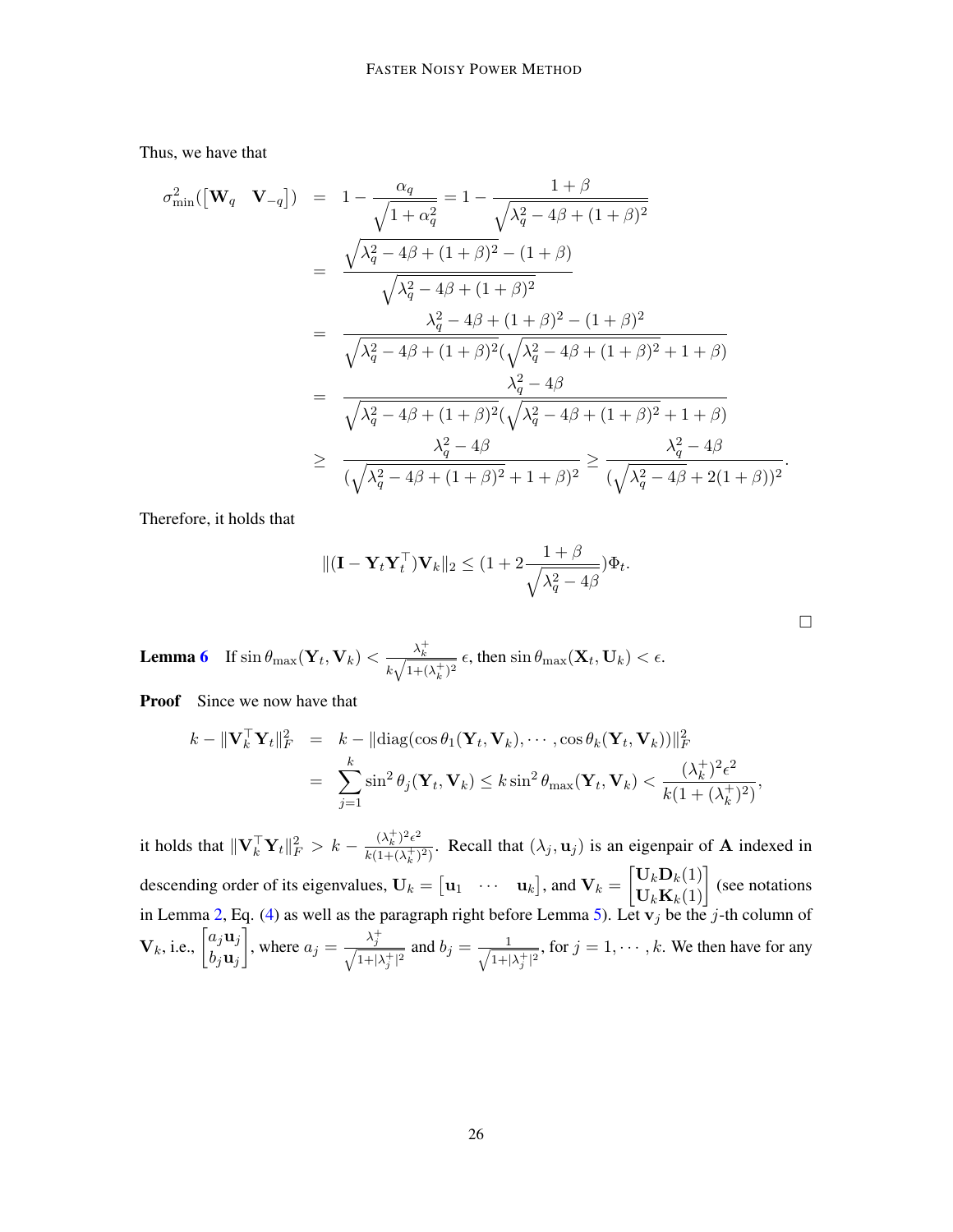Thus, we have that

$$
\begin{aligned}
\sigma_{\min}^2(\begin{bmatrix}\mathbf{W}_q & \mathbf{V}_{-q}\end{bmatrix}) &= 1 - \frac{\alpha_q}{\sqrt{1+\alpha_q^2}} = 1 - \frac{1+\beta}{\sqrt{\lambda_q^2 - 4\beta + (1+\beta)^2}} \\
&= \frac{\sqrt{\lambda_q^2 - 4\beta + (1+\beta)^2} - (1+\beta)}{\sqrt{\lambda_q^2 - 4\beta + (1+\beta)^2}} \\
&= \frac{\lambda_q^2 - 4\beta + (1+\beta)^2 - (1+\beta)^2}{\sqrt{\lambda_q^2 - 4\beta + (1+\beta)^2}(\sqrt{\lambda_q^2 - 4\beta + (1+\beta)^2} + 1 + \beta)} \\
&= \frac{\lambda_q^2 - 4\beta}{\sqrt{\lambda_q^2 - 4\beta + (1+\beta)^2}(\sqrt{\lambda_q^2 - 4\beta + (1+\beta)^2} + 1 + \beta)} \\
&\geq \frac{\lambda_q^2 - 4\beta}{(\sqrt{\lambda_q^2 - 4\beta + (1+\beta)^2} + 1 + \beta)^2} \geq \frac{\lambda_q^2 - 4\beta}{(\sqrt{\lambda_q^2 - 4\beta} + 2(1+\beta))^2}.
\end{aligned}
$$

Therefore, it holds that

$$
\|(\mathbf{I} - \mathbf{Y}_t\mathbf{Y}_t^\top)\mathbf{V}_k\|_2 \leq (1 + 2\frac{1+\beta}{\sqrt{\lambda_q^2 - 4\beta}})\Phi_t.
$$

□

**Lemma 6** If $\sin\theta_{\max}(\mathbf{Y}_t, \mathbf{V}_k) < \frac{\lambda_k^+}{k\sqrt{1+(\lambda_k^+)^2}}\,\epsilon$, then $\sin\theta_{\max}(\mathbf{X}_t, \mathbf{U}_k) < \epsilon$.

**Proof** Since we now have that

$$
\begin{aligned}
k - \|\mathbf{V}_k^\top \mathbf{Y}_t\|_F^2 &= k - \|\mathrm{diag}(\cos\theta_1(\mathbf{Y}_t, \mathbf{V}_k), \cdots, \cos\theta_k(\mathbf{Y}_t, \mathbf{V}_k))\|_F^2 \\
&= \sum_{j=1}^{k} \sin^2\theta_j(\mathbf{Y}_t, \mathbf{V}_k) \leq k\sin^2\theta_{\max}(\mathbf{Y}_t, \mathbf{V}_k) < \frac{(\lambda_k^+)^2\epsilon^2}{k(1+(\lambda_k^+)^2)},
\end{aligned}
$$

it holds that $\|\mathbf{V}_k^\top \mathbf{Y}_t\|_F^2 > k - \frac{(\lambda_k^+)^2\epsilon^2}{k(1+(\lambda_k^+)^2)}$. Recall that $(\lambda_j, \mathbf{u}_j)$ is an eigenpair of $\mathbf{A}$ indexed in descending order of its eigenvalues, $\mathbf{U}_k = \begin{bmatrix}\mathbf{u}_1 & \cdots & \mathbf{u}_k\end{bmatrix}$, and $\mathbf{V}_k = \begin{bmatrix}\mathbf{U}_k\mathbf{D}_k(1) \\ \mathbf{U}_k\mathbf{K}_k(1)\end{bmatrix}$ (see notations in Lemma 2, Eq. (4) as well as the paragraph right before Lemma 5). Let $\mathbf{v}_j$ be the $j$-th column of $\mathbf{V}_k$, i.e., $\begin{bmatrix}a_j\mathbf{u}_j \\ b_j\mathbf{u}_j\end{bmatrix}$, where $a_j = \frac{\lambda_j^+}{\sqrt{1+|\lambda_j^+|^2}}$ and $b_j = \frac{1}{\sqrt{1+|\lambda_j^+|^2}}$, for $j = 1, \cdots, k$. We then have for any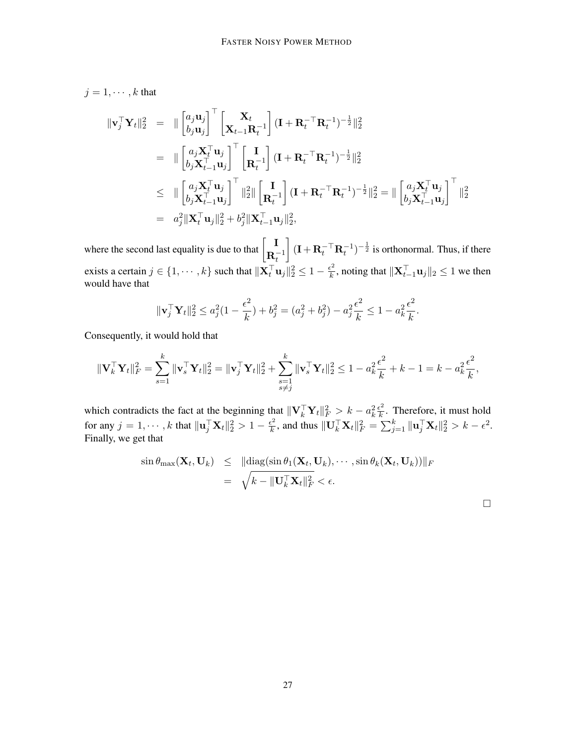$j = 1, \cdots, k$ that

$$
\begin{aligned}
\|\mathbf{v}_j^\top \mathbf{Y}_t\|_2^2 &= \| \begin{bmatrix} a_j \mathbf{u}_j \\ b_j \mathbf{u}_j \end{bmatrix}^\top \begin{bmatrix} \mathbf{X}_t \\ \mathbf{X}_{t-1}\mathbf{R}_t^{-1} \end{bmatrix} (\mathbf{I} + \mathbf{R}_t^{-\top}\mathbf{R}_t^{-1})^{-\frac{1}{2}} \|_2^2 \\
&= \| \begin{bmatrix} a_j \mathbf{X}_t^\top \mathbf{u}_j \\ b_j \mathbf{X}_{t-1}^\top \mathbf{u}_j \end{bmatrix}^\top \begin{bmatrix} \mathbf{I} \\ \mathbf{R}_t^{-1} \end{bmatrix} (\mathbf{I} + \mathbf{R}_t^{-\top}\mathbf{R}_t^{-1})^{-\frac{1}{2}} \|_2^2 \\
&\leq \| \begin{bmatrix} a_j \mathbf{X}_t^\top \mathbf{u}_j \\ b_j \mathbf{X}_{t-1}^\top \mathbf{u}_j \end{bmatrix}^\top \|_2^2 \| \begin{bmatrix} \mathbf{I} \\ \mathbf{R}_t^{-1} \end{bmatrix} (\mathbf{I} + \mathbf{R}_t^{-\top}\mathbf{R}_t^{-1})^{-\frac{1}{2}} \|_2^2 = \| \begin{bmatrix} a_j \mathbf{X}_t^\top \mathbf{u}_j \\ b_j \mathbf{X}_{t-1}^\top \mathbf{u}_j \end{bmatrix}^\top \|_2^2 \\
&= a_j^2 \|\mathbf{X}_t^\top \mathbf{u}_j\|_2^2 + b_j^2 \|\mathbf{X}_{t-1}^\top \mathbf{u}_j\|_2^2,
\end{aligned}
$$

where the second last equality is due to that $\begin{bmatrix} \mathbf{I} \\ \mathbf{R}_t^{-1} \end{bmatrix} (\mathbf{I} + \mathbf{R}_t^{-\top}\mathbf{R}_t^{-1})^{-\frac{1}{2}}$ is orthonormal. Thus, if there exists a certain $j \in \{1, \cdots, k\}$ such that $\|\mathbf{X}_t^\top \mathbf{u}_j\|_2^2 \leq 1 - \frac{\epsilon^2}{k}$, noting that $\|\mathbf{X}_{t-1}^\top \mathbf{u}_j\|_2 \leq 1$ we then would have that

$$
\|\mathbf{v}_j^\top \mathbf{Y}_t\|_2^2 \leq a_j^2 (1 - \frac{\epsilon^2}{k}) + b_j^2 = (a_j^2 + b_j^2) - a_j^2 \frac{\epsilon^2}{k} \leq 1 - a_k^2 \frac{\epsilon^2}{k}.
$$

Consequently, it would hold that

$$
\|\mathbf{V}_k^\top \mathbf{Y}_t\|_F^2 = \sum_{s=1}^k \|\mathbf{v}_s^\top \mathbf{Y}_t\|_2^2 = \|\mathbf{v}_j^\top \mathbf{Y}_t\|_2^2 + \sum_{\substack{s=1 \\ s \neq j}}^k \|\mathbf{v}_s^\top \mathbf{Y}_t\|_2^2 \leq 1 - a_k^2 \frac{\epsilon^2}{k} + k - 1 = k - a_k^2 \frac{\epsilon^2}{k},
$$

which contradicts the fact at the beginning that $\|\mathbf{V}_k^\top \mathbf{Y}_t\|_F^2 > k - a_k^2 \frac{\epsilon^2}{k}$. Therefore, it must hold for any $j = 1, \cdots, k$ that $\|\mathbf{u}_j^\top \mathbf{X}_t\|_2^2 > 1 - \frac{\epsilon^2}{k}$, and thus $\|\mathbf{U}_k^\top \mathbf{X}_t\|_F^2 = \sum_{j=1}^k \|\mathbf{u}_j^\top \mathbf{X}_t\|_2^2 > k - \epsilon^2$. Finally, we get that

$$
\begin{aligned}
\sin \theta_{\max}(\mathbf{X}_t, \mathbf{U}_k) &\leq \|\mathrm{diag}(\sin \theta_1(\mathbf{X}_t, \mathbf{U}_k), \cdots, \sin \theta_k(\mathbf{X}_t, \mathbf{U}_k))\|_F \\
&= \sqrt{k - \|\mathbf{U}_k^\top \mathbf{X}_t\|_F^2} < \epsilon.
\end{aligned}
$$

□